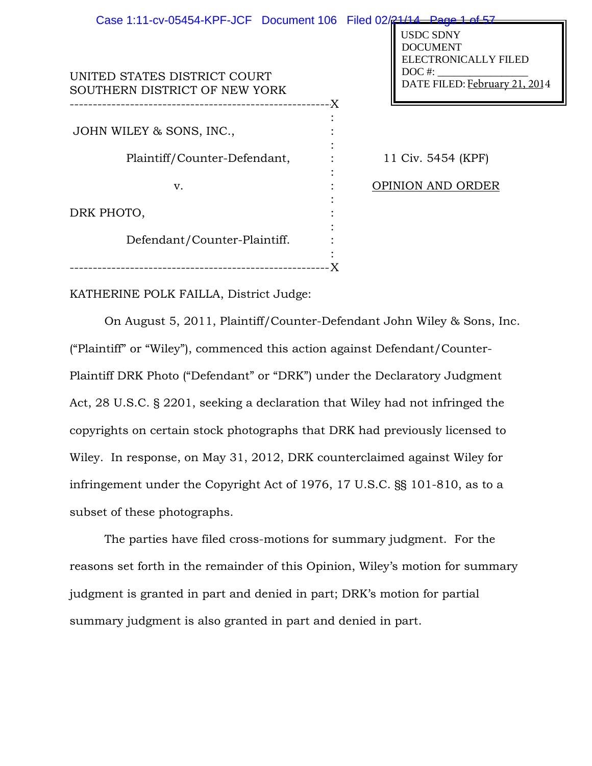USDC SDNY
DOCUMENT
ELECTRONICALLY FILED
DOC #: _______________
DATE FILED: February 21, 2014

UNITED STATES DISTRICT COURT
SOUTHERN DISTRICT OF NEW YORK

| | |
|---|---|
| JOHN WILEY & SONS, INC., Plaintiff/Counter-Defendant, v. DRK PHOTO, Defendant/Counter-Plaintiff. | 11 Civ. 5454 (KPF) OPINION AND ORDER |

KATHERINE POLK FAILLA, District Judge:

On August 5, 2011, Plaintiff/Counter-Defendant John Wiley & Sons, Inc. ("Plaintiff" or "Wiley"), commenced this action against Defendant/Counter-Plaintiff DRK Photo ("Defendant" or "DRK") under the Declaratory Judgment Act, 28 U.S.C. § 2201, seeking a declaration that Wiley had not infringed the copyrights on certain stock photographs that DRK had previously licensed to Wiley. In response, on May 31, 2012, DRK counterclaimed against Wiley for infringement under the Copyright Act of 1976, 17 U.S.C. §§ 101-810, as to a subset of these photographs.

The parties have filed cross-motions for summary judgment. For the reasons set forth in the remainder of this Opinion, Wiley's motion for summary judgment is granted in part and denied in part; DRK's motion for partial summary judgment is also granted in part and denied in part.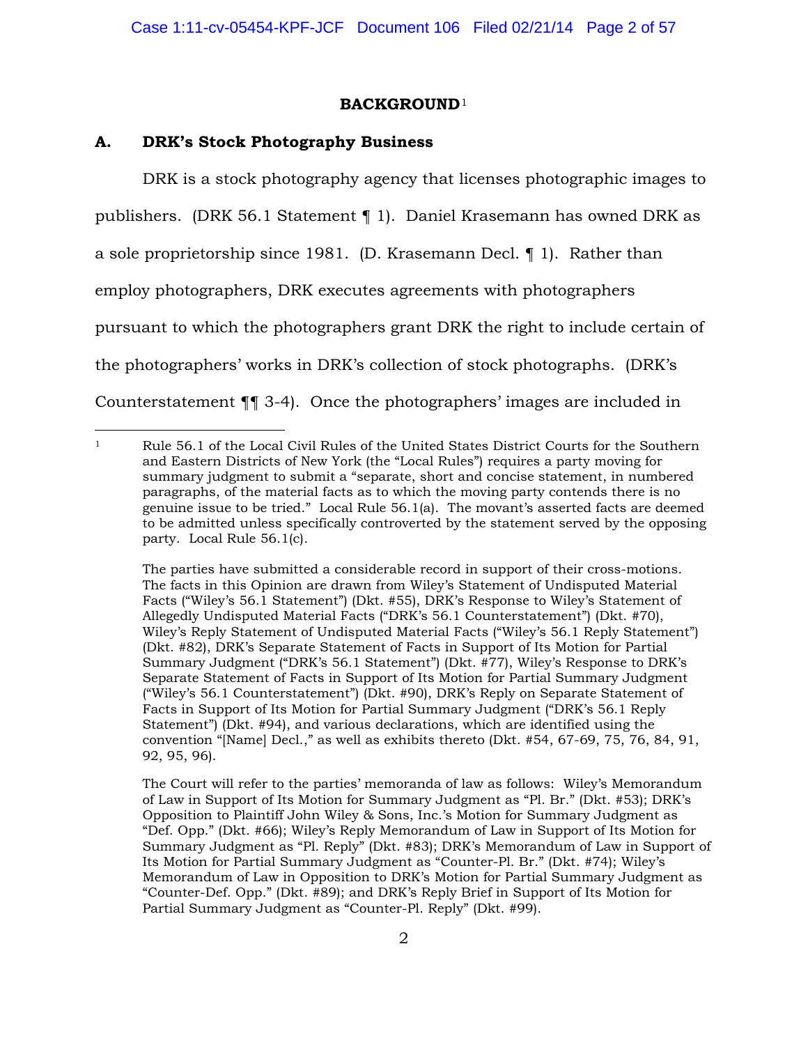## BACKGROUND[1]

### A. DRK's Stock Photography Business

DRK is a stock photography agency that licenses photographic images to publishers. (DRK 56.1 Statement ¶ 1). Daniel Krasemann has owned DRK as a sole proprietorship since 1981. (D. Krasemann Decl. ¶ 1). Rather than employ photographers, DRK executes agreements with photographers pursuant to which the photographers grant DRK the right to include certain of the photographers' works in DRK's collection of stock photographs. (DRK's Counterstatement ¶¶ 3-4). Once the photographers' images are included in

---

[1] Rule 56.1 of the Local Civil Rules of the United States District Courts for the Southern and Eastern Districts of New York (the "Local Rules") requires a party moving for summary judgment to submit a "separate, short and concise statement, in numbered paragraphs, of the material facts as to which the moving party contends there is no genuine issue to be tried." Local Rule 56.1(a). The movant's asserted facts are deemed to be admitted unless specifically controverted by the statement served by the opposing party. Local Rule 56.1(c).

The parties have submitted a considerable record in support of their cross-motions. The facts in this Opinion are drawn from Wiley's Statement of Undisputed Material Facts ("Wiley's 56.1 Statement") (Dkt. #55), DRK's Response to Wiley's Statement of Allegedly Undisputed Material Facts ("DRK's 56.1 Counterstatement") (Dkt. #70), Wiley's Reply Statement of Undisputed Material Facts ("Wiley's 56.1 Reply Statement") (Dkt. #82), DRK's Separate Statement of Facts in Support of Its Motion for Partial Summary Judgment ("DRK's 56.1 Statement") (Dkt. #77), Wiley's Response to DRK's Separate Statement of Facts in Support of Its Motion for Partial Summary Judgment ("Wiley's 56.1 Counterstatement") (Dkt. #90), DRK's Reply on Separate Statement of Facts in Support of Its Motion for Partial Summary Judgment ("DRK's 56.1 Reply Statement") (Dkt. #94), and various declarations, which are identified using the convention "[Name] Decl.," as well as exhibits thereto (Dkt. #54, 67-69, 75, 76, 84, 91, 92, 95, 96).

The Court will refer to the parties' memoranda of law as follows: Wiley's Memorandum of Law in Support of Its Motion for Summary Judgment as "Pl. Br." (Dkt. #53); DRK's Opposition to Plaintiff John Wiley & Sons, Inc.'s Motion for Summary Judgment as "Def. Opp." (Dkt. #66); Wiley's Reply Memorandum of Law in Support of Its Motion for Summary Judgment as "Pl. Reply" (Dkt. #83); DRK's Memorandum of Law in Support of Its Motion for Partial Summary Judgment as "Counter-Pl. Br." (Dkt. #74); Wiley's Memorandum of Law in Opposition to DRK's Motion for Partial Summary Judgment as "Counter-Def. Opp." (Dkt. #89); and DRK's Reply Brief in Support of Its Motion for Partial Summary Judgment as "Counter-Pl. Reply" (Dkt. #99).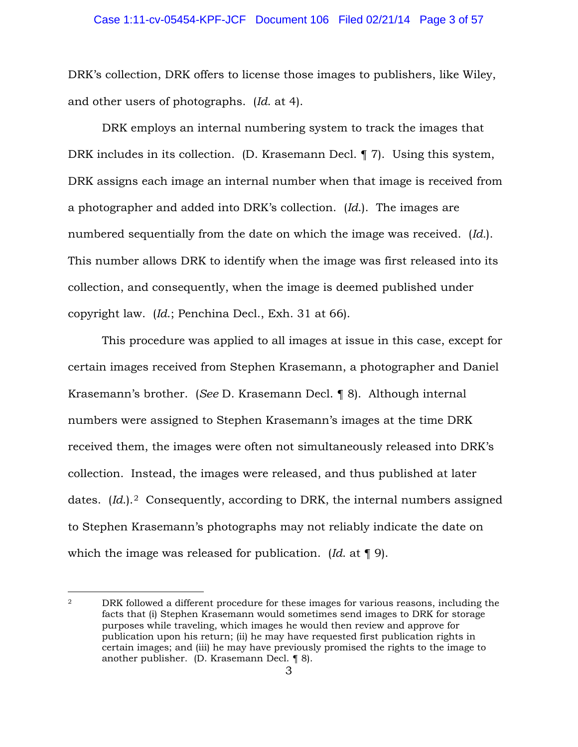DRK's collection, DRK offers to license those images to publishers, like Wiley, and other users of photographs. (*Id.* at 4).

DRK employs an internal numbering system to track the images that DRK includes in its collection. (D. Krasemann Decl. ¶ 7). Using this system, DRK assigns each image an internal number when that image is received from a photographer and added into DRK's collection. (*Id.*). The images are numbered sequentially from the date on which the image was received. (*Id.*). This number allows DRK to identify when the image was first released into its collection, and consequently, when the image is deemed published under copyright law. (*Id.*; Penchina Decl., Exh. 31 at 66).

This procedure was applied to all images at issue in this case, except for certain images received from Stephen Krasemann, a photographer and Daniel Krasemann's brother. (*See* D. Krasemann Decl. ¶ 8). Although internal numbers were assigned to Stephen Krasemann's images at the time DRK received them, the images were often not simultaneously released into DRK's collection. Instead, the images were released, and thus published at later dates. (*Id.*).[2] Consequently, according to DRK, the internal numbers assigned to Stephen Krasemann's photographs may not reliably indicate the date on which the image was released for publication. (*Id.* at ¶ 9).

---

[2] DRK followed a different procedure for these images for various reasons, including the facts that (i) Stephen Krasemann would sometimes send images to DRK for storage purposes while traveling, which images he would then review and approve for publication upon his return; (ii) he may have requested first publication rights in certain images; and (iii) he may have previously promised the rights to the image to another publisher. (D. Krasemann Decl. ¶ 8).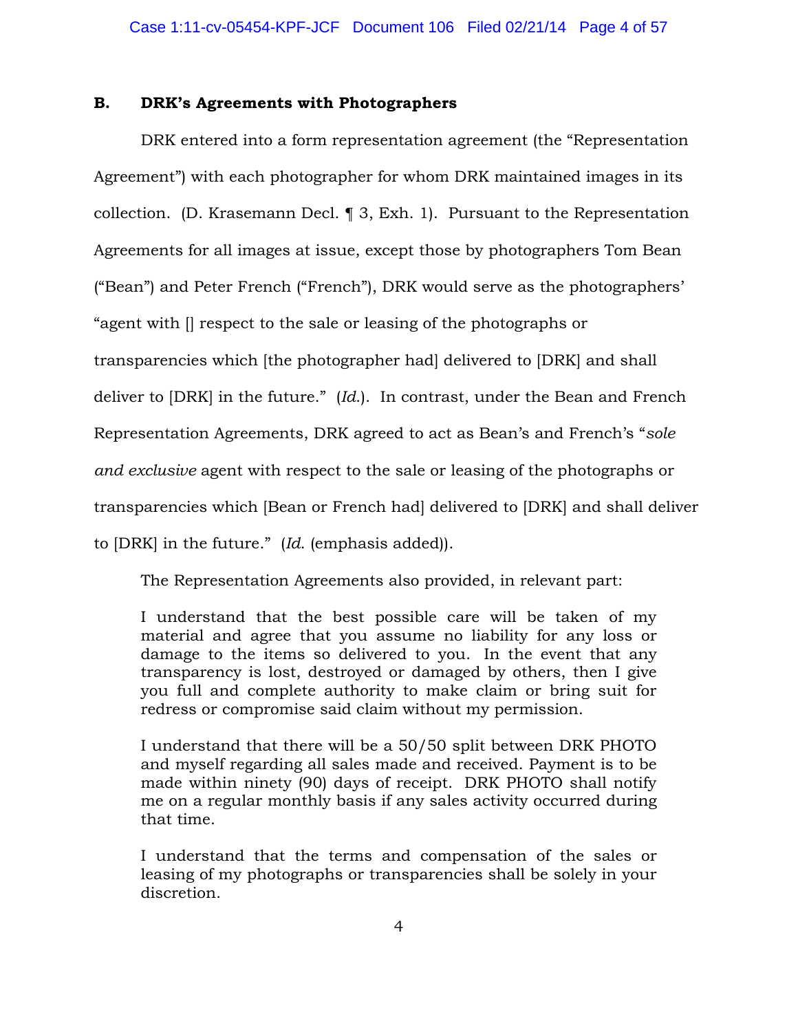### B. DRK's Agreements with Photographers

DRK entered into a form representation agreement (the "Representation Agreement") with each photographer for whom DRK maintained images in its collection. (D. Krasemann Decl. ¶ 3, Exh. 1). Pursuant to the Representation Agreements for all images at issue, except those by photographers Tom Bean ("Bean") and Peter French ("French"), DRK would serve as the photographers' "agent with [] respect to the sale or leasing of the photographs or transparencies which [the photographer had] delivered to [DRK] and shall deliver to [DRK] in the future." (*Id.*). In contrast, under the Bean and French Representation Agreements, DRK agreed to act as Bean's and French's "*sole and exclusive* agent with respect to the sale or leasing of the photographs or transparencies which [Bean or French had] delivered to [DRK] and shall deliver to [DRK] in the future." (*Id.* (emphasis added)).

The Representation Agreements also provided, in relevant part:

> I understand that the best possible care will be taken of my material and agree that you assume no liability for any loss or damage to the items so delivered to you. In the event that any transparency is lost, destroyed or damaged by others, then I give you full and complete authority to make claim or bring suit for redress or compromise said claim without my permission.
>
> I understand that there will be a 50/50 split between DRK PHOTO and myself regarding all sales made and received. Payment is to be made within ninety (90) days of receipt. DRK PHOTO shall notify me on a regular monthly basis if any sales activity occurred during that time.
>
> I understand that the terms and compensation of the sales or leasing of my photographs or transparencies shall be solely in your discretion.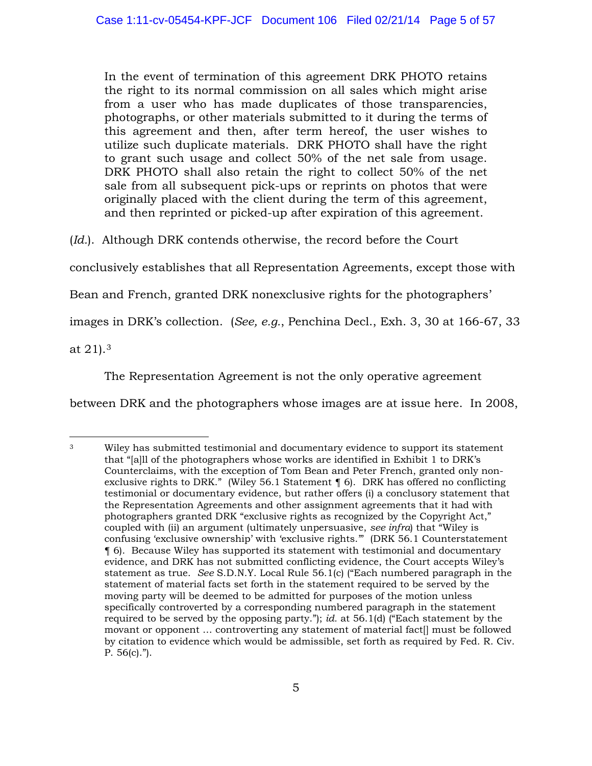> In the event of termination of this agreement DRK PHOTO retains the right to its normal commission on all sales which might arise from a user who has made duplicates of those transparencies, photographs, or other materials submitted to it during the terms of this agreement and then, after term hereof, the user wishes to utilize such duplicate materials. DRK PHOTO shall have the right to grant such usage and collect 50% of the net sale from usage. DRK PHOTO shall also retain the right to collect 50% of the net sale from all subsequent pick-ups or reprints on photos that were originally placed with the client during the term of this agreement, and then reprinted or picked-up after expiration of this agreement.

(*Id.*). Although DRK contends otherwise, the record before the Court conclusively establishes that all Representation Agreements, except those with Bean and French, granted DRK nonexclusive rights for the photographers' images in DRK's collection. (*See, e.g.*, Penchina Decl., Exh. 3, 30 at 166-67, 33 at 21).[3]

The Representation Agreement is not the only operative agreement between DRK and the photographers whose images are at issue here. In 2008,

---

[3] Wiley has submitted testimonial and documentary evidence to support its statement that "[a]ll of the photographers whose works are identified in Exhibit 1 to DRK's Counterclaims, with the exception of Tom Bean and Peter French, granted only non-exclusive rights to DRK." (Wiley 56.1 Statement ¶ 6). DRK has offered no conflicting testimonial or documentary evidence, but rather offers (i) a conclusory statement that the Representation Agreements and other assignment agreements that it had with photographers granted DRK "exclusive rights as recognized by the Copyright Act," coupled with (ii) an argument (ultimately unpersuasive, *see infra*) that "Wiley is confusing 'exclusive ownership' with 'exclusive rights.'" (DRK 56.1 Counterstatement ¶ 6). Because Wiley has supported its statement with testimonial and documentary evidence, and DRK has not submitted conflicting evidence, the Court accepts Wiley's statement as true. *See* S.D.N.Y. Local Rule 56.1(c) ("Each numbered paragraph in the statement of material facts set forth in the statement required to be served by the moving party will be deemed to be admitted for purposes of the motion unless specifically controverted by a corresponding numbered paragraph in the statement required to be served by the opposing party."); *id.* at 56.1(d) ("Each statement by the movant or opponent ... controverting any statement of material fact[] must be followed by citation to evidence which would be admissible, set forth as required by Fed. R. Civ. P. 56(c).").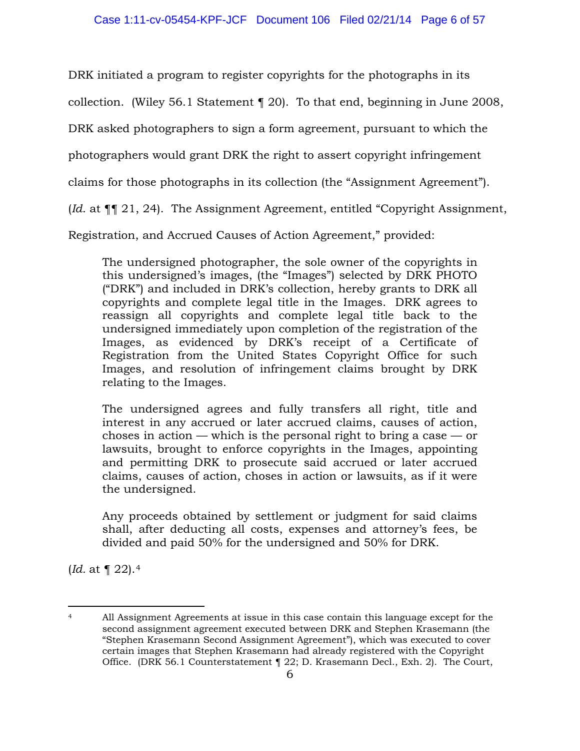DRK initiated a program to register copyrights for the photographs in its collection. (Wiley 56.1 Statement ¶ 20). To that end, beginning in June 2008, DRK asked photographers to sign a form agreement, pursuant to which the photographers would grant DRK the right to assert copyright infringement claims for those photographs in its collection (the "Assignment Agreement"). (*Id.* at ¶¶ 21, 24). The Assignment Agreement, entitled "Copyright Assignment, Registration, and Accrued Causes of Action Agreement," provided:

> The undersigned photographer, the sole owner of the copyrights in this undersigned's images, (the "Images") selected by DRK PHOTO ("DRK") and included in DRK's collection, hereby grants to DRK all copyrights and complete legal title in the Images. DRK agrees to reassign all copyrights and complete legal title back to the undersigned immediately upon completion of the registration of the Images, as evidenced by DRK's receipt of a Certificate of Registration from the United States Copyright Office for such Images, and resolution of infringement claims brought by DRK relating to the Images.
>
> The undersigned agrees and fully transfers all right, title and interest in any accrued or later accrued claims, causes of action, choses in action — which is the personal right to bring a case — or lawsuits, brought to enforce copyrights in the Images, appointing and permitting DRK to prosecute said accrued or later accrued claims, causes of action, choses in action or lawsuits, as if it were the undersigned.
>
> Any proceeds obtained by settlement or judgment for said claims shall, after deducting all costs, expenses and attorney's fees, be divided and paid 50% for the undersigned and 50% for DRK.

(*Id.* at ¶ 22).[4]

---

[4] All Assignment Agreements at issue in this case contain this language except for the second assignment agreement executed between DRK and Stephen Krasemann (the "Stephen Krasemann Second Assignment Agreement"), which was executed to cover certain images that Stephen Krasemann had already registered with the Copyright Office. (DRK 56.1 Counterstatement ¶ 22; D. Krasemann Decl., Exh. 2). The Court,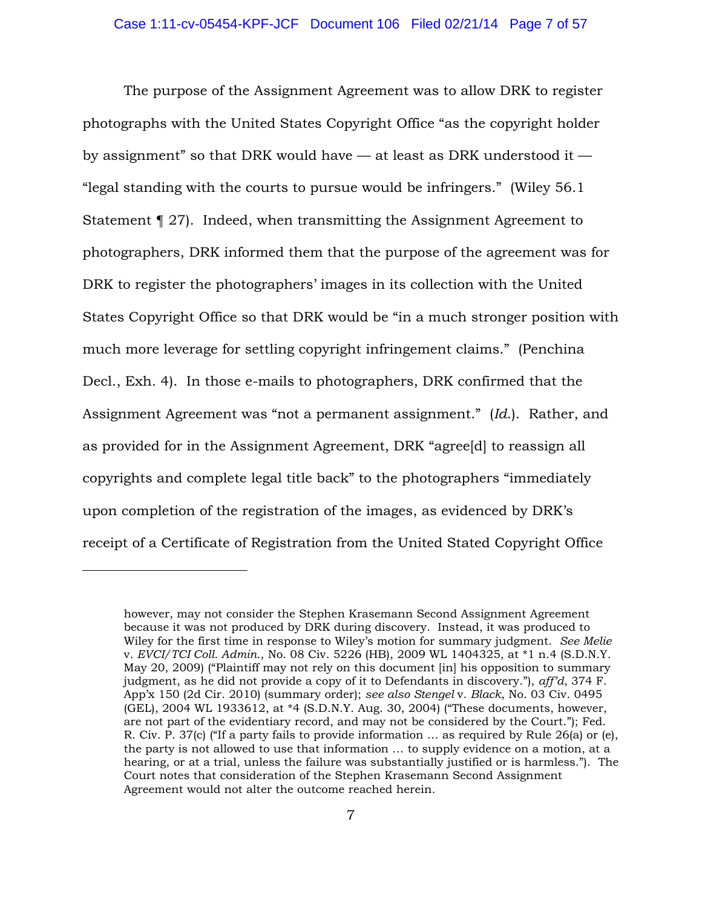The purpose of the Assignment Agreement was to allow DRK to register photographs with the United States Copyright Office "as the copyright holder by assignment" so that DRK would have — at least as DRK understood it — "legal standing with the courts to pursue would be infringers." (Wiley 56.1 Statement ¶ 27). Indeed, when transmitting the Assignment Agreement to photographers, DRK informed them that the purpose of the agreement was for DRK to register the photographers' images in its collection with the United States Copyright Office so that DRK would be "in a much stronger position with much more leverage for settling copyright infringement claims." (Penchina Decl., Exh. 4). In those e-mails to photographers, DRK confirmed that the Assignment Agreement was "not a permanent assignment." (*Id.*). Rather, and as provided for in the Assignment Agreement, DRK "agree[d] to reassign all copyrights and complete legal title back" to the photographers "immediately upon completion of the registration of the images, as evidenced by DRK's receipt of a Certificate of Registration from the United Stated Copyright Office

---

however, may not consider the Stephen Krasemann Second Assignment Agreement because it was not produced by DRK during discovery. Instead, it was produced to Wiley for the first time in response to Wiley's motion for summary judgment. *See Melie* v. *EVCI/TCI Coll. Admin.*, No. 08 Civ. 5226 (HB), 2009 WL 1404325, at *1 n.4 (S.D.N.Y. May 20, 2009) ("Plaintiff may not rely on this document [in] his opposition to summary judgment, as he did not provide a copy of it to Defendants in discovery."), *aff'd*, 374 F. App'x 150 (2d Cir. 2010) (summary order); *see also Stengel* v. *Black*, No. 03 Civ. 0495 (GEL), 2004 WL 1933612, at *4 (S.D.N.Y. Aug. 30, 2004) ("These documents, however, are not part of the evidentiary record, and may not be considered by the Court."); Fed. R. Civ. P. 37(c) ("If a party fails to provide information … as required by Rule 26(a) or (e), the party is not allowed to use that information … to supply evidence on a motion, at a hearing, or at a trial, unless the failure was substantially justified or is harmless."). The Court notes that consideration of the Stephen Krasemann Second Assignment Agreement would not alter the outcome reached herein.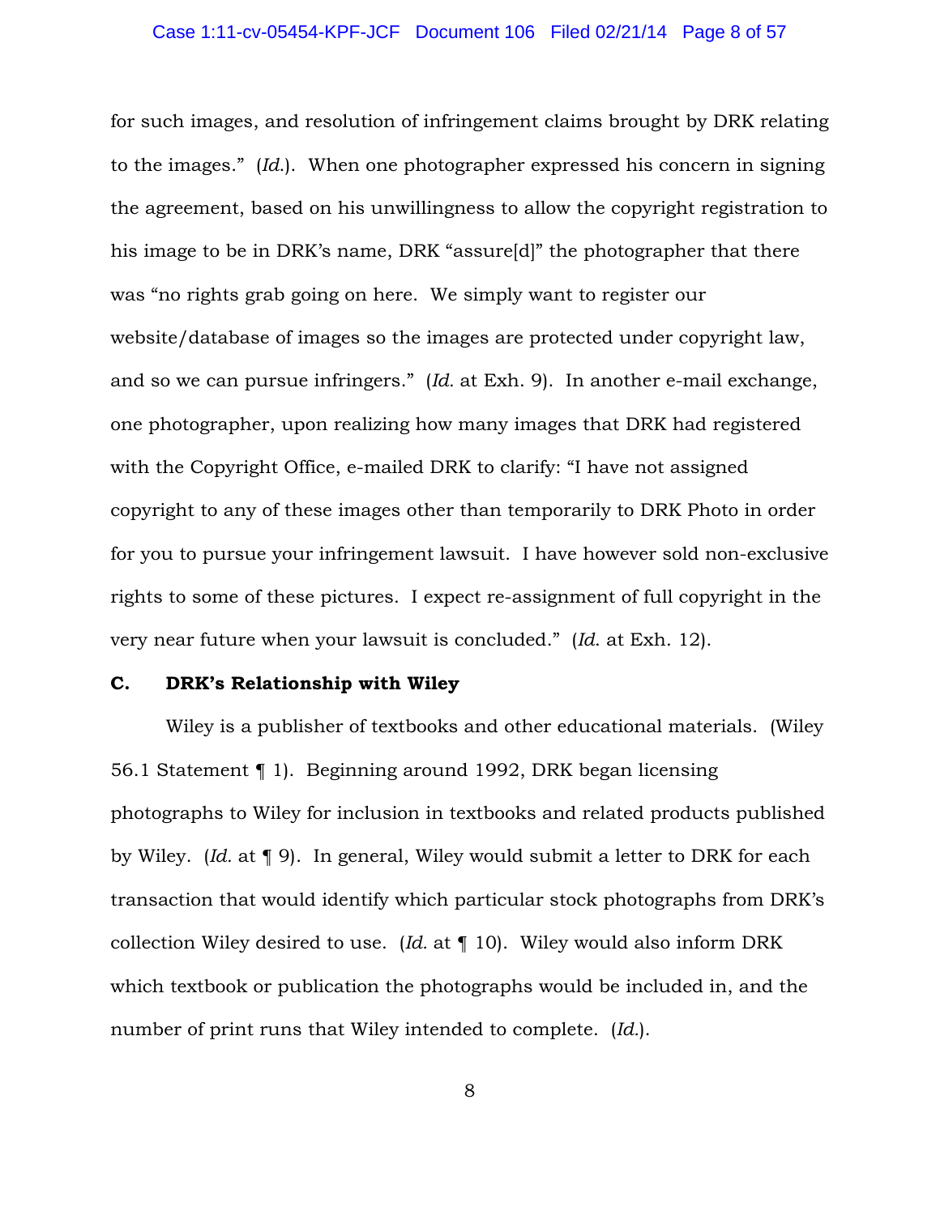for such images, and resolution of infringement claims brought by DRK relating to the images." (*Id.*). When one photographer expressed his concern in signing the agreement, based on his unwillingness to allow the copyright registration to his image to be in DRK's name, DRK "assure[d]" the photographer that there was "no rights grab going on here. We simply want to register our website/database of images so the images are protected under copyright law, and so we can pursue infringers." (*Id.* at Exh. 9). In another e-mail exchange, one photographer, upon realizing how many images that DRK had registered with the Copyright Office, e-mailed DRK to clarify: "I have not assigned copyright to any of these images other than temporarily to DRK Photo in order for you to pursue your infringement lawsuit. I have however sold non-exclusive rights to some of these pictures. I expect re-assignment of full copyright in the very near future when your lawsuit is concluded." (*Id.* at Exh. 12).

### C. DRK's Relationship with Wiley

Wiley is a publisher of textbooks and other educational materials. (Wiley 56.1 Statement ¶ 1). Beginning around 1992, DRK began licensing photographs to Wiley for inclusion in textbooks and related products published by Wiley. (*Id.* at ¶ 9). In general, Wiley would submit a letter to DRK for each transaction that would identify which particular stock photographs from DRK's collection Wiley desired to use. (*Id.* at ¶ 10). Wiley would also inform DRK which textbook or publication the photographs would be included in, and the number of print runs that Wiley intended to complete. (*Id.*).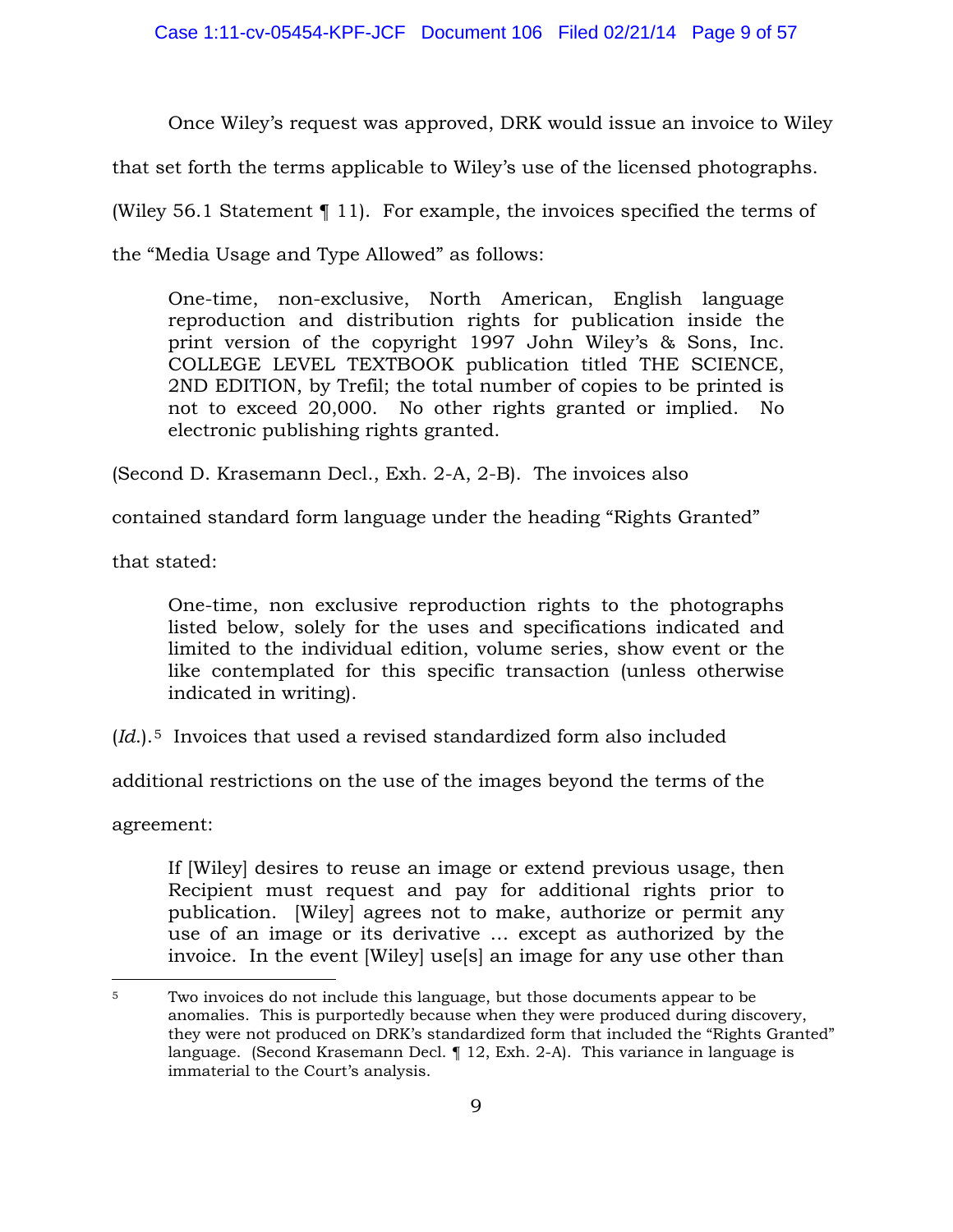Once Wiley's request was approved, DRK would issue an invoice to Wiley that set forth the terms applicable to Wiley's use of the licensed photographs. (Wiley 56.1 Statement ¶ 11). For example, the invoices specified the terms of the "Media Usage and Type Allowed" as follows:

> One-time, non-exclusive, North American, English language reproduction and distribution rights for publication inside the print version of the copyright 1997 John Wiley's & Sons, Inc. COLLEGE LEVEL TEXTBOOK publication titled THE SCIENCE, 2ND EDITION, by Trefil; the total number of copies to be printed is not to exceed 20,000. No other rights granted or implied. No electronic publishing rights granted.

(Second D. Krasemann Decl., Exh. 2-A, 2-B). The invoices also contained standard form language under the heading "Rights Granted" that stated:

> One-time, non exclusive reproduction rights to the photographs listed below, solely for the uses and specifications indicated and limited to the individual edition, volume series, show event or the like contemplated for this specific transaction (unless otherwise indicated in writing).

(*Id.*).[5] Invoices that used a revised standardized form also included additional restrictions on the use of the images beyond the terms of the agreement:

> If [Wiley] desires to reuse an image or extend previous usage, then Recipient must request and pay for additional rights prior to publication. [Wiley] agrees not to make, authorize or permit any use of an image or its derivative … except as authorized by the invoice. In the event [Wiley] use[s] an image for any use other than

---

[5] Two invoices do not include this language, but those documents appear to be anomalies. This is purportedly because when they were produced during discovery, they were not produced on DRK's standardized form that included the "Rights Granted" language. (Second Krasemann Decl. ¶ 12, Exh. 2-A). This variance in language is immaterial to the Court's analysis.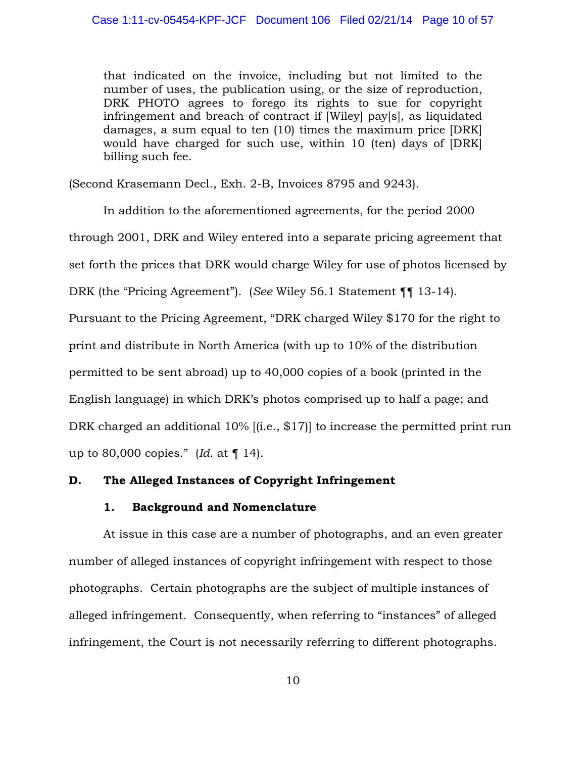> that indicated on the invoice, including but not limited to the number of uses, the publication using, or the size of reproduction, DRK PHOTO agrees to forego its rights to sue for copyright infringement and breach of contract if [Wiley] pay[s], as liquidated damages, a sum equal to ten (10) times the maximum price [DRK] would have charged for such use, within 10 (ten) days of [DRK] billing such fee.

(Second Krasemann Decl., Exh. 2-B, Invoices 8795 and 9243).

In addition to the aforementioned agreements, for the period 2000 through 2001, DRK and Wiley entered into a separate pricing agreement that set forth the prices that DRK would charge Wiley for use of photos licensed by DRK (the "Pricing Agreement"). (*See* Wiley 56.1 Statement ¶¶ 13-14). Pursuant to the Pricing Agreement, "DRK charged Wiley $170 for the right to print and distribute in North America (with up to 10% of the distribution permitted to be sent abroad) up to 40,000 copies of a book (printed in the English language) in which DRK's photos comprised up to half a page; and DRK charged an additional 10% [(i.e., $17)] to increase the permitted print run up to 80,000 copies." (*Id.* at ¶ 14).

**D. The Alleged Instances of Copyright Infringement**

**1. Background and Nomenclature**

At issue in this case are a number of photographs, and an even greater number of alleged instances of copyright infringement with respect to those photographs. Certain photographs are the subject of multiple instances of alleged infringement. Consequently, when referring to "instances" of alleged infringement, the Court is not necessarily referring to different photographs.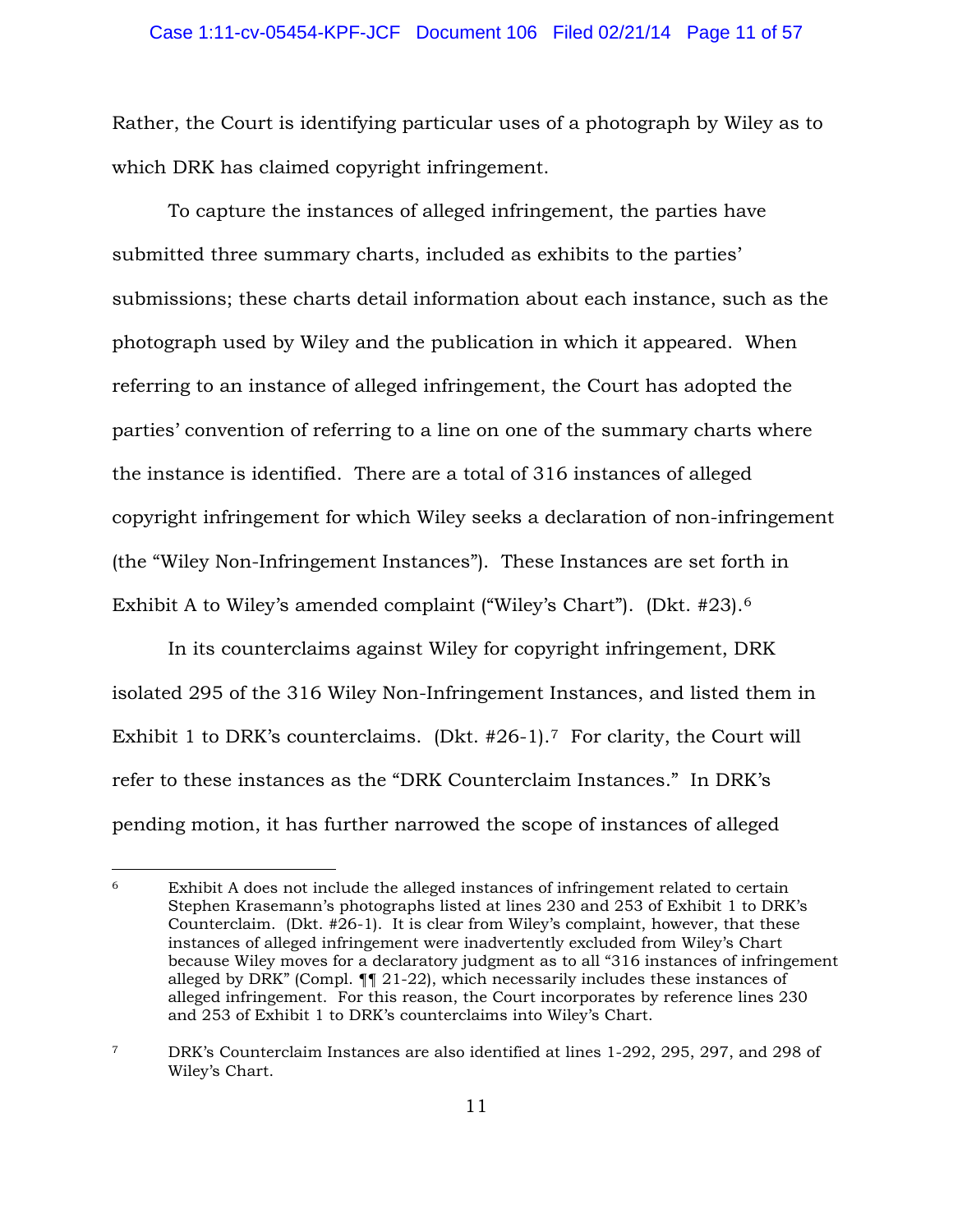Rather, the Court is identifying particular uses of a photograph by Wiley as to which DRK has claimed copyright infringement.

To capture the instances of alleged infringement, the parties have submitted three summary charts, included as exhibits to the parties' submissions; these charts detail information about each instance, such as the photograph used by Wiley and the publication in which it appeared. When referring to an instance of alleged infringement, the Court has adopted the parties' convention of referring to a line on one of the summary charts where the instance is identified. There are a total of 316 instances of alleged copyright infringement for which Wiley seeks a declaration of non-infringement (the "Wiley Non-Infringement Instances"). These Instances are set forth in Exhibit A to Wiley's amended complaint ("Wiley's Chart"). (Dkt. #23).[6]

In its counterclaims against Wiley for copyright infringement, DRK isolated 295 of the 316 Wiley Non-Infringement Instances, and listed them in Exhibit 1 to DRK's counterclaims. (Dkt. #26-1).[7] For clarity, the Court will refer to these instances as the "DRK Counterclaim Instances." In DRK's pending motion, it has further narrowed the scope of instances of alleged

---

[6] Exhibit A does not include the alleged instances of infringement related to certain Stephen Krasemann's photographs listed at lines 230 and 253 of Exhibit 1 to DRK's Counterclaim. (Dkt. #26-1). It is clear from Wiley's complaint, however, that these instances of alleged infringement were inadvertently excluded from Wiley's Chart because Wiley moves for a declaratory judgment as to all "316 instances of infringement alleged by DRK" (Compl. ¶¶ 21-22), which necessarily includes these instances of alleged infringement. For this reason, the Court incorporates by reference lines 230 and 253 of Exhibit 1 to DRK's counterclaims into Wiley's Chart.

[7] DRK's Counterclaim Instances are also identified at lines 1-292, 295, 297, and 298 of Wiley's Chart.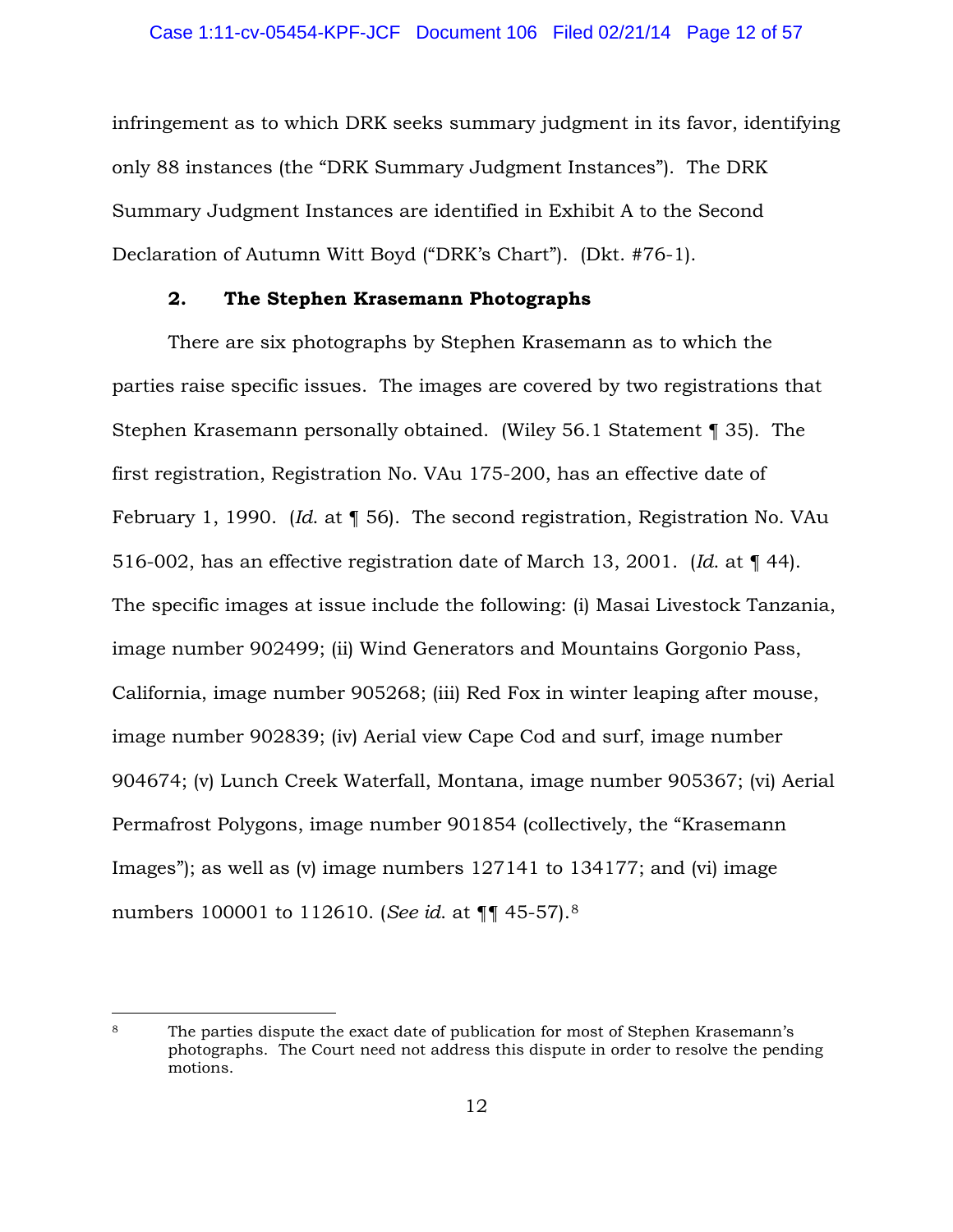infringement as to which DRK seeks summary judgment in its favor, identifying only 88 instances (the "DRK Summary Judgment Instances"). The DRK Summary Judgment Instances are identified in Exhibit A to the Second Declaration of Autumn Witt Boyd ("DRK's Chart"). (Dkt. #76-1).

### 2. The Stephen Krasemann Photographs

There are six photographs by Stephen Krasemann as to which the parties raise specific issues. The images are covered by two registrations that Stephen Krasemann personally obtained. (Wiley 56.1 Statement ¶ 35). The first registration, Registration No. VAu 175-200, has an effective date of February 1, 1990. (*Id.* at ¶ 56). The second registration, Registration No. VAu 516-002, has an effective registration date of March 13, 2001. (*Id.* at ¶ 44). The specific images at issue include the following: (i) Masai Livestock Tanzania, image number 902499; (ii) Wind Generators and Mountains Gorgonio Pass, California, image number 905268; (iii) Red Fox in winter leaping after mouse, image number 902839; (iv) Aerial view Cape Cod and surf, image number 904674; (v) Lunch Creek Waterfall, Montana, image number 905367; (vi) Aerial Permafrost Polygons, image number 901854 (collectively, the "Krasemann Images"); as well as (v) image numbers 127141 to 134177; and (vi) image numbers 100001 to 112610. (*See id.* at ¶¶ 45-57).[8]

---

[8] The parties dispute the exact date of publication for most of Stephen Krasemann's photographs. The Court need not address this dispute in order to resolve the pending motions.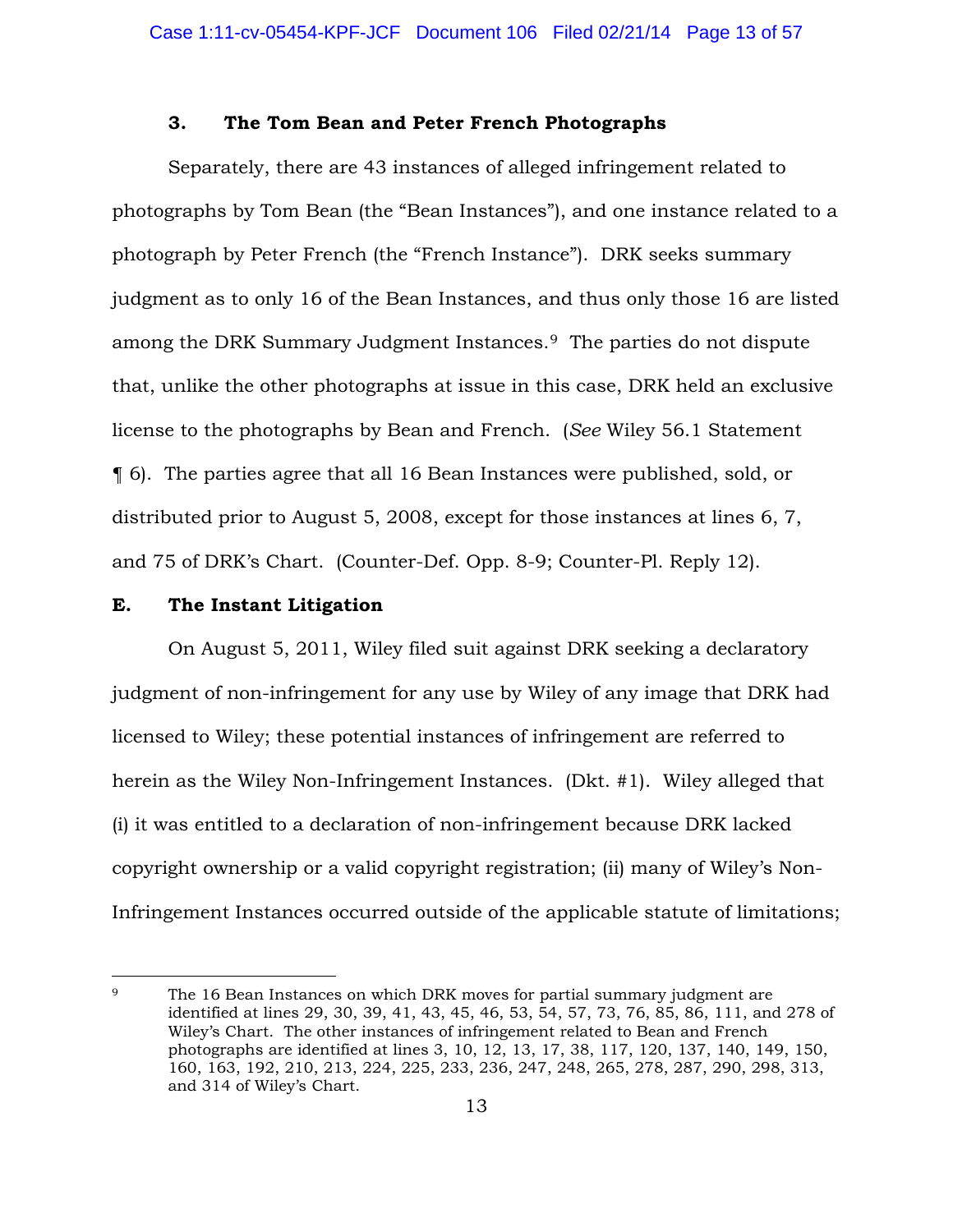### 3. The Tom Bean and Peter French Photographs

Separately, there are 43 instances of alleged infringement related to photographs by Tom Bean (the "Bean Instances"), and one instance related to a photograph by Peter French (the "French Instance"). DRK seeks summary judgment as to only 16 of the Bean Instances, and thus only those 16 are listed among the DRK Summary Judgment Instances.[9] The parties do not dispute that, unlike the other photographs at issue in this case, DRK held an exclusive license to the photographs by Bean and French. (*See* Wiley 56.1 Statement ¶ 6). The parties agree that all 16 Bean Instances were published, sold, or distributed prior to August 5, 2008, except for those instances at lines 6, 7, and 75 of DRK's Chart. (Counter-Def. Opp. 8-9; Counter-Pl. Reply 12).

## E. The Instant Litigation

On August 5, 2011, Wiley filed suit against DRK seeking a declaratory judgment of non-infringement for any use by Wiley of any image that DRK had licensed to Wiley; these potential instances of infringement are referred to herein as the Wiley Non-Infringement Instances. (Dkt. #1). Wiley alleged that (i) it was entitled to a declaration of non-infringement because DRK lacked copyright ownership or a valid copyright registration; (ii) many of Wiley's Non-Infringement Instances occurred outside of the applicable statute of limitations;

---

[9] The 16 Bean Instances on which DRK moves for partial summary judgment are identified at lines 29, 30, 39, 41, 43, 45, 46, 53, 54, 57, 73, 76, 85, 86, 111, and 278 of Wiley's Chart. The other instances of infringement related to Bean and French photographs are identified at lines 3, 10, 12, 13, 17, 38, 117, 120, 137, 140, 149, 150, 160, 163, 192, 210, 213, 224, 225, 233, 236, 247, 248, 265, 278, 287, 290, 298, 313, and 314 of Wiley's Chart.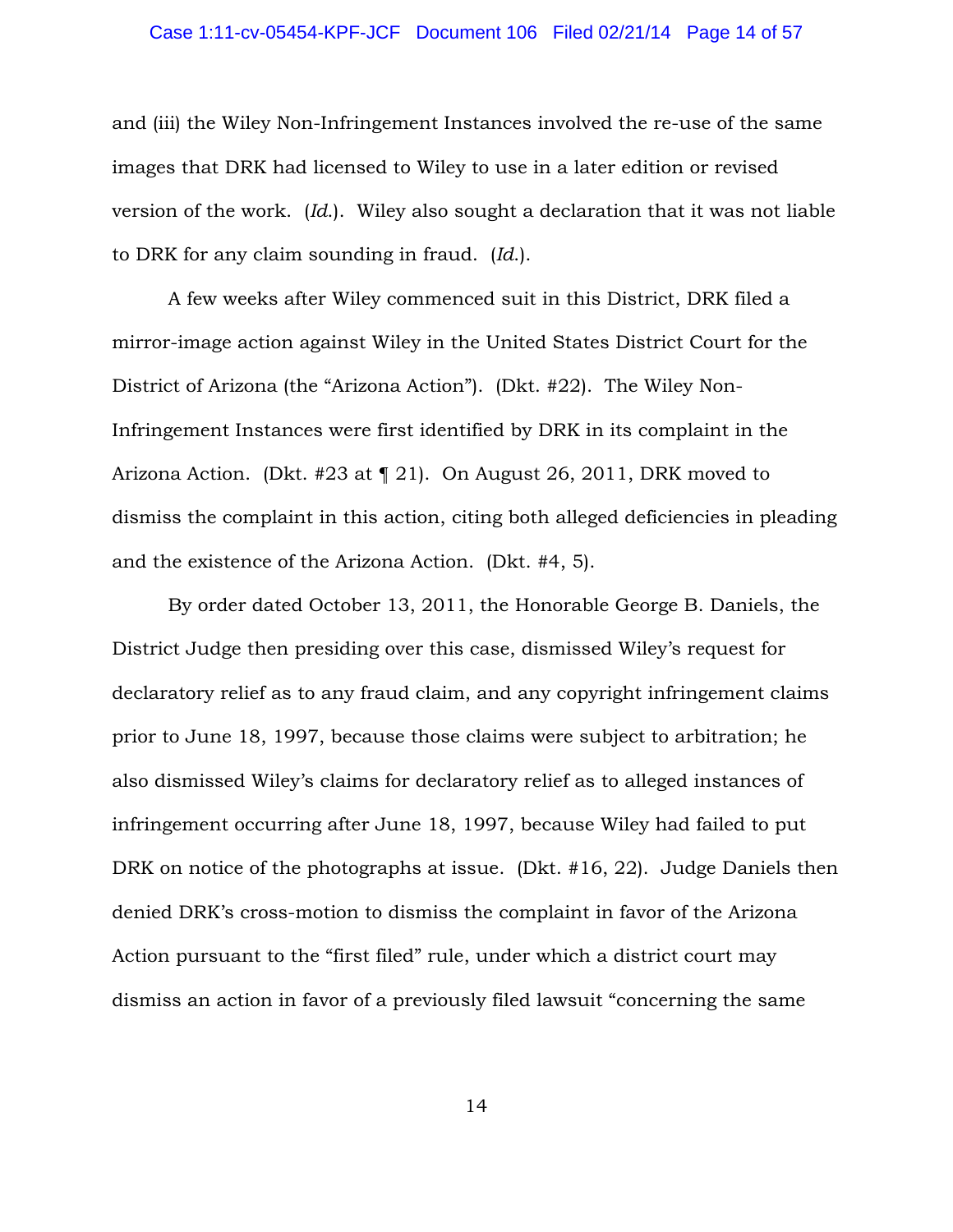and (iii) the Wiley Non-Infringement Instances involved the re-use of the same images that DRK had licensed to Wiley to use in a later edition or revised version of the work. (*Id.*). Wiley also sought a declaration that it was not liable to DRK for any claim sounding in fraud. (*Id.*).

A few weeks after Wiley commenced suit in this District, DRK filed a mirror-image action against Wiley in the United States District Court for the District of Arizona (the "Arizona Action"). (Dkt. #22). The Wiley Non-Infringement Instances were first identified by DRK in its complaint in the Arizona Action. (Dkt. #23 at ¶ 21). On August 26, 2011, DRK moved to dismiss the complaint in this action, citing both alleged deficiencies in pleading and the existence of the Arizona Action. (Dkt. #4, 5).

By order dated October 13, 2011, the Honorable George B. Daniels, the District Judge then presiding over this case, dismissed Wiley's request for declaratory relief as to any fraud claim, and any copyright infringement claims prior to June 18, 1997, because those claims were subject to arbitration; he also dismissed Wiley's claims for declaratory relief as to alleged instances of infringement occurring after June 18, 1997, because Wiley had failed to put DRK on notice of the photographs at issue. (Dkt. #16, 22). Judge Daniels then denied DRK's cross-motion to dismiss the complaint in favor of the Arizona Action pursuant to the "first filed" rule, under which a district court may dismiss an action in favor of a previously filed lawsuit "concerning the same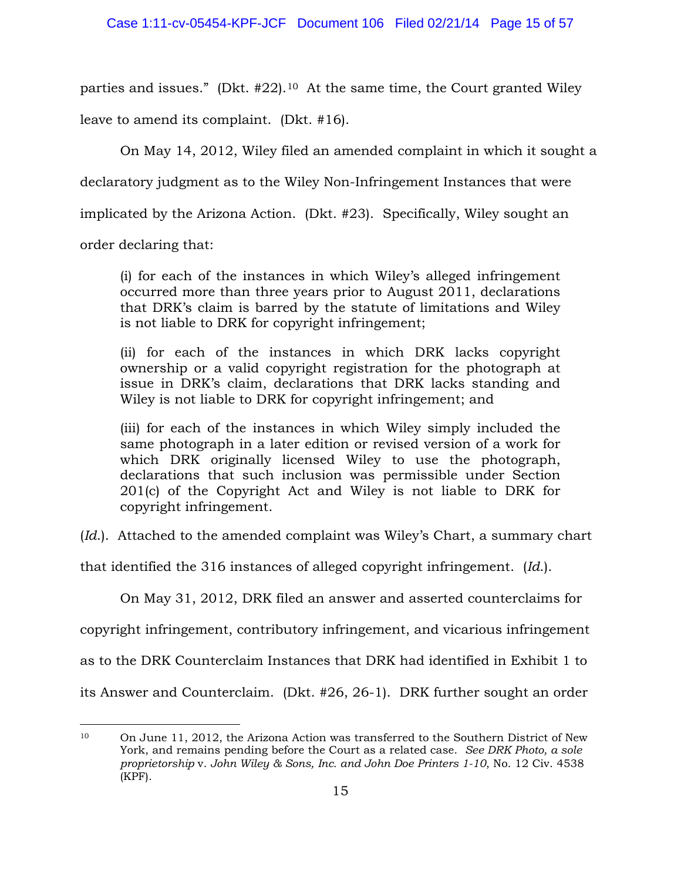parties and issues." (Dkt. #22).[10] At the same time, the Court granted Wiley leave to amend its complaint. (Dkt. #16).

On May 14, 2012, Wiley filed an amended complaint in which it sought a declaratory judgment as to the Wiley Non-Infringement Instances that were implicated by the Arizona Action. (Dkt. #23). Specifically, Wiley sought an order declaring that:

> (i) for each of the instances in which Wiley's alleged infringement occurred more than three years prior to August 2011, declarations that DRK's claim is barred by the statute of limitations and Wiley is not liable to DRK for copyright infringement;
>
> (ii) for each of the instances in which DRK lacks copyright ownership or a valid copyright registration for the photograph at issue in DRK's claim, declarations that DRK lacks standing and Wiley is not liable to DRK for copyright infringement; and
>
> (iii) for each of the instances in which Wiley simply included the same photograph in a later edition or revised version of a work for which DRK originally licensed Wiley to use the photograph, declarations that such inclusion was permissible under Section 201(c) of the Copyright Act and Wiley is not liable to DRK for copyright infringement.

(*Id.*). Attached to the amended complaint was Wiley's Chart, a summary chart that identified the 316 instances of alleged copyright infringement. (*Id.*).

On May 31, 2012, DRK filed an answer and asserted counterclaims for copyright infringement, contributory infringement, and vicarious infringement as to the DRK Counterclaim Instances that DRK had identified in Exhibit 1 to its Answer and Counterclaim. (Dkt. #26, 26-1). DRK further sought an order

---

[10] On June 11, 2012, the Arizona Action was transferred to the Southern District of New York, and remains pending before the Court as a related case. *See DRK Photo, a sole proprietorship* v. *John Wiley & Sons, Inc. and John Doe Printers 1-10*, No. 12 Civ. 4538 (KPF).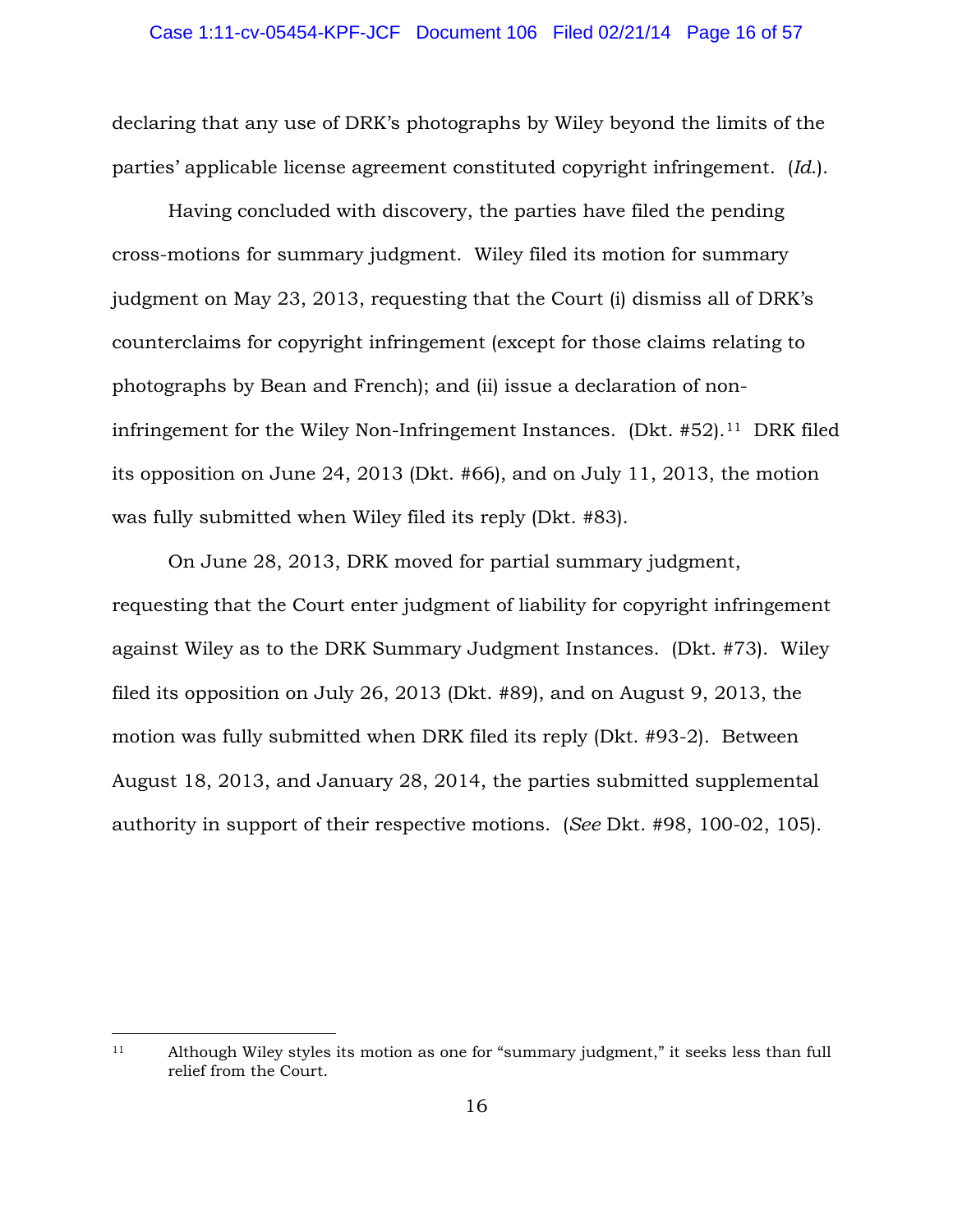declaring that any use of DRK's photographs by Wiley beyond the limits of the parties' applicable license agreement constituted copyright infringement. (*Id.*).

Having concluded with discovery, the parties have filed the pending cross-motions for summary judgment. Wiley filed its motion for summary judgment on May 23, 2013, requesting that the Court (i) dismiss all of DRK's counterclaims for copyright infringement (except for those claims relating to photographs by Bean and French); and (ii) issue a declaration of non-infringement for the Wiley Non-Infringement Instances. (Dkt. #52).[11] DRK filed its opposition on June 24, 2013 (Dkt. #66), and on July 11, 2013, the motion was fully submitted when Wiley filed its reply (Dkt. #83).

On June 28, 2013, DRK moved for partial summary judgment, requesting that the Court enter judgment of liability for copyright infringement against Wiley as to the DRK Summary Judgment Instances. (Dkt. #73). Wiley filed its opposition on July 26, 2013 (Dkt. #89), and on August 9, 2013, the motion was fully submitted when DRK filed its reply (Dkt. #93-2). Between August 18, 2013, and January 28, 2014, the parties submitted supplemental authority in support of their respective motions. (*See* Dkt. #98, 100-02, 105).

---

[11] Although Wiley styles its motion as one for "summary judgment," it seeks less than full relief from the Court.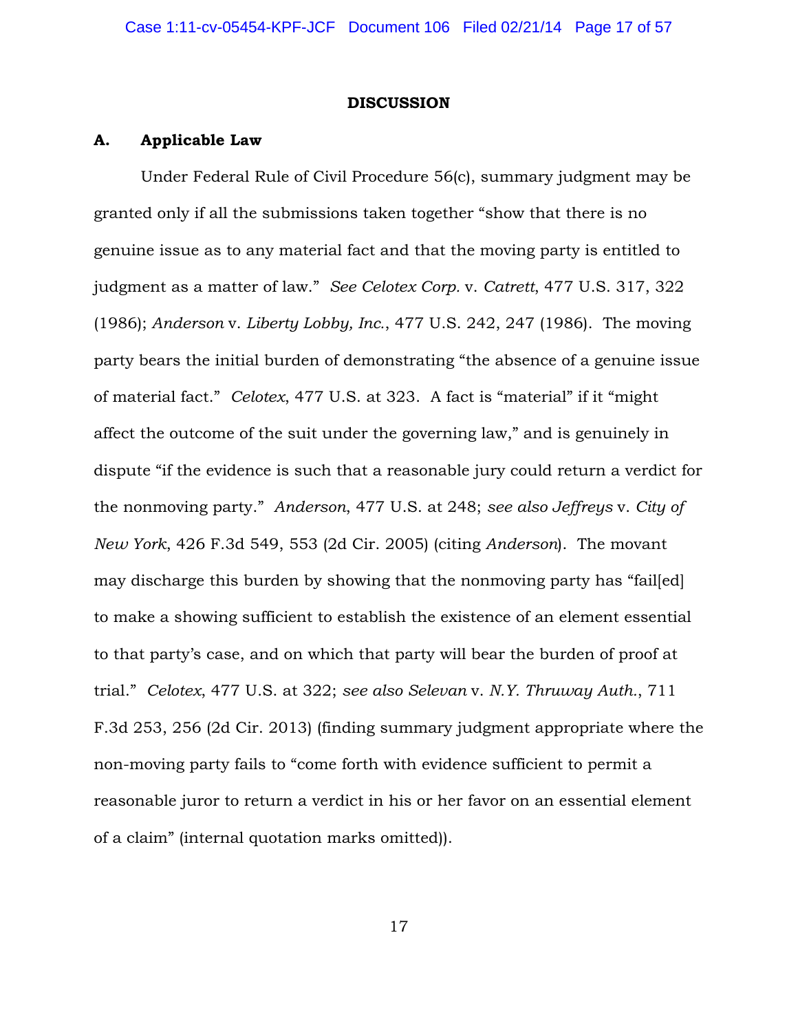## DISCUSSION

### A. Applicable Law

Under Federal Rule of Civil Procedure 56(c), summary judgment may be granted only if all the submissions taken together "show that there is no genuine issue as to any material fact and that the moving party is entitled to judgment as a matter of law." *See Celotex Corp.* v. *Catrett*, 477 U.S. 317, 322 (1986); *Anderson* v. *Liberty Lobby, Inc.*, 477 U.S. 242, 247 (1986). The moving party bears the initial burden of demonstrating "the absence of a genuine issue of material fact." *Celotex*, 477 U.S. at 323. A fact is "material" if it "might affect the outcome of the suit under the governing law," and is genuinely in dispute "if the evidence is such that a reasonable jury could return a verdict for the nonmoving party." *Anderson*, 477 U.S. at 248; *see also Jeffreys* v. *City of New York*, 426 F.3d 549, 553 (2d Cir. 2005) (citing *Anderson*). The movant may discharge this burden by showing that the nonmoving party has "fail[ed] to make a showing sufficient to establish the existence of an element essential to that party's case, and on which that party will bear the burden of proof at trial." *Celotex*, 477 U.S. at 322; *see also Selevan* v. *N.Y. Thruway Auth.*, 711 F.3d 253, 256 (2d Cir. 2013) (finding summary judgment appropriate where the non-moving party fails to "come forth with evidence sufficient to permit a reasonable juror to return a verdict in his or her favor on an essential element of a claim" (internal quotation marks omitted)).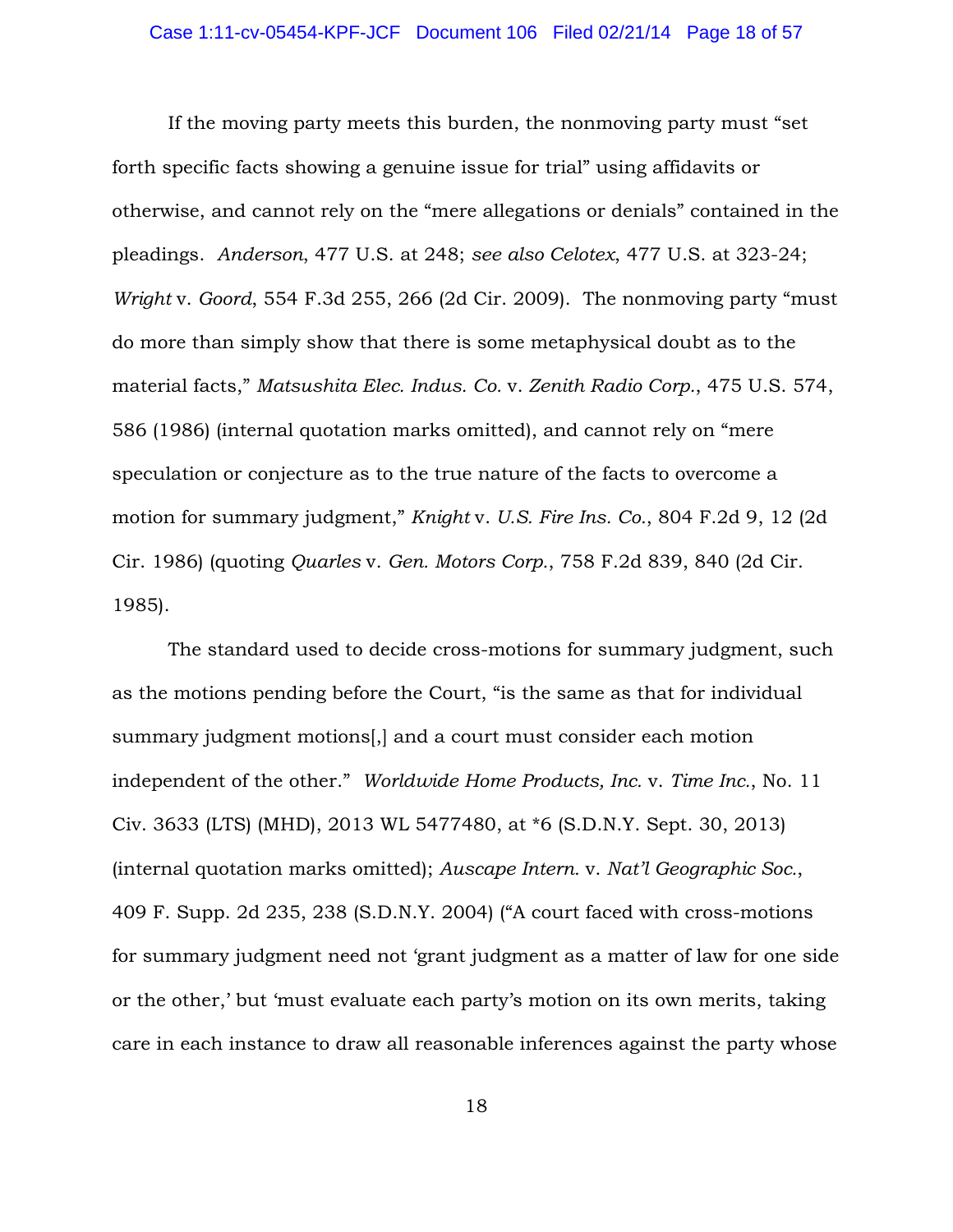If the moving party meets this burden, the nonmoving party must "set forth specific facts showing a genuine issue for trial" using affidavits or otherwise, and cannot rely on the "mere allegations or denials" contained in the pleadings. *Anderson*, 477 U.S. at 248; *see also Celotex*, 477 U.S. at 323-24; *Wright* v. *Goord*, 554 F.3d 255, 266 (2d Cir. 2009). The nonmoving party "must do more than simply show that there is some metaphysical doubt as to the material facts," *Matsushita Elec. Indus. Co.* v. *Zenith Radio Corp.*, 475 U.S. 574, 586 (1986) (internal quotation marks omitted), and cannot rely on "mere speculation or conjecture as to the true nature of the facts to overcome a motion for summary judgment," *Knight* v. *U.S. Fire Ins. Co.*, 804 F.2d 9, 12 (2d Cir. 1986) (quoting *Quarles* v. *Gen. Motors Corp.*, 758 F.2d 839, 840 (2d Cir. 1985).

The standard used to decide cross-motions for summary judgment, such as the motions pending before the Court, "is the same as that for individual summary judgment motions[,] and a court must consider each motion independent of the other." *Worldwide Home Products, Inc.* v. *Time Inc.*, No. 11 Civ. 3633 (LTS) (MHD), 2013 WL 5477480, at *6 (S.D.N.Y. Sept. 30, 2013) (internal quotation marks omitted); *Auscape Intern.* v. *Nat'l Geographic Soc.*, 409 F. Supp. 2d 235, 238 (S.D.N.Y. 2004) ("A court faced with cross-motions for summary judgment need not 'grant judgment as a matter of law for one side or the other,' but 'must evaluate each party's motion on its own merits, taking care in each instance to draw all reasonable inferences against the party whose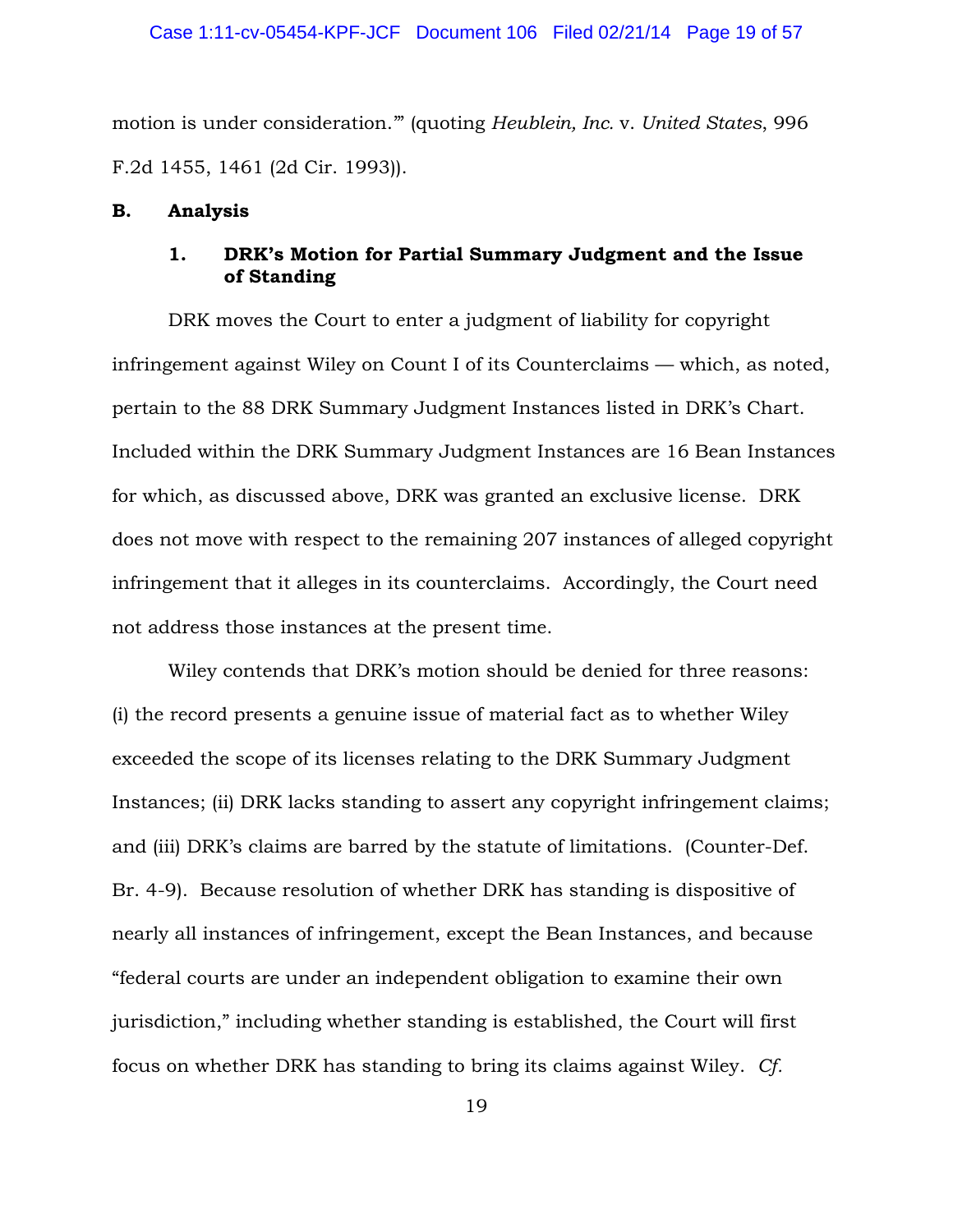motion is under consideration.'" (quoting *Heublein, Inc.* v. *United States*, 996 F.2d 1455, 1461 (2d Cir. 1993)).

### B. Analysis

#### 1. DRK's Motion for Partial Summary Judgment and the Issue of Standing

DRK moves the Court to enter a judgment of liability for copyright infringement against Wiley on Count I of its Counterclaims — which, as noted, pertain to the 88 DRK Summary Judgment Instances listed in DRK's Chart. Included within the DRK Summary Judgment Instances are 16 Bean Instances for which, as discussed above, DRK was granted an exclusive license. DRK does not move with respect to the remaining 207 instances of alleged copyright infringement that it alleges in its counterclaims. Accordingly, the Court need not address those instances at the present time.

Wiley contends that DRK's motion should be denied for three reasons: (i) the record presents a genuine issue of material fact as to whether Wiley exceeded the scope of its licenses relating to the DRK Summary Judgment Instances; (ii) DRK lacks standing to assert any copyright infringement claims; and (iii) DRK's claims are barred by the statute of limitations. (Counter-Def. Br. 4-9). Because resolution of whether DRK has standing is dispositive of nearly all instances of infringement, except the Bean Instances, and because "federal courts are under an independent obligation to examine their own jurisdiction," including whether standing is established, the Court will first focus on whether DRK has standing to bring its claims against Wiley. *Cf.*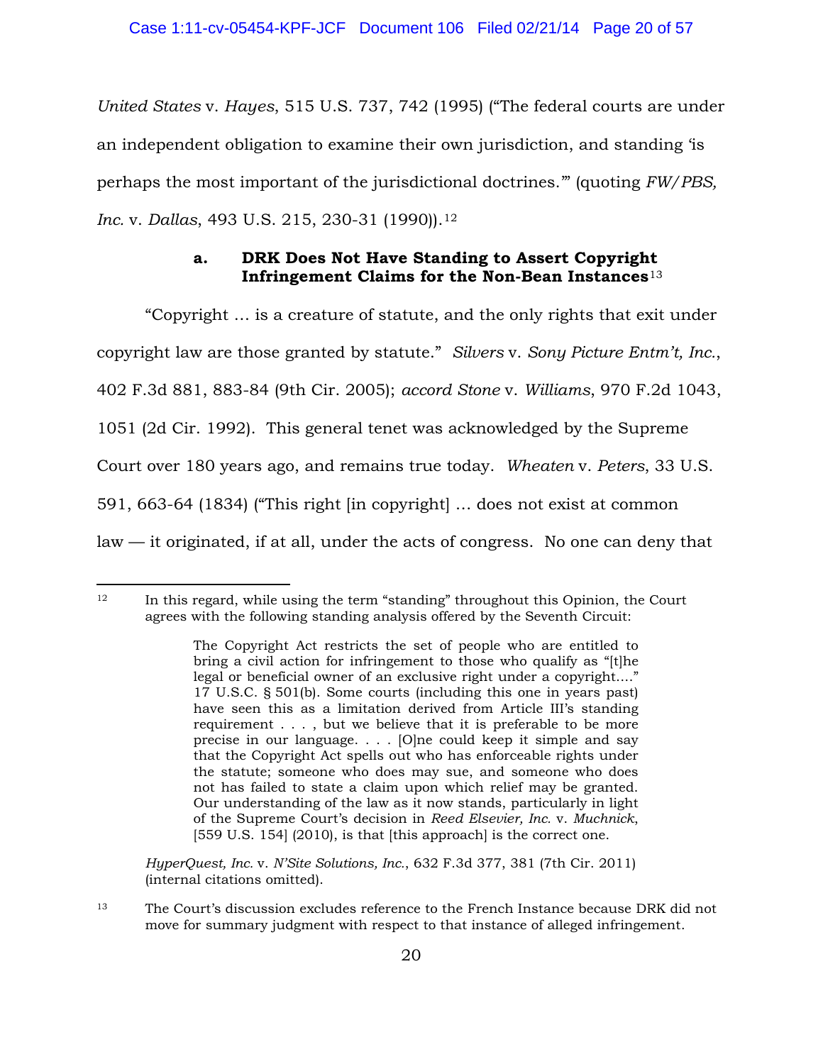*United States* v. *Hayes*, 515 U.S. 737, 742 (1995) ("The federal courts are under an independent obligation to examine their own jurisdiction, and standing 'is perhaps the most important of the jurisdictional doctrines.'" (quoting *FW/PBS, Inc.* v. *Dallas*, 493 U.S. 215, 230-31 (1990)).[12]

### a. DRK Does Not Have Standing to Assert Copyright Infringement Claims for the Non-Bean Instances[13]

"Copyright … is a creature of statute, and the only rights that exit under copyright law are those granted by statute." *Silvers* v. *Sony Picture Entm't, Inc.*, 402 F.3d 881, 883-84 (9th Cir. 2005); *accord Stone* v. *Williams*, 970 F.2d 1043, 1051 (2d Cir. 1992). This general tenet was acknowledged by the Supreme Court over 180 years ago, and remains true today. *Wheaten* v. *Peters*, 33 U.S. 591, 663-64 (1834) ("This right [in copyright] … does not exist at common law — it originated, if at all, under the acts of congress. No one can deny that

---

[12] In this regard, while using the term "standing" throughout this Opinion, the Court agrees with the following standing analysis offered by the Seventh Circuit:

> The Copyright Act restricts the set of people who are entitled to bring a civil action for infringement to those who qualify as "[t]he legal or beneficial owner of an exclusive right under a copyright…." 17 U.S.C. § 501(b). Some courts (including this one in years past) have seen this as a limitation derived from Article III's standing requirement . . . , but we believe that it is preferable to be more precise in our language. . . . [O]ne could keep it simple and say that the Copyright Act spells out who has enforceable rights under the statute; someone who does may sue, and someone who does not has failed to state a claim upon which relief may be granted. Our understanding of the law as it now stands, particularly in light of the Supreme Court's decision in *Reed Elsevier, Inc.* v. *Muchnick*, [559 U.S. 154] (2010), is that [this approach] is the correct one.

*HyperQuest, Inc.* v. *N'Site Solutions, Inc.*, 632 F.3d 377, 381 (7th Cir. 2011) (internal citations omitted).

[13] The Court's discussion excludes reference to the French Instance because DRK did not move for summary judgment with respect to that instance of alleged infringement.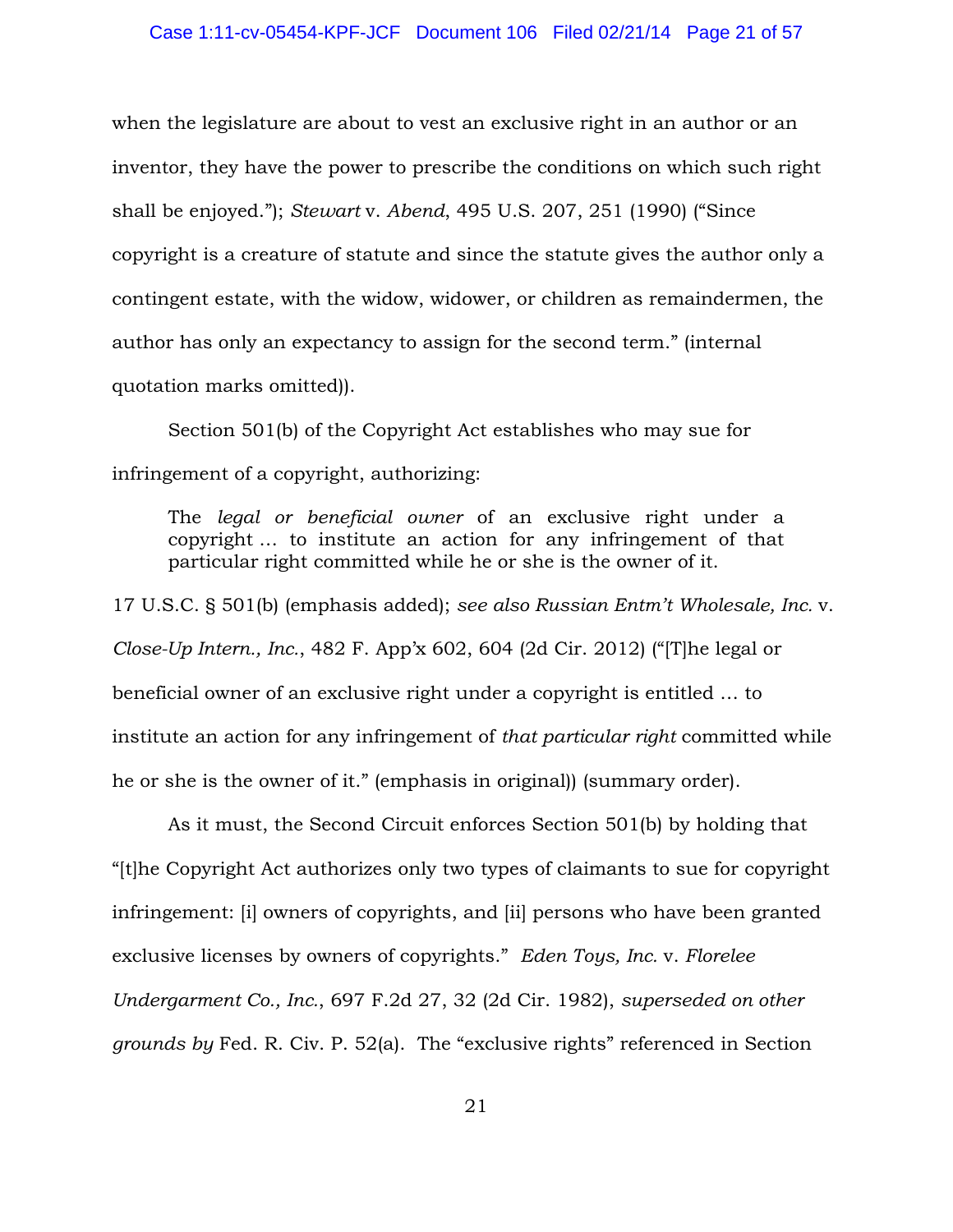when the legislature are about to vest an exclusive right in an author or an inventor, they have the power to prescribe the conditions on which such right shall be enjoyed."); *Stewart* v. *Abend*, 495 U.S. 207, 251 (1990) ("Since copyright is a creature of statute and since the statute gives the author only a contingent estate, with the widow, widower, or children as remaindermen, the author has only an expectancy to assign for the second term." (internal quotation marks omitted)).

Section 501(b) of the Copyright Act establishes who may sue for infringement of a copyright, authorizing:

> The *legal or beneficial owner* of an exclusive right under a copyright ... to institute an action for any infringement of that particular right committed while he or she is the owner of it.

17 U.S.C. § 501(b) (emphasis added); *see also Russian Entm't Wholesale, Inc.* v. *Close-Up Intern., Inc.*, 482 F. App'x 602, 604 (2d Cir. 2012) ("[T]he legal or beneficial owner of an exclusive right under a copyright is entitled ... to institute an action for any infringement of *that particular right* committed while he or she is the owner of it." (emphasis in original)) (summary order).

As it must, the Second Circuit enforces Section 501(b) by holding that "[t]he Copyright Act authorizes only two types of claimants to sue for copyright infringement: [i] owners of copyrights, and [ii] persons who have been granted exclusive licenses by owners of copyrights." *Eden Toys, Inc.* v. *Florelee Undergarment Co., Inc.*, 697 F.2d 27, 32 (2d Cir. 1982), *superseded on other grounds by* Fed. R. Civ. P. 52(a). The "exclusive rights" referenced in Section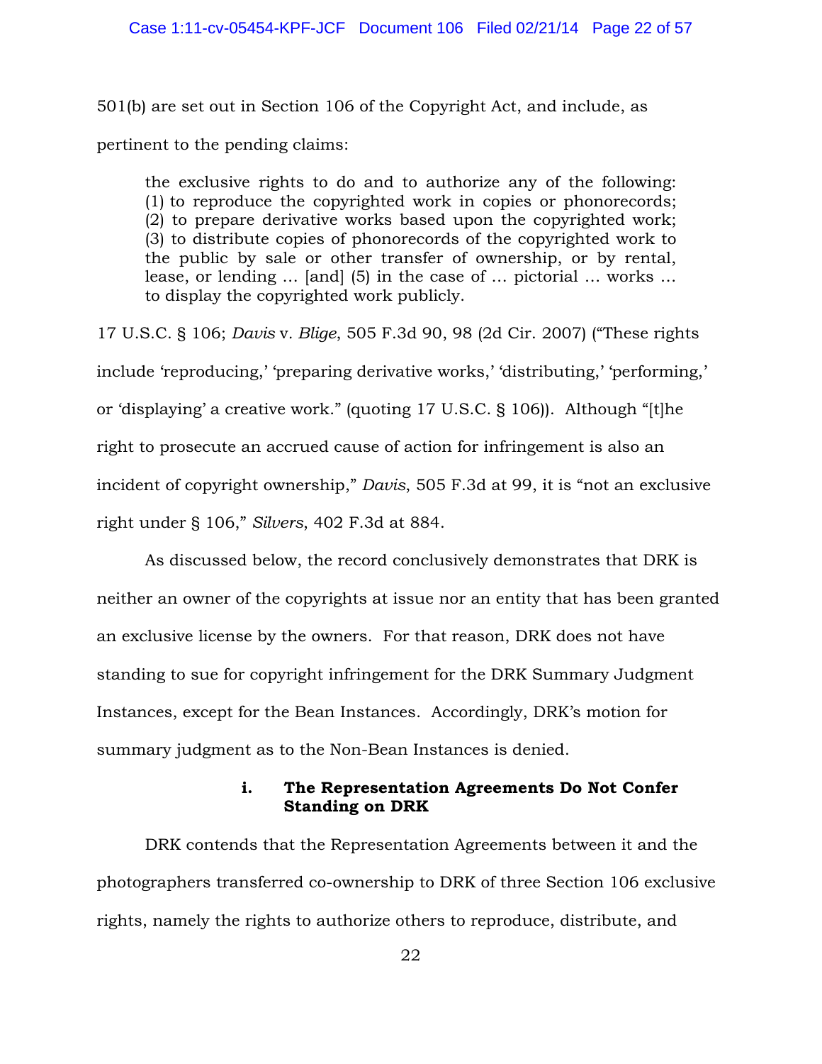501(b) are set out in Section 106 of the Copyright Act, and include, as pertinent to the pending claims:

> the exclusive rights to do and to authorize any of the following: (1) to reproduce the copyrighted work in copies or phonorecords; (2) to prepare derivative works based upon the copyrighted work; (3) to distribute copies of phonorecords of the copyrighted work to the public by sale or other transfer of ownership, or by rental, lease, or lending … [and] (5) in the case of … pictorial … works … to display the copyrighted work publicly.

17 U.S.C. § 106; *Davis* v. *Blige*, 505 F.3d 90, 98 (2d Cir. 2007) ("These rights include 'reproducing,' 'preparing derivative works,' 'distributing,' 'performing,' or 'displaying' a creative work." (quoting 17 U.S.C. § 106)). Although "[t]he right to prosecute an accrued cause of action for infringement is also an incident of copyright ownership," *Davis*, 505 F.3d at 99, it is "not an exclusive right under § 106," *Silvers*, 402 F.3d at 884.

As discussed below, the record conclusively demonstrates that DRK is neither an owner of the copyrights at issue nor an entity that has been granted an exclusive license by the owners. For that reason, DRK does not have standing to sue for copyright infringement for the DRK Summary Judgment Instances, except for the Bean Instances. Accordingly, DRK's motion for summary judgment as to the Non-Bean Instances is denied.

#### i. The Representation Agreements Do Not Confer Standing on DRK

DRK contends that the Representation Agreements between it and the photographers transferred co-ownership to DRK of three Section 106 exclusive rights, namely the rights to authorize others to reproduce, distribute, and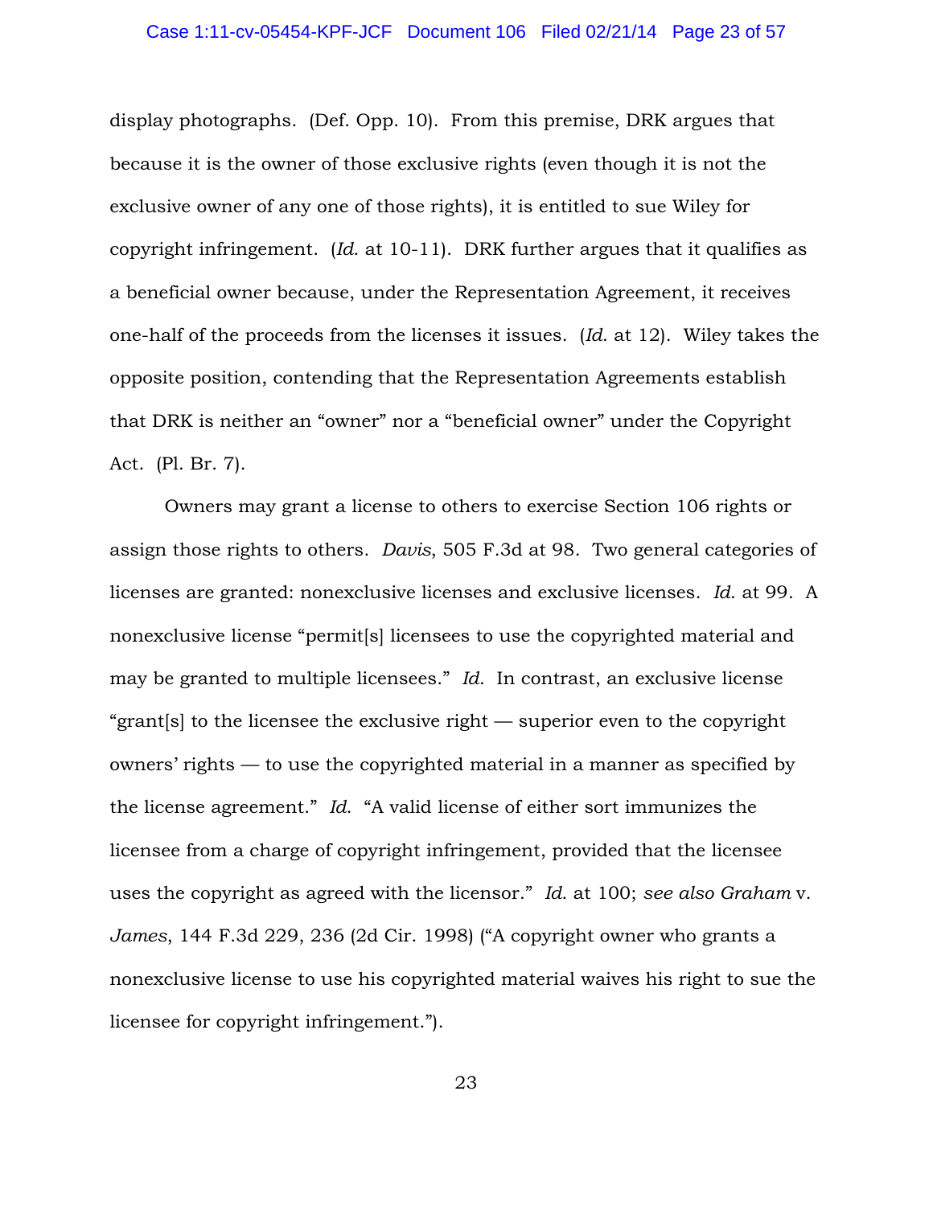display photographs. (Def. Opp. 10). From this premise, DRK argues that because it is the owner of those exclusive rights (even though it is not the exclusive owner of any one of those rights), it is entitled to sue Wiley for copyright infringement. (*Id.* at 10-11). DRK further argues that it qualifies as a beneficial owner because, under the Representation Agreement, it receives one-half of the proceeds from the licenses it issues. (*Id.* at 12). Wiley takes the opposite position, contending that the Representation Agreements establish that DRK is neither an "owner" nor a "beneficial owner" under the Copyright Act. (Pl. Br. 7).

Owners may grant a license to others to exercise Section 106 rights or assign those rights to others. *Davis*, 505 F.3d at 98. Two general categories of licenses are granted: nonexclusive licenses and exclusive licenses. *Id.* at 99. A nonexclusive license "permit[s] licensees to use the copyrighted material and may be granted to multiple licensees." *Id.* In contrast, an exclusive license "grant[s] to the licensee the exclusive right — superior even to the copyright owners' rights — to use the copyrighted material in a manner as specified by the license agreement." *Id.* "A valid license of either sort immunizes the licensee from a charge of copyright infringement, provided that the licensee uses the copyright as agreed with the licensor." *Id.* at 100; *see also Graham* v. *James*, 144 F.3d 229, 236 (2d Cir. 1998) ("A copyright owner who grants a nonexclusive license to use his copyrighted material waives his right to sue the licensee for copyright infringement.").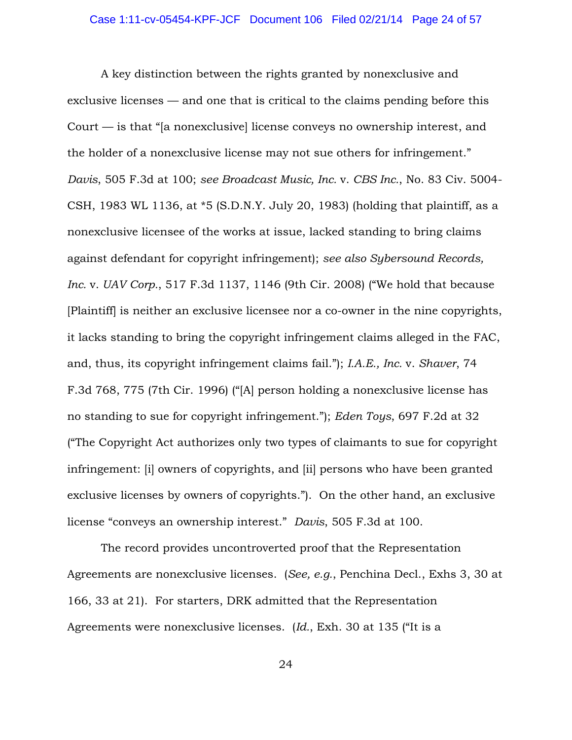A key distinction between the rights granted by nonexclusive and exclusive licenses — and one that is critical to the claims pending before this Court — is that "[a nonexclusive] license conveys no ownership interest, and the holder of a nonexclusive license may not sue others for infringement." *Davis*, 505 F.3d at 100; *see Broadcast Music, Inc.* v. *CBS Inc.*, No. 83 Civ. 5004-CSH, 1983 WL 1136, at *5 (S.D.N.Y. July 20, 1983) (holding that plaintiff, as a nonexclusive licensee of the works at issue, lacked standing to bring claims against defendant for copyright infringement); *see also Sybersound Records, Inc.* v. *UAV Corp.*, 517 F.3d 1137, 1146 (9th Cir. 2008) ("We hold that because [Plaintiff] is neither an exclusive licensee nor a co-owner in the nine copyrights, it lacks standing to bring the copyright infringement claims alleged in the FAC, and, thus, its copyright infringement claims fail."); *I.A.E., Inc.* v. *Shaver*, 74 F.3d 768, 775 (7th Cir. 1996) ("[A] person holding a nonexclusive license has no standing to sue for copyright infringement."); *Eden Toys*, 697 F.2d at 32 ("The Copyright Act authorizes only two types of claimants to sue for copyright infringement: [i] owners of copyrights, and [ii] persons who have been granted exclusive licenses by owners of copyrights."). On the other hand, an exclusive license "conveys an ownership interest." *Davis*, 505 F.3d at 100.

The record provides uncontroverted proof that the Representation Agreements are nonexclusive licenses. (*See, e.g.*, Penchina Decl., Exhs 3, 30 at 166, 33 at 21). For starters, DRK admitted that the Representation Agreements were nonexclusive licenses. (*Id.*, Exh. 30 at 135 ("It is a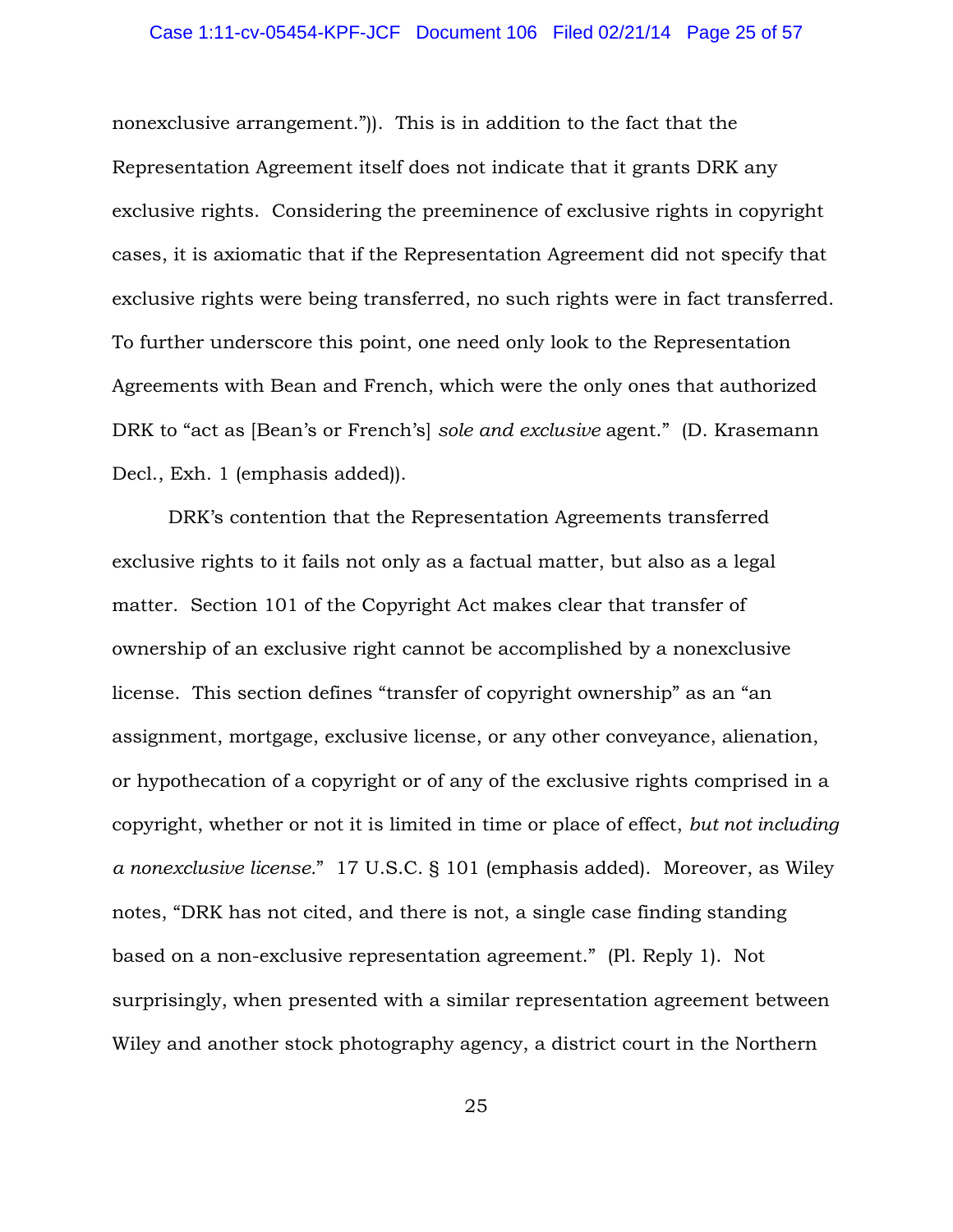nonexclusive arrangement.”)). This is in addition to the fact that the Representation Agreement itself does not indicate that it grants DRK any exclusive rights. Considering the preeminence of exclusive rights in copyright cases, it is axiomatic that if the Representation Agreement did not specify that exclusive rights were being transferred, no such rights were in fact transferred. To further underscore this point, one need only look to the Representation Agreements with Bean and French, which were the only ones that authorized DRK to “act as [Bean’s or French’s] *sole and exclusive* agent.” (D. Krasemann Decl., Exh. 1 (emphasis added)).

DRK’s contention that the Representation Agreements transferred exclusive rights to it fails not only as a factual matter, but also as a legal matter. Section 101 of the Copyright Act makes clear that transfer of ownership of an exclusive right cannot be accomplished by a nonexclusive license. This section defines “transfer of copyright ownership” as an “an assignment, mortgage, exclusive license, or any other conveyance, alienation, or hypothecation of a copyright or of any of the exclusive rights comprised in a copyright, whether or not it is limited in time or place of effect, *but not including a nonexclusive license*.” 17 U.S.C. § 101 (emphasis added). Moreover, as Wiley notes, “DRK has not cited, and there is not, a single case finding standing based on a non-exclusive representation agreement.” (Pl. Reply 1). Not surprisingly, when presented with a similar representation agreement between Wiley and another stock photography agency, a district court in the Northern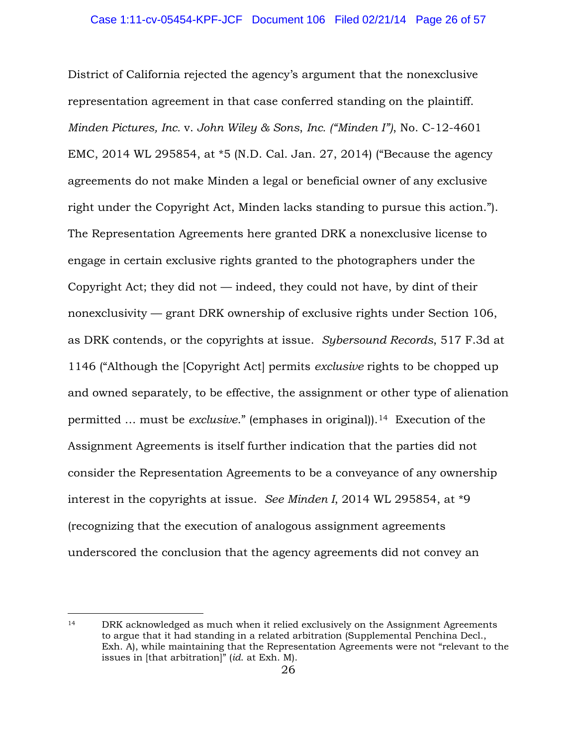District of California rejected the agency's argument that the nonexclusive representation agreement in that case conferred standing on the plaintiff. *Minden Pictures, Inc.* v. *John Wiley & Sons, Inc. ("Minden I")*, No. C-12-4601 EMC, 2014 WL 295854, at *5 (N.D. Cal. Jan. 27, 2014) ("Because the agency agreements do not make Minden a legal or beneficial owner of any exclusive right under the Copyright Act, Minden lacks standing to pursue this action."). The Representation Agreements here granted DRK a nonexclusive license to engage in certain exclusive rights granted to the photographers under the Copyright Act; they did not — indeed, they could not have, by dint of their nonexclusivity — grant DRK ownership of exclusive rights under Section 106, as DRK contends, or the copyrights at issue. *Sybersound Records*, 517 F.3d at 1146 ("Although the [Copyright Act] permits *exclusive* rights to be chopped up and owned separately, to be effective, the assignment or other type of alienation permitted … must be *exclusive*." (emphases in original)).[14] Execution of the Assignment Agreements is itself further indication that the parties did not consider the Representation Agreements to be a conveyance of any ownership interest in the copyrights at issue. *See Minden I*, 2014 WL 295854, at *9 (recognizing that the execution of analogous assignment agreements underscored the conclusion that the agency agreements did not convey an

---

[14] DRK acknowledged as much when it relied exclusively on the Assignment Agreements to argue that it had standing in a related arbitration (Supplemental Penchina Decl., Exh. A), while maintaining that the Representation Agreements were not "relevant to the issues in [that arbitration]" (*id.* at Exh. M).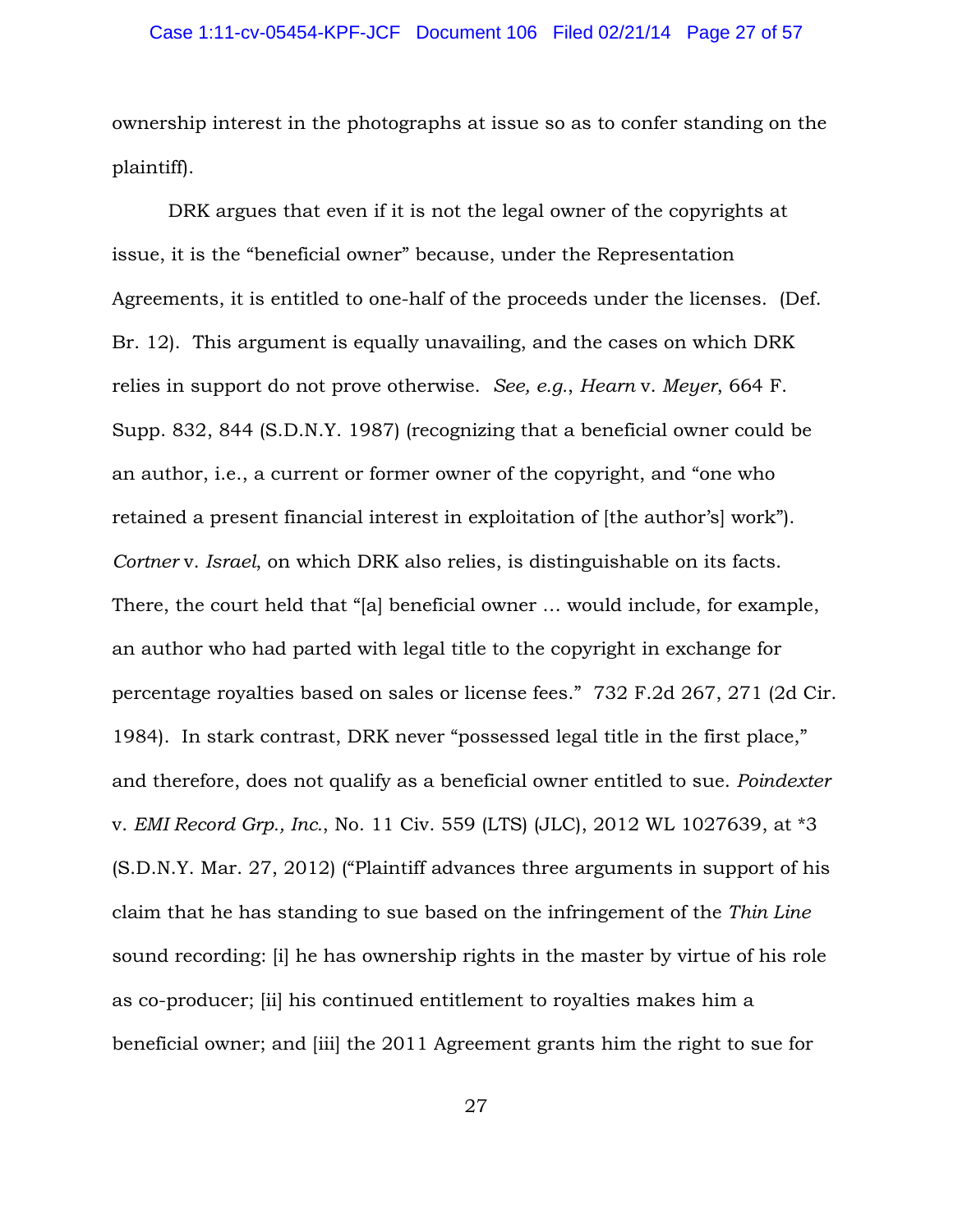ownership interest in the photographs at issue so as to confer standing on the plaintiff).

DRK argues that even if it is not the legal owner of the copyrights at issue, it is the "beneficial owner" because, under the Representation Agreements, it is entitled to one-half of the proceeds under the licenses. (Def. Br. 12). This argument is equally unavailing, and the cases on which DRK relies in support do not prove otherwise. *See, e.g.*, *Hearn* v. *Meyer*, 664 F. Supp. 832, 844 (S.D.N.Y. 1987) (recognizing that a beneficial owner could be an author, i.e., a current or former owner of the copyright, and "one who retained a present financial interest in exploitation of [the author's] work"). *Cortner* v. *Israel*, on which DRK also relies, is distinguishable on its facts. There, the court held that "[a] beneficial owner … would include, for example, an author who had parted with legal title to the copyright in exchange for percentage royalties based on sales or license fees." 732 F.2d 267, 271 (2d Cir. 1984). In stark contrast, DRK never "possessed legal title in the first place," and therefore, does not qualify as a beneficial owner entitled to sue. *Poindexter* v. *EMI Record Grp., Inc.*, No. 11 Civ. 559 (LTS) (JLC), 2012 WL 1027639, at *3 (S.D.N.Y. Mar. 27, 2012) ("Plaintiff advances three arguments in support of his claim that he has standing to sue based on the infringement of the *Thin Line* sound recording: [i] he has ownership rights in the master by virtue of his role as co-producer; [ii] his continued entitlement to royalties makes him a beneficial owner; and [iii] the 2011 Agreement grants him the right to sue for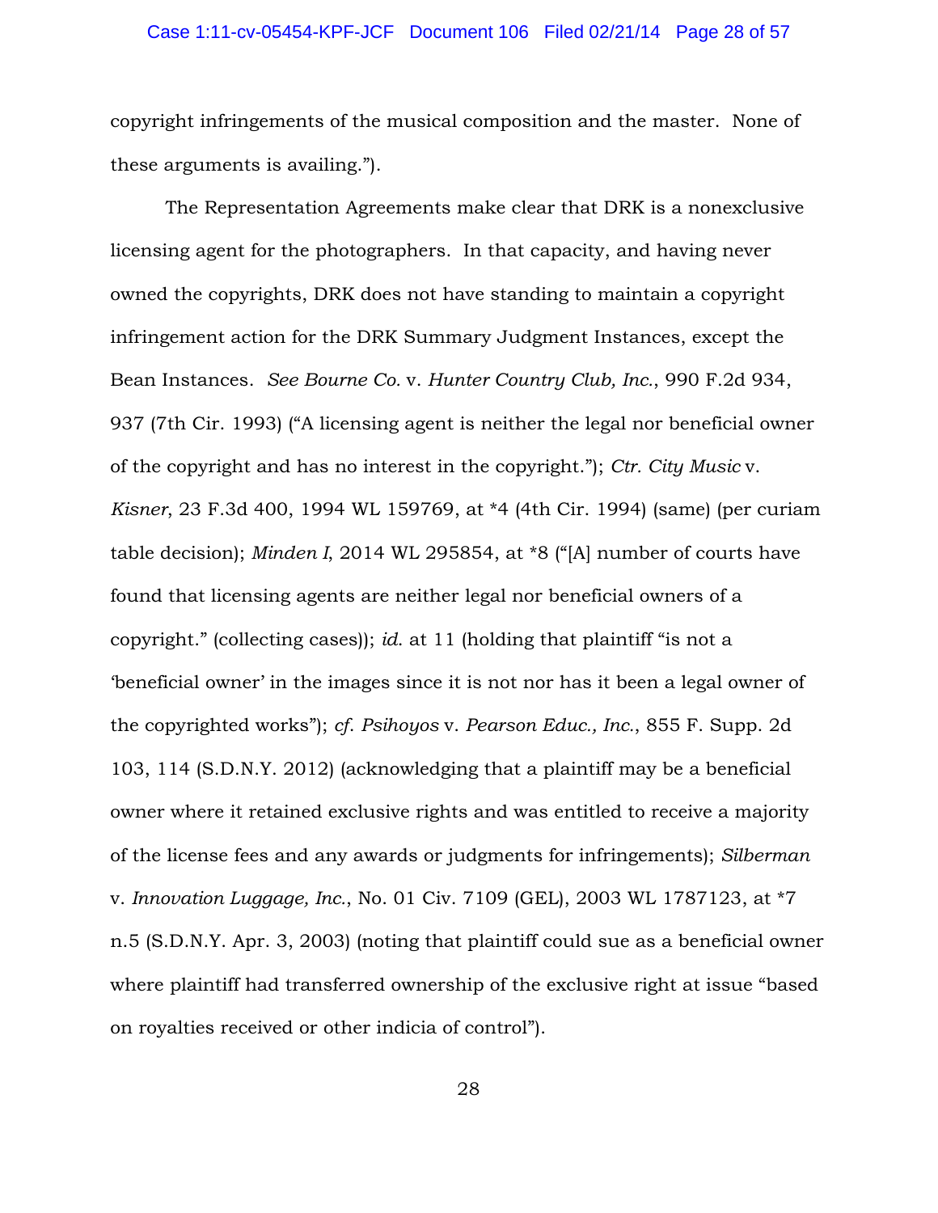copyright infringements of the musical composition and the master. None of these arguments is availing.").

The Representation Agreements make clear that DRK is a nonexclusive licensing agent for the photographers. In that capacity, and having never owned the copyrights, DRK does not have standing to maintain a copyright infringement action for the DRK Summary Judgment Instances, except the Bean Instances. *See Bourne Co.* v. *Hunter Country Club, Inc.*, 990 F.2d 934, 937 (7th Cir. 1993) ("A licensing agent is neither the legal nor beneficial owner of the copyright and has no interest in the copyright."); *Ctr. City Music* v. *Kisner*, 23 F.3d 400, 1994 WL 159769, at *4 (4th Cir. 1994) (same) (per curiam table decision); *Minden I*, 2014 WL 295854, at *8 ("[A] number of courts have found that licensing agents are neither legal nor beneficial owners of a copyright." (collecting cases)); *id.* at 11 (holding that plaintiff "is not a 'beneficial owner' in the images since it is not nor has it been a legal owner of the copyrighted works"); *cf. Psihoyos* v. *Pearson Educ., Inc.*, 855 F. Supp. 2d 103, 114 (S.D.N.Y. 2012) (acknowledging that a plaintiff may be a beneficial owner where it retained exclusive rights and was entitled to receive a majority of the license fees and any awards or judgments for infringements); *Silberman* v. *Innovation Luggage, Inc.*, No. 01 Civ. 7109 (GEL), 2003 WL 1787123, at *7 n.5 (S.D.N.Y. Apr. 3, 2003) (noting that plaintiff could sue as a beneficial owner where plaintiff had transferred ownership of the exclusive right at issue "based on royalties received or other indicia of control").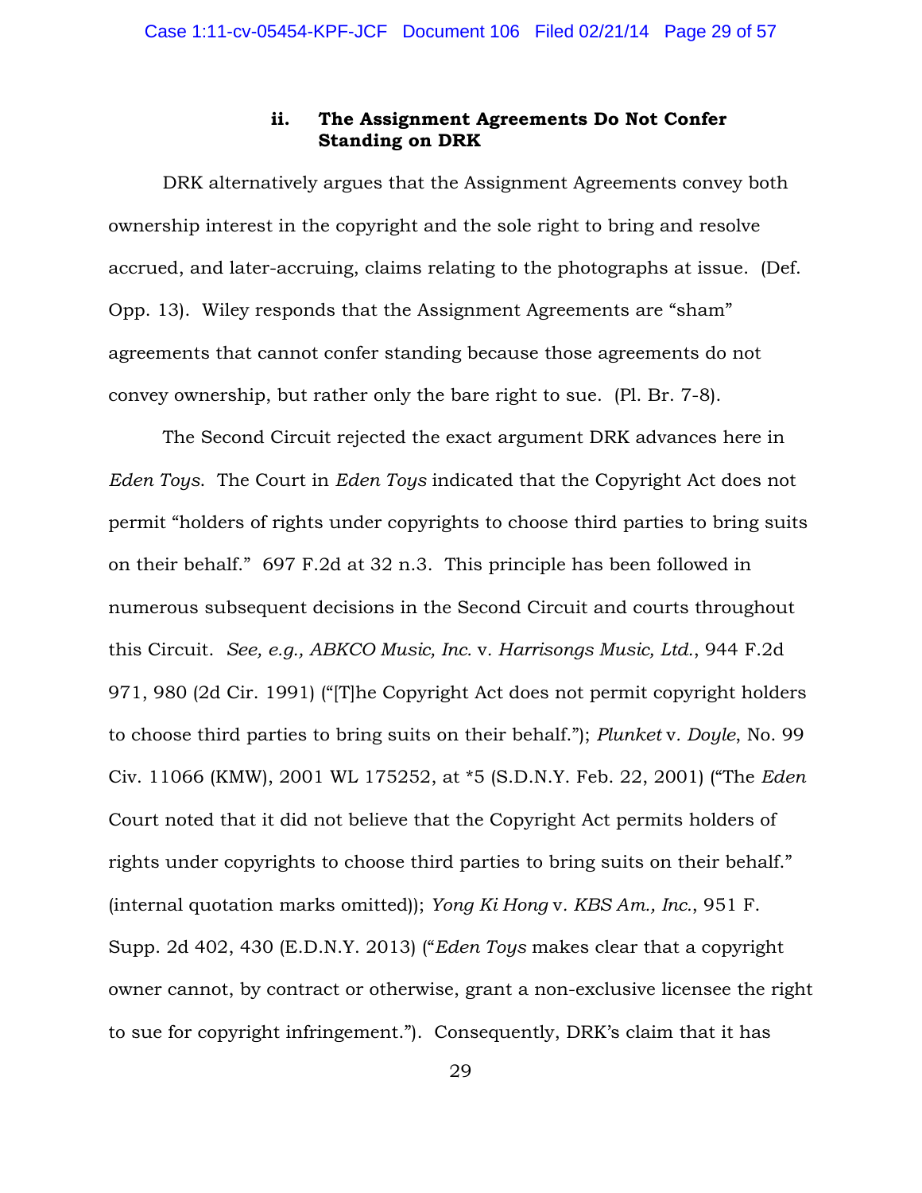### ii. **The Assignment Agreements Do Not Confer Standing on DRK**

DRK alternatively argues that the Assignment Agreements convey both ownership interest in the copyright and the sole right to bring and resolve accrued, and later-accruing, claims relating to the photographs at issue. (Def. Opp. 13). Wiley responds that the Assignment Agreements are "sham" agreements that cannot confer standing because those agreements do not convey ownership, but rather only the bare right to sue. (Pl. Br. 7-8).

The Second Circuit rejected the exact argument DRK advances here in *Eden Toys*. The Court in *Eden Toys* indicated that the Copyright Act does not permit "holders of rights under copyrights to choose third parties to bring suits on their behalf." 697 F.2d at 32 n.3. This principle has been followed in numerous subsequent decisions in the Second Circuit and courts throughout this Circuit. *See, e.g., ABKCO Music, Inc.* v. *Harrisongs Music, Ltd.*, 944 F.2d 971, 980 (2d Cir. 1991) ("[T]he Copyright Act does not permit copyright holders to choose third parties to bring suits on their behalf."); *Plunket* v. *Doyle*, No. 99 Civ. 11066 (KMW), 2001 WL 175252, at *5 (S.D.N.Y. Feb. 22, 2001) ("The *Eden* Court noted that it did not believe that the Copyright Act permits holders of rights under copyrights to choose third parties to bring suits on their behalf." (internal quotation marks omitted)); *Yong Ki Hong* v. *KBS Am., Inc.*, 951 F. Supp. 2d 402, 430 (E.D.N.Y. 2013) ("*Eden Toys* makes clear that a copyright owner cannot, by contract or otherwise, grant a non-exclusive licensee the right to sue for copyright infringement."). Consequently, DRK's claim that it has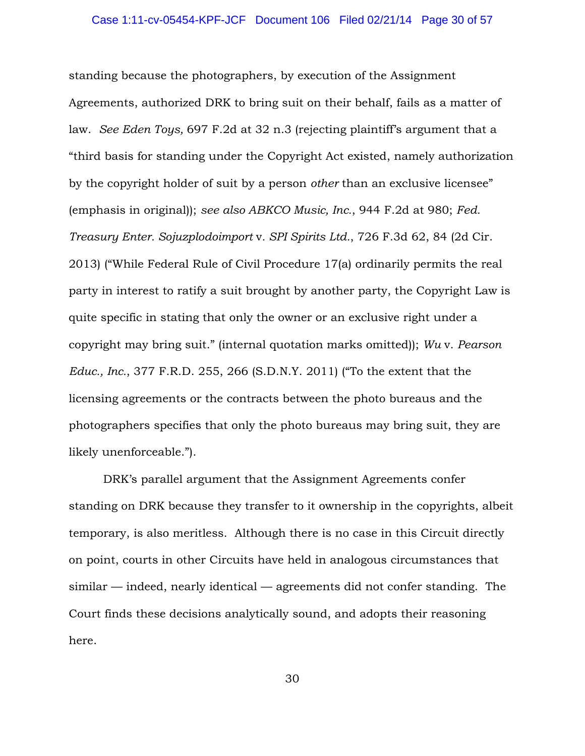standing because the photographers, by execution of the Assignment Agreements, authorized DRK to bring suit on their behalf, fails as a matter of law. *See Eden Toys,* 697 F.2d at 32 n.3 (rejecting plaintiff's argument that a "third basis for standing under the Copyright Act existed, namely authorization by the copyright holder of suit by a person *other* than an exclusive licensee" (emphasis in original)); *see also ABKCO Music, Inc.*, 944 F.2d at 980; *Fed. Treasury Enter. Sojuzplodoimport* v. *SPI Spirits Ltd.*, 726 F.3d 62, 84 (2d Cir. 2013) ("While Federal Rule of Civil Procedure 17(a) ordinarily permits the real party in interest to ratify a suit brought by another party, the Copyright Law is quite specific in stating that only the owner or an exclusive right under a copyright may bring suit." (internal quotation marks omitted)); *Wu* v. *Pearson Educ., Inc.*, 377 F.R.D. 255, 266 (S.D.N.Y. 2011) ("To the extent that the licensing agreements or the contracts between the photo bureaus and the photographers specifies that only the photo bureaus may bring suit, they are likely unenforceable.").

DRK's parallel argument that the Assignment Agreements confer standing on DRK because they transfer to it ownership in the copyrights, albeit temporary, is also meritless. Although there is no case in this Circuit directly on point, courts in other Circuits have held in analogous circumstances that similar — indeed, nearly identical — agreements did not confer standing. The Court finds these decisions analytically sound, and adopts their reasoning here.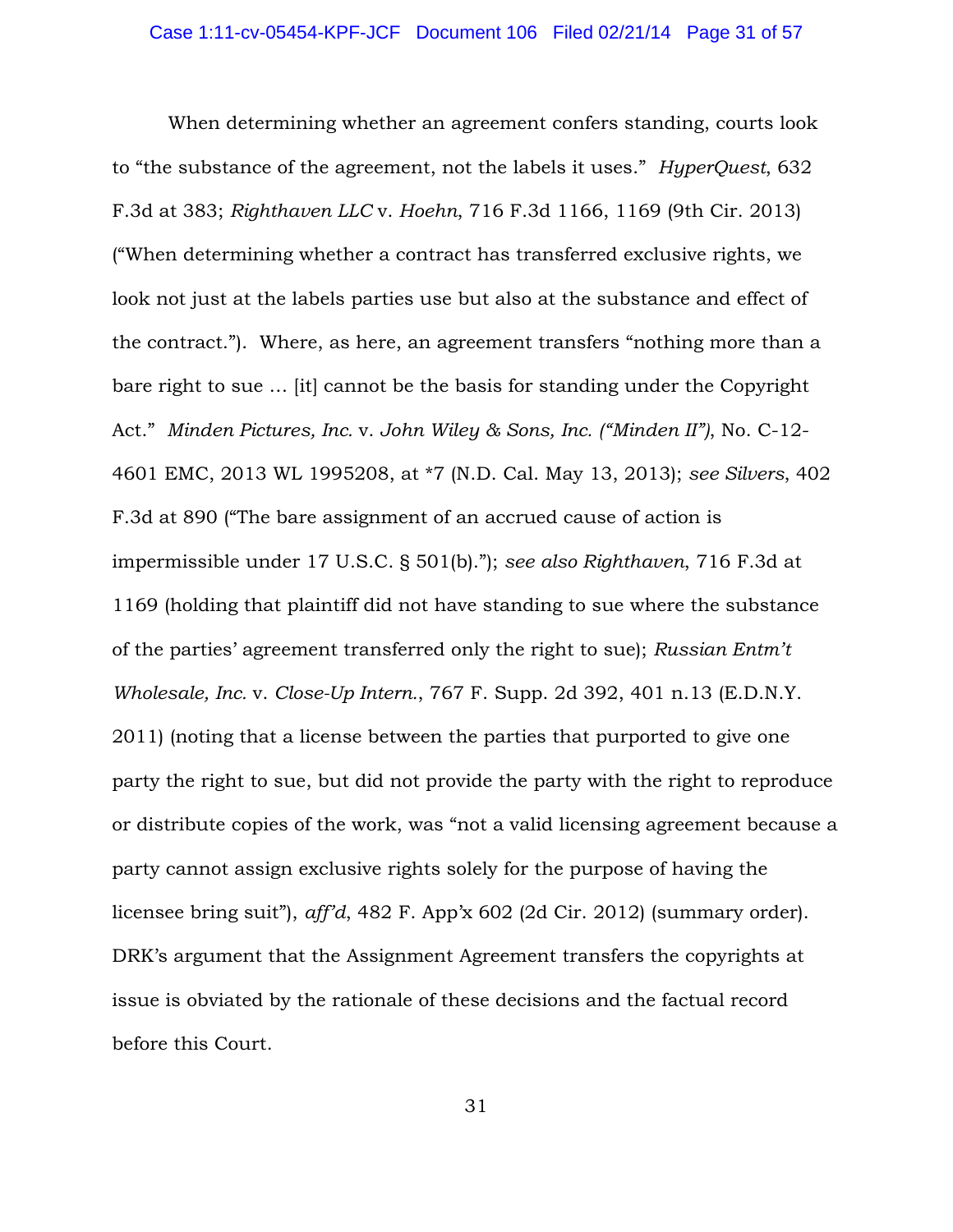When determining whether an agreement confers standing, courts look to "the substance of the agreement, not the labels it uses." *HyperQuest*, 632 F.3d at 383; *Righthaven LLC* v. *Hoehn*, 716 F.3d 1166, 1169 (9th Cir. 2013) ("When determining whether a contract has transferred exclusive rights, we look not just at the labels parties use but also at the substance and effect of the contract."). Where, as here, an agreement transfers "nothing more than a bare right to sue … [it] cannot be the basis for standing under the Copyright Act." *Minden Pictures, Inc.* v. *John Wiley & Sons, Inc. ("Minden II")*, No. C-12-4601 EMC, 2013 WL 1995208, at *7 (N.D. Cal. May 13, 2013); *see Silvers*, 402 F.3d at 890 ("The bare assignment of an accrued cause of action is impermissible under 17 U.S.C. § 501(b)."); *see also Righthaven*, 716 F.3d at 1169 (holding that plaintiff did not have standing to sue where the substance of the parties' agreement transferred only the right to sue); *Russian Entm't Wholesale, Inc.* v. *Close-Up Intern.*, 767 F. Supp. 2d 392, 401 n.13 (E.D.N.Y. 2011) (noting that a license between the parties that purported to give one party the right to sue, but did not provide the party with the right to reproduce or distribute copies of the work, was "not a valid licensing agreement because a party cannot assign exclusive rights solely for the purpose of having the licensee bring suit"), *aff'd*, 482 F. App'x 602 (2d Cir. 2012) (summary order). DRK's argument that the Assignment Agreement transfers the copyrights at issue is obviated by the rationale of these decisions and the factual record before this Court.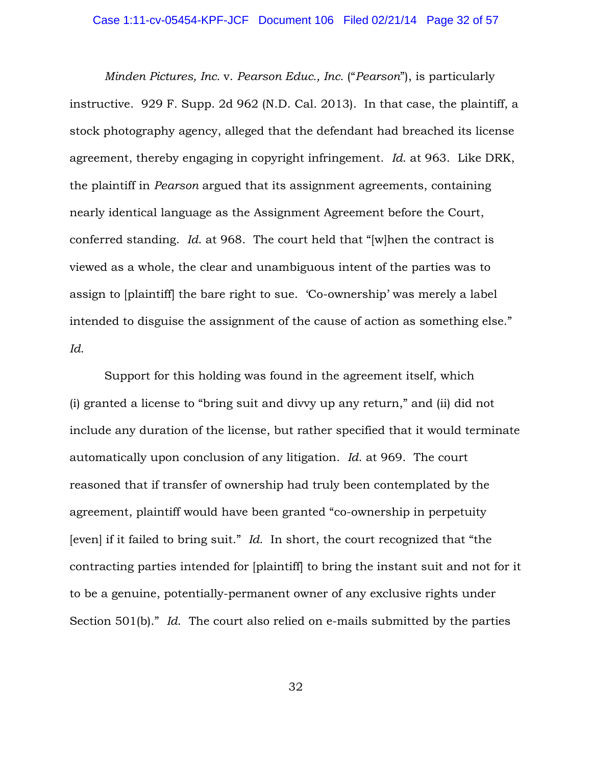*Minden Pictures, Inc.* v. *Pearson Educ., Inc.* ("*Pearson*"), is particularly instructive. 929 F. Supp. 2d 962 (N.D. Cal. 2013). In that case, the plaintiff, a stock photography agency, alleged that the defendant had breached its license agreement, thereby engaging in copyright infringement. *Id.* at 963. Like DRK, the plaintiff in *Pearson* argued that its assignment agreements, containing nearly identical language as the Assignment Agreement before the Court, conferred standing. *Id.* at 968. The court held that "[w]hen the contract is viewed as a whole, the clear and unambiguous intent of the parties was to assign to [plaintiff] the bare right to sue. 'Co-ownership' was merely a label intended to disguise the assignment of the cause of action as something else." *Id.*

Support for this holding was found in the agreement itself, which (i) granted a license to "bring suit and divvy up any return," and (ii) did not include any duration of the license, but rather specified that it would terminate automatically upon conclusion of any litigation. *Id.* at 969. The court reasoned that if transfer of ownership had truly been contemplated by the agreement, plaintiff would have been granted "co-ownership in perpetuity [even] if it failed to bring suit." *Id.* In short, the court recognized that "the contracting parties intended for [plaintiff] to bring the instant suit and not for it to be a genuine, potentially-permanent owner of any exclusive rights under Section 501(b)." *Id.* The court also relied on e-mails submitted by the parties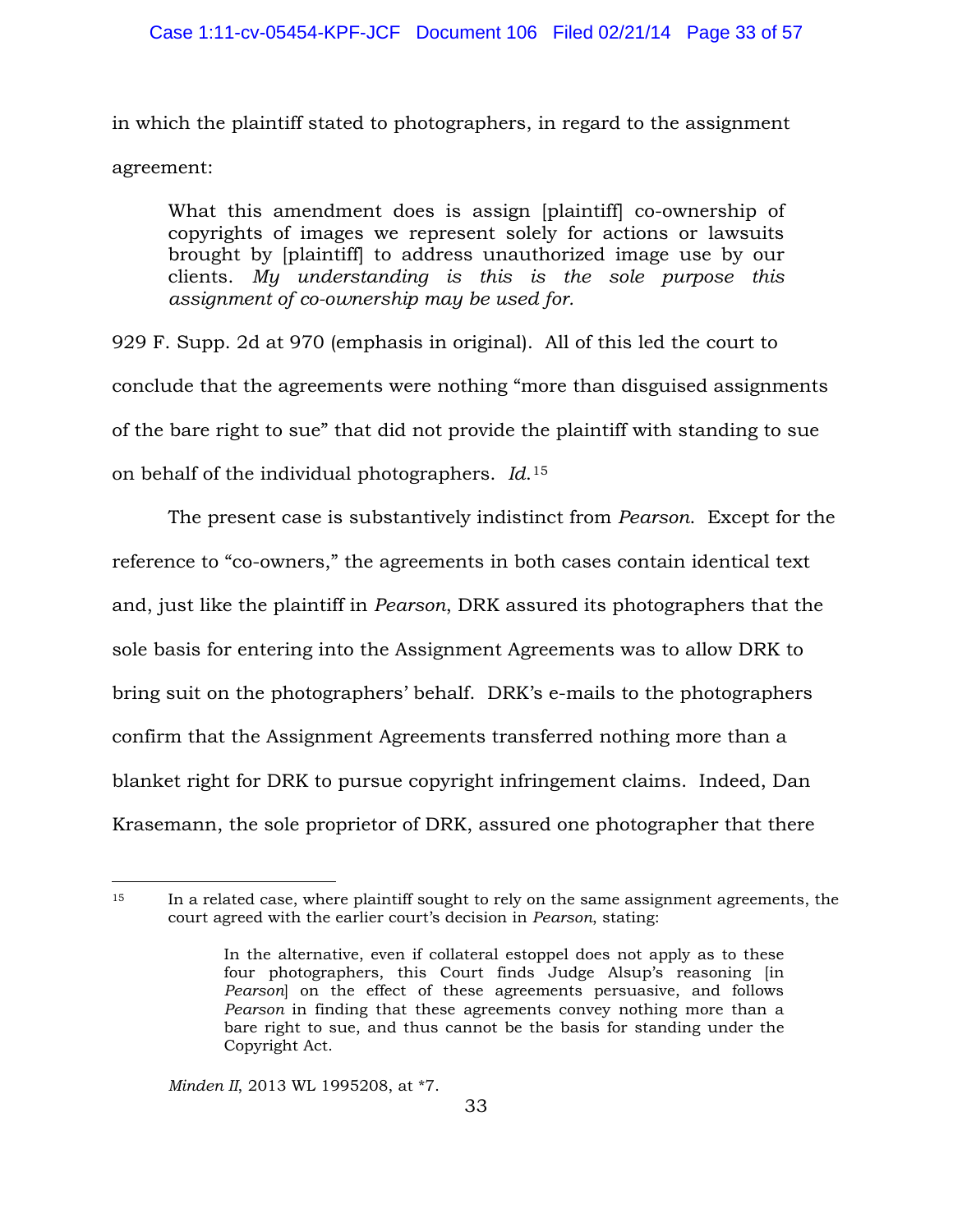in which the plaintiff stated to photographers, in regard to the assignment agreement:

> What this amendment does is assign [plaintiff] co-ownership of copyrights of images we represent solely for actions or lawsuits brought by [plaintiff] to address unauthorized image use by our clients. *My understanding is this is the sole purpose this assignment of co-ownership may be used for.*

929 F. Supp. 2d at 970 (emphasis in original). All of this led the court to conclude that the agreements were nothing "more than disguised assignments of the bare right to sue" that did not provide the plaintiff with standing to sue on behalf of the individual photographers. *Id.*[15]

The present case is substantively indistinct from *Pearson*. Except for the reference to "co-owners," the agreements in both cases contain identical text and, just like the plaintiff in *Pearson*, DRK assured its photographers that the sole basis for entering into the Assignment Agreements was to allow DRK to bring suit on the photographers' behalf. DRK's e-mails to the photographers confirm that the Assignment Agreements transferred nothing more than a blanket right for DRK to pursue copyright infringement claims. Indeed, Dan Krasemann, the sole proprietor of DRK, assured one photographer that there

---

[15] In a related case, where plaintiff sought to rely on the same assignment agreements, the court agreed with the earlier court's decision in *Pearson*, stating:

> In the alternative, even if collateral estoppel does not apply as to these four photographers, this Court finds Judge Alsup's reasoning [in *Pearson*] on the effect of these agreements persuasive, and follows *Pearson* in finding that these agreements convey nothing more than a bare right to sue, and thus cannot be the basis for standing under the Copyright Act.

*Minden II*, 2013 WL 1995208, at *7.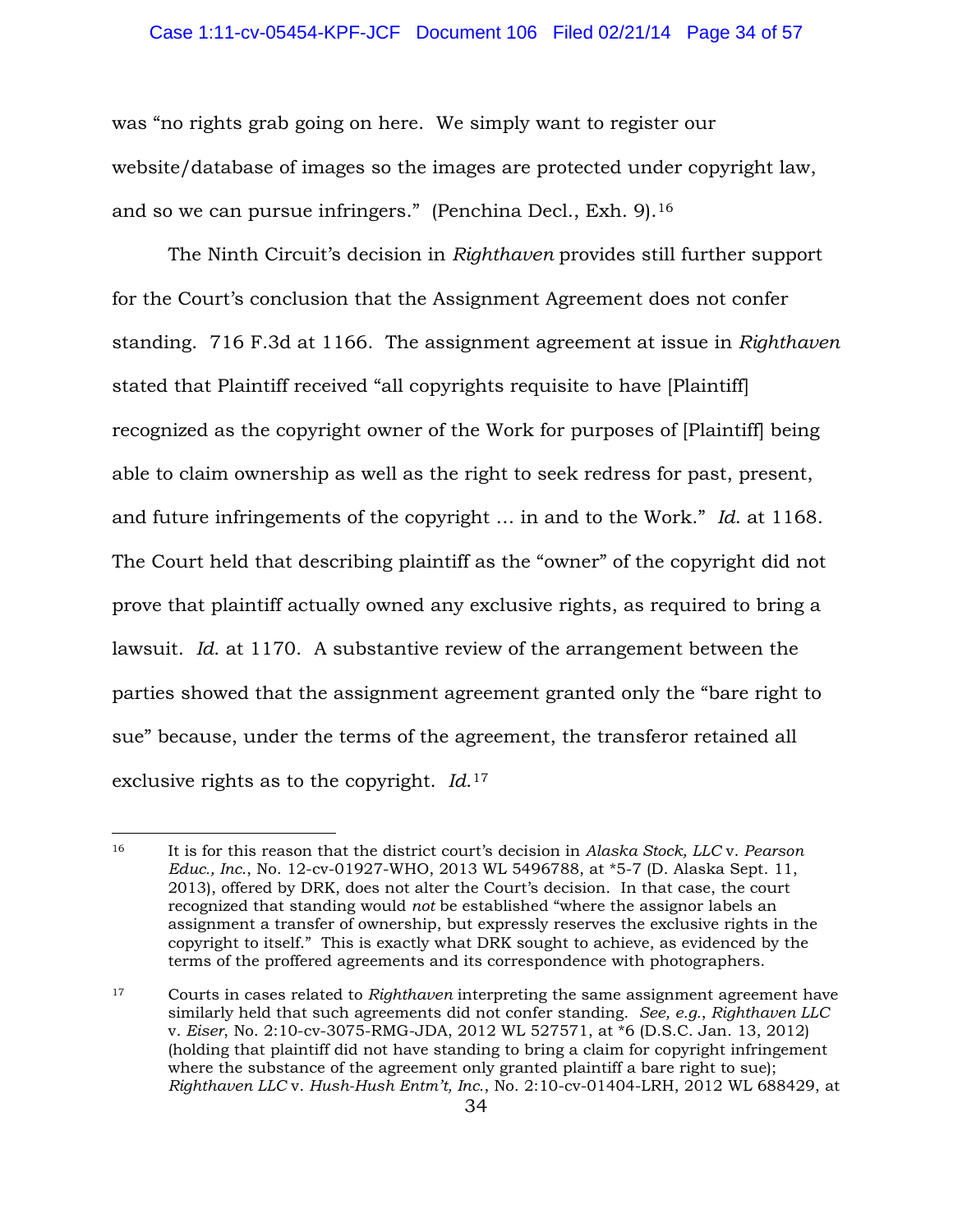was "no rights grab going on here. We simply want to register our website/database of images so the images are protected under copyright law, and so we can pursue infringers." (Penchina Decl., Exh. 9).[16]

The Ninth Circuit's decision in *Righthaven* provides still further support for the Court's conclusion that the Assignment Agreement does not confer standing. 716 F.3d at 1166. The assignment agreement at issue in *Righthaven* stated that Plaintiff received "all copyrights requisite to have [Plaintiff] recognized as the copyright owner of the Work for purposes of [Plaintiff] being able to claim ownership as well as the right to seek redress for past, present, and future infringements of the copyright … in and to the Work." *Id.* at 1168. The Court held that describing plaintiff as the "owner" of the copyright did not prove that plaintiff actually owned any exclusive rights, as required to bring a lawsuit. *Id.* at 1170. A substantive review of the arrangement between the parties showed that the assignment agreement granted only the "bare right to sue" because, under the terms of the agreement, the transferor retained all exclusive rights as to the copyright. *Id.*[17]

---

[16] It is for this reason that the district court's decision in *Alaska Stock, LLC* v. *Pearson Educ., Inc.*, No. 12-cv-01927-WHO, 2013 WL 5496788, at *5-7 (D. Alaska Sept. 11, 2013), offered by DRK, does not alter the Court's decision. In that case, the court recognized that standing would *not* be established "where the assignor labels an assignment a transfer of ownership, but expressly reserves the exclusive rights in the copyright to itself." This is exactly what DRK sought to achieve, as evidenced by the terms of the proffered agreements and its correspondence with photographers.

[17] Courts in cases related to *Righthaven* interpreting the same assignment agreement have similarly held that such agreements did not confer standing. *See, e.g.*, *Righthaven LLC* v. *Eiser*, No. 2:10-cv-3075-RMG-JDA, 2012 WL 527571, at *6 (D.S.C. Jan. 13, 2012) (holding that plaintiff did not have standing to bring a claim for copyright infringement where the substance of the agreement only granted plaintiff a bare right to sue); *Righthaven LLC* v. *Hush-Hush Entm't, Inc.*, No. 2:10-cv-01404-LRH, 2012 WL 688429, at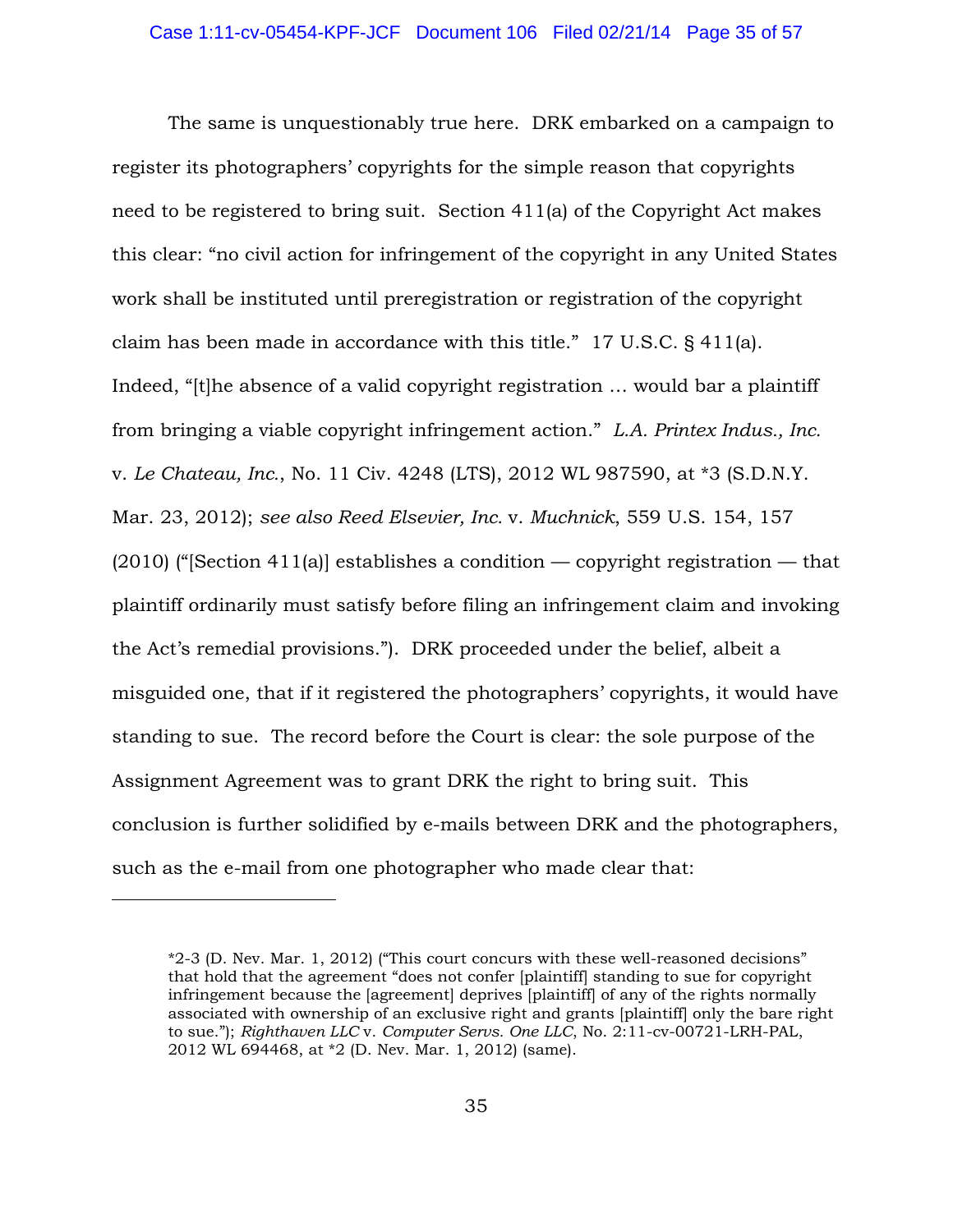The same is unquestionably true here. DRK embarked on a campaign to register its photographers' copyrights for the simple reason that copyrights need to be registered to bring suit. Section 411(a) of the Copyright Act makes this clear: "no civil action for infringement of the copyright in any United States work shall be instituted until preregistration or registration of the copyright claim has been made in accordance with this title." 17 U.S.C. § 411(a). Indeed, "[t]he absence of a valid copyright registration … would bar a plaintiff from bringing a viable copyright infringement action." *L.A. Printex Indus., Inc.* v. *Le Chateau, Inc.*, No. 11 Civ. 4248 (LTS), 2012 WL 987590, at *3 (S.D.N.Y. Mar. 23, 2012); *see also Reed Elsevier, Inc.* v. *Muchnick*, 559 U.S. 154, 157 (2010) ("[Section 411(a)] establishes a condition — copyright registration — that plaintiff ordinarily must satisfy before filing an infringement claim and invoking the Act's remedial provisions."). DRK proceeded under the belief, albeit a misguided one, that if it registered the photographers' copyrights, it would have standing to sue. The record before the Court is clear: the sole purpose of the Assignment Agreement was to grant DRK the right to bring suit. This conclusion is further solidified by e-mails between DRK and the photographers, such as the e-mail from one photographer who made clear that:

---

*2-3 (D. Nev. Mar. 1, 2012) ("This court concurs with these well-reasoned decisions" that hold that the agreement "does not confer [plaintiff] standing to sue for copyright infringement because the [agreement] deprives [plaintiff] of any of the rights normally associated with ownership of an exclusive right and grants [plaintiff] only the bare right to sue."); *Righthaven LLC* v. *Computer Servs. One LLC*, No. 2:11-cv-00721-LRH-PAL, 2012 WL 694468, at *2 (D. Nev. Mar. 1, 2012) (same).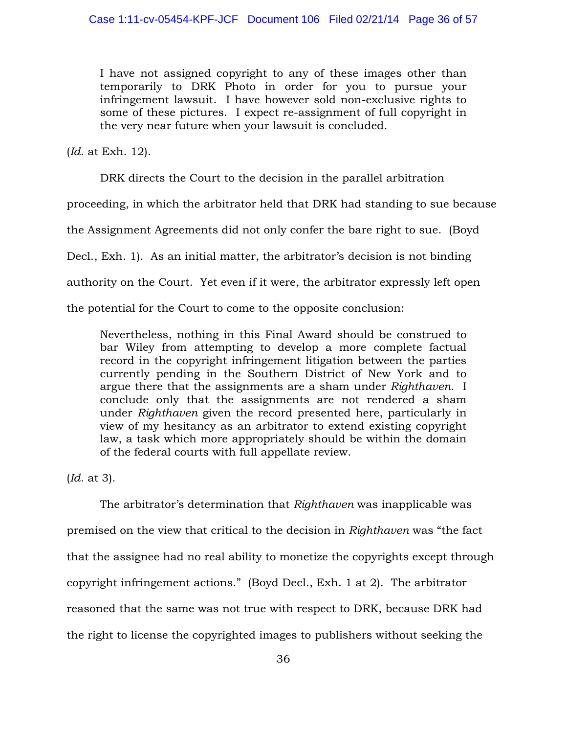> I have not assigned copyright to any of these images other than temporarily to DRK Photo in order for you to pursue your infringement lawsuit. I have however sold non-exclusive rights to some of these pictures. I expect re-assignment of full copyright in the very near future when your lawsuit is concluded.

(*Id.* at Exh. 12).

DRK directs the Court to the decision in the parallel arbitration proceeding, in which the arbitrator held that DRK had standing to sue because the Assignment Agreements did not only confer the bare right to sue. (Boyd Decl., Exh. 1). As an initial matter, the arbitrator's decision is not binding authority on the Court. Yet even if it were, the arbitrator expressly left open the potential for the Court to come to the opposite conclusion:

> Nevertheless, nothing in this Final Award should be construed to bar Wiley from attempting to develop a more complete factual record in the copyright infringement litigation between the parties currently pending in the Southern District of New York and to argue there that the assignments are a sham under *Righthaven*. I conclude only that the assignments are not rendered a sham under *Righthaven* given the record presented here, particularly in view of my hesitancy as an arbitrator to extend existing copyright law, a task which more appropriately should be within the domain of the federal courts with full appellate review.

(*Id.* at 3).

The arbitrator's determination that *Righthaven* was inapplicable was premised on the view that critical to the decision in *Righthaven* was "the fact that the assignee had no real ability to monetize the copyrights except through copyright infringement actions." (Boyd Decl., Exh. 1 at 2). The arbitrator reasoned that the same was not true with respect to DRK, because DRK had the right to license the copyrighted images to publishers without seeking the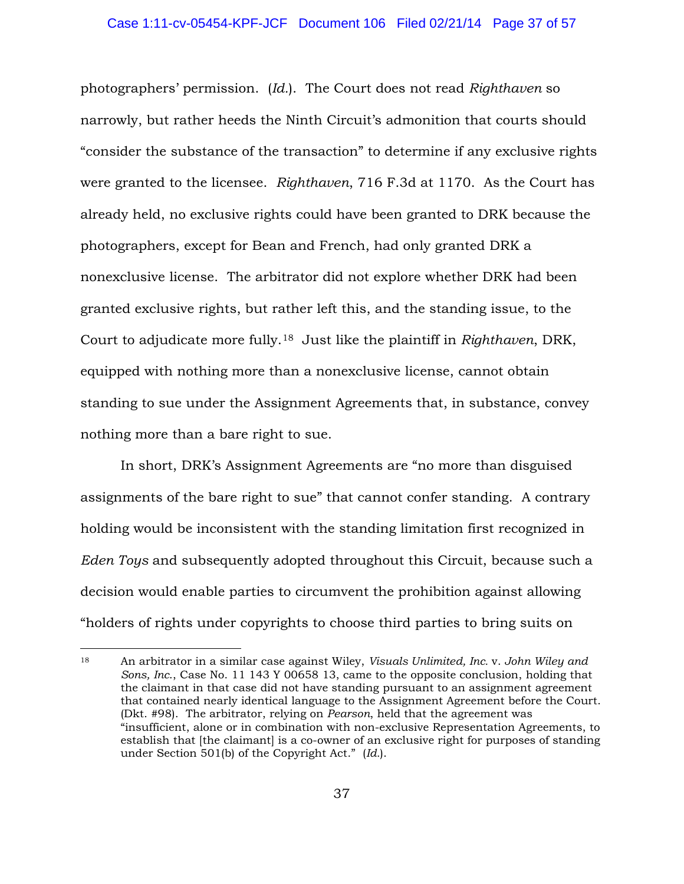photographers' permission. (*Id.*). The Court does not read *Righthaven* so narrowly, but rather heeds the Ninth Circuit's admonition that courts should "consider the substance of the transaction" to determine if any exclusive rights were granted to the licensee. *Righthaven*, 716 F.3d at 1170. As the Court has already held, no exclusive rights could have been granted to DRK because the photographers, except for Bean and French, had only granted DRK a nonexclusive license. The arbitrator did not explore whether DRK had been granted exclusive rights, but rather left this, and the standing issue, to the Court to adjudicate more fully.[18] Just like the plaintiff in *Righthaven*, DRK, equipped with nothing more than a nonexclusive license, cannot obtain standing to sue under the Assignment Agreements that, in substance, convey nothing more than a bare right to sue.

In short, DRK's Assignment Agreements are "no more than disguised assignments of the bare right to sue" that cannot confer standing. A contrary holding would be inconsistent with the standing limitation first recognized in *Eden Toys* and subsequently adopted throughout this Circuit, because such a decision would enable parties to circumvent the prohibition against allowing "holders of rights under copyrights to choose third parties to bring suits on

---

[18] An arbitrator in a similar case against Wiley, *Visuals Unlimited, Inc.* v. *John Wiley and Sons, Inc.*, Case No. 11 143 Y 00658 13, came to the opposite conclusion, holding that the claimant in that case did not have standing pursuant to an assignment agreement that contained nearly identical language to the Assignment Agreement before the Court. (Dkt. #98). The arbitrator, relying on *Pearson*, held that the agreement was "insufficient, alone or in combination with non-exclusive Representation Agreements, to establish that [the claimant] is a co-owner of an exclusive right for purposes of standing under Section 501(b) of the Copyright Act." (*Id.*).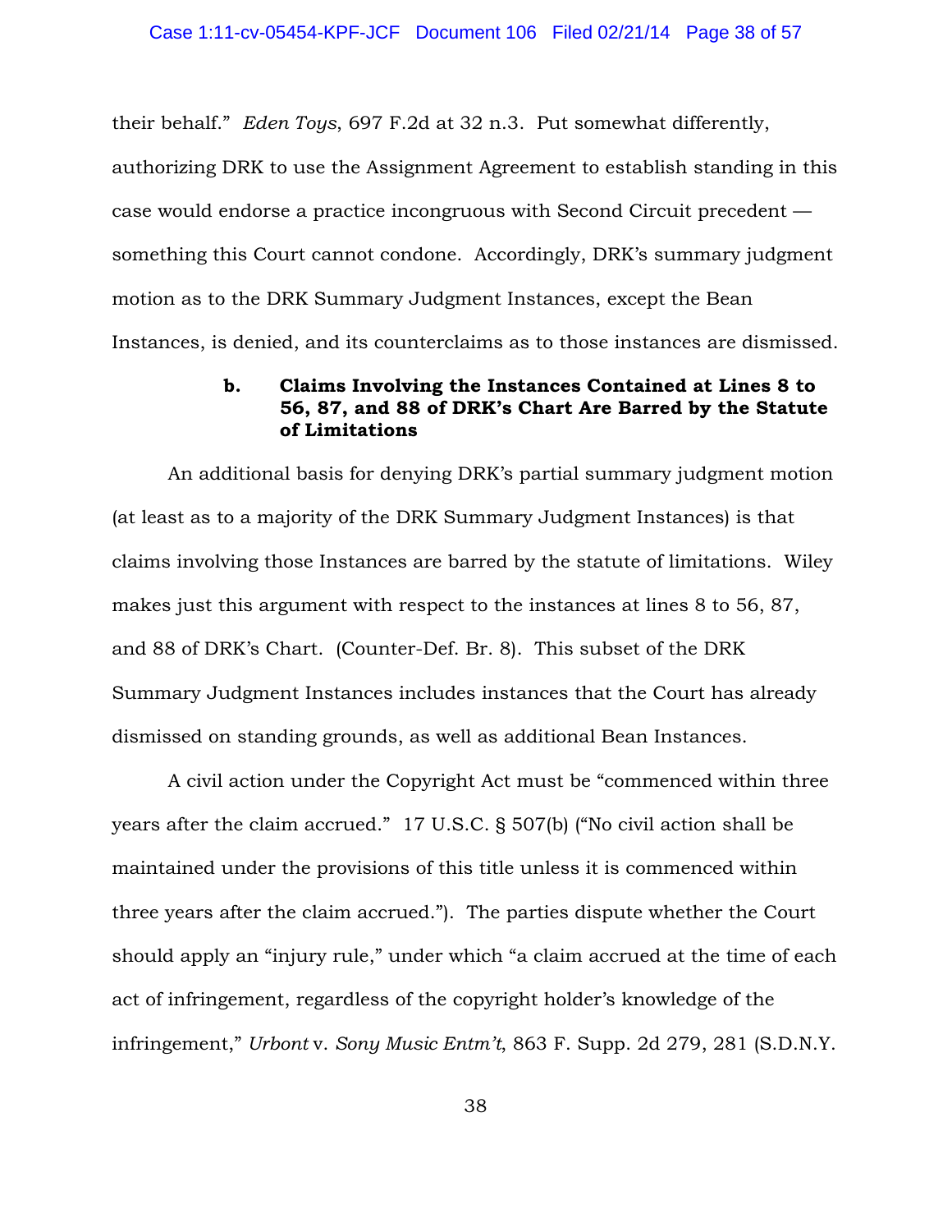their behalf." *Eden Toys*, 697 F.2d at 32 n.3. Put somewhat differently, authorizing DRK to use the Assignment Agreement to establish standing in this case would endorse a practice incongruous with Second Circuit precedent — something this Court cannot condone. Accordingly, DRK's summary judgment motion as to the DRK Summary Judgment Instances, except the Bean Instances, is denied, and its counterclaims as to those instances are dismissed.

**b. Claims Involving the Instances Contained at Lines 8 to 56, 87, and 88 of DRK's Chart Are Barred by the Statute of Limitations**

An additional basis for denying DRK's partial summary judgment motion (at least as to a majority of the DRK Summary Judgment Instances) is that claims involving those Instances are barred by the statute of limitations. Wiley makes just this argument with respect to the instances at lines 8 to 56, 87, and 88 of DRK's Chart. (Counter-Def. Br. 8). This subset of the DRK Summary Judgment Instances includes instances that the Court has already dismissed on standing grounds, as well as additional Bean Instances.

A civil action under the Copyright Act must be "commenced within three years after the claim accrued." 17 U.S.C. § 507(b) ("No civil action shall be maintained under the provisions of this title unless it is commenced within three years after the claim accrued."). The parties dispute whether the Court should apply an "injury rule," under which "a claim accrued at the time of each act of infringement, regardless of the copyright holder's knowledge of the infringement," *Urbont* v. *Sony Music Entm't*, 863 F. Supp. 2d 279, 281 (S.D.N.Y.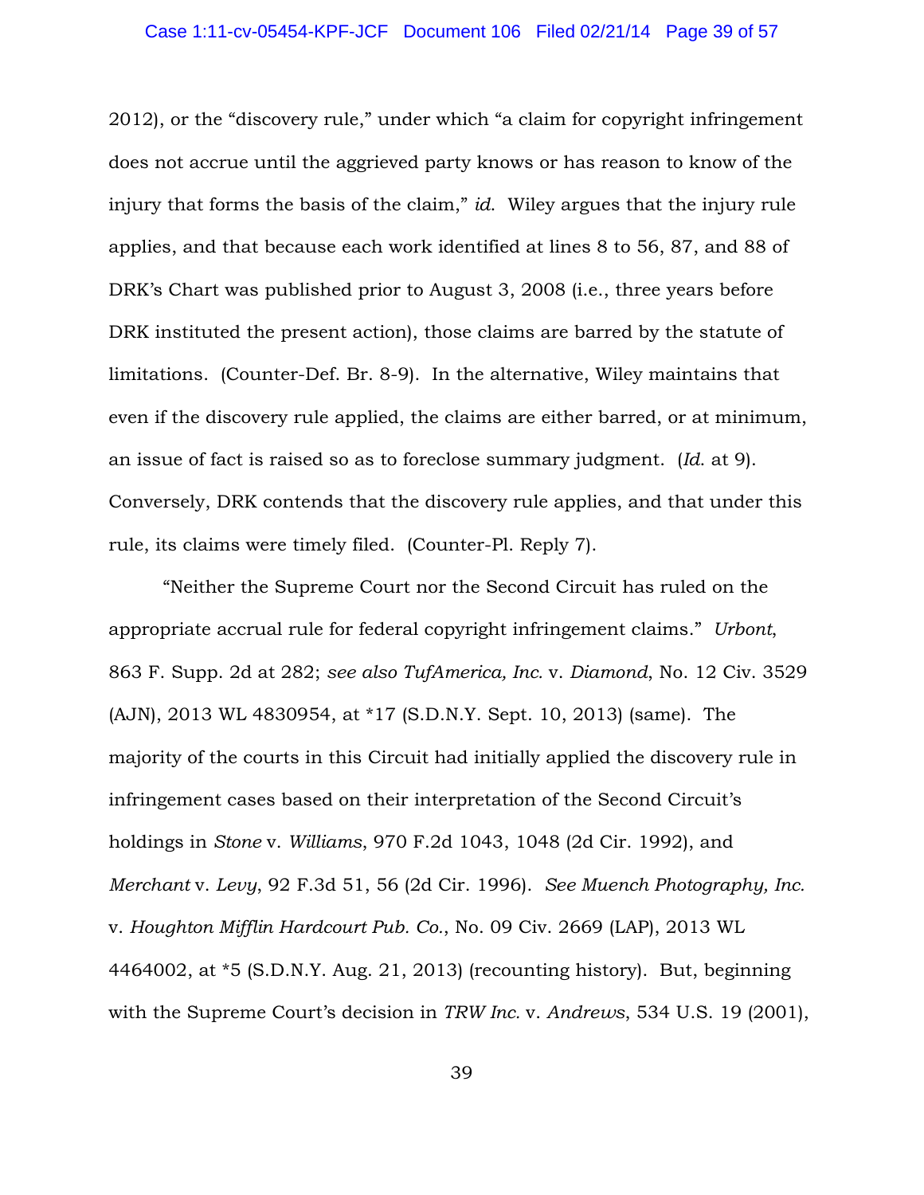2012), or the "discovery rule," under which "a claim for copyright infringement does not accrue until the aggrieved party knows or has reason to know of the injury that forms the basis of the claim," *id.* Wiley argues that the injury rule applies, and that because each work identified at lines 8 to 56, 87, and 88 of DRK's Chart was published prior to August 3, 2008 (i.e., three years before DRK instituted the present action), those claims are barred by the statute of limitations. (Counter-Def. Br. 8-9). In the alternative, Wiley maintains that even if the discovery rule applied, the claims are either barred, or at minimum, an issue of fact is raised so as to foreclose summary judgment. (*Id.* at 9). Conversely, DRK contends that the discovery rule applies, and that under this rule, its claims were timely filed. (Counter-Pl. Reply 7).

"Neither the Supreme Court nor the Second Circuit has ruled on the appropriate accrual rule for federal copyright infringement claims." *Urbont*, 863 F. Supp. 2d at 282; *see also TufAmerica, Inc.* v. *Diamond*, No. 12 Civ. 3529 (AJN), 2013 WL 4830954, at *17 (S.D.N.Y. Sept. 10, 2013) (same). The majority of the courts in this Circuit had initially applied the discovery rule in infringement cases based on their interpretation of the Second Circuit's holdings in *Stone* v. *Williams*, 970 F.2d 1043, 1048 (2d Cir. 1992), and *Merchant* v. *Levy*, 92 F.3d 51, 56 (2d Cir. 1996). *See Muench Photography, Inc.* v. *Houghton Mifflin Hardcourt Pub. Co.,* No. 09 Civ. 2669 (LAP), 2013 WL 4464002, at *5 (S.D.N.Y. Aug. 21, 2013) (recounting history). But, beginning with the Supreme Court's decision in *TRW Inc.* v. *Andrews*, 534 U.S. 19 (2001),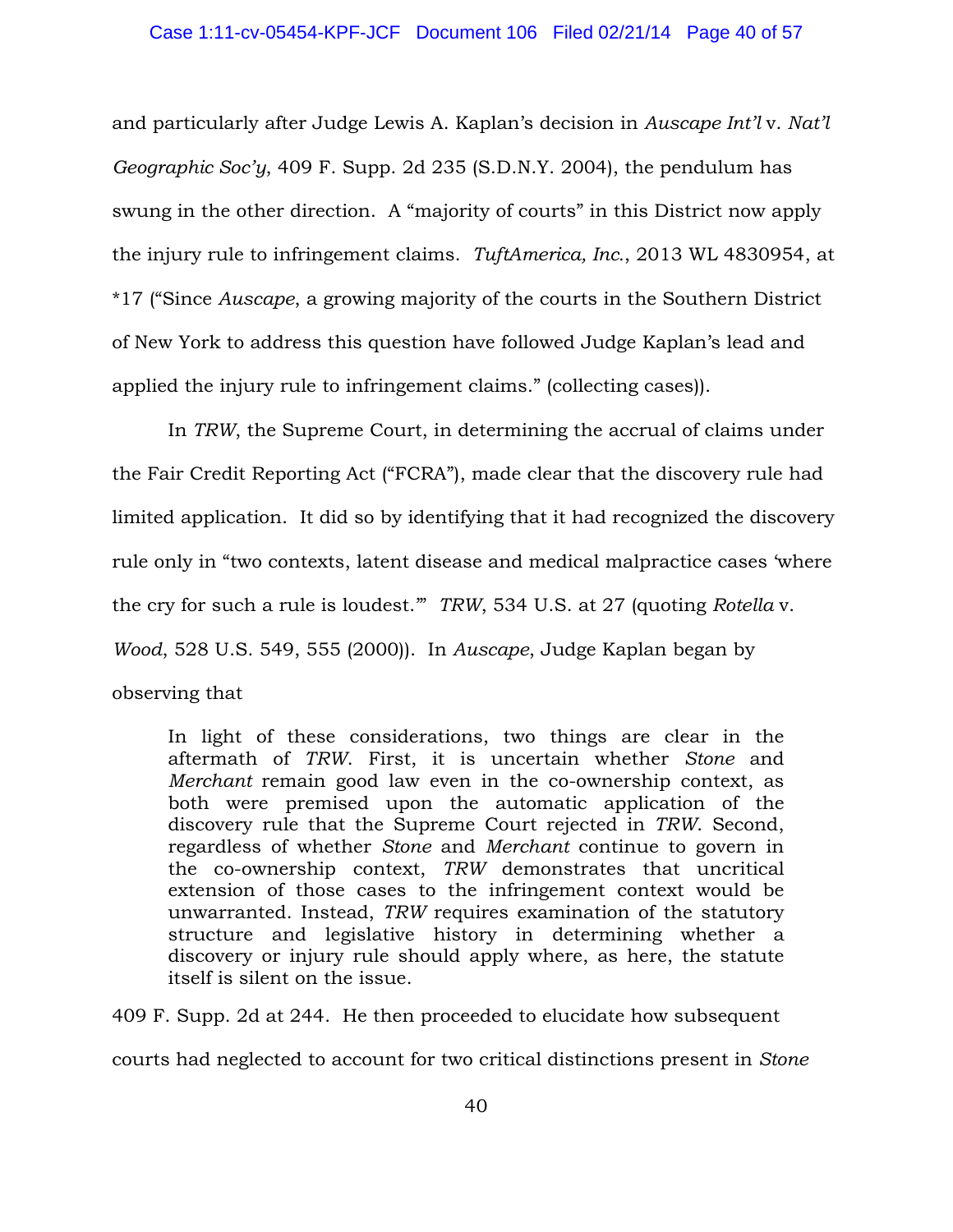and particularly after Judge Lewis A. Kaplan's decision in *Auscape Int'l* v. *Nat'l Geographic Soc'y*, 409 F. Supp. 2d 235 (S.D.N.Y. 2004), the pendulum has swung in the other direction. A "majority of courts" in this District now apply the injury rule to infringement claims. *TuftAmerica, Inc.*, 2013 WL 4830954, at *17 ("Since *Auscape*, a growing majority of the courts in the Southern District of New York to address this question have followed Judge Kaplan's lead and applied the injury rule to infringement claims." (collecting cases)).

In *TRW*, the Supreme Court, in determining the accrual of claims under the Fair Credit Reporting Act ("FCRA"), made clear that the discovery rule had limited application. It did so by identifying that it had recognized the discovery rule only in "two contexts, latent disease and medical malpractice cases 'where the cry for such a rule is loudest.'" *TRW*, 534 U.S. at 27 (quoting *Rotella* v. *Wood*, 528 U.S. 549, 555 (2000)). In *Auscape*, Judge Kaplan began by observing that

> In light of these considerations, two things are clear in the aftermath of *TRW*. First, it is uncertain whether *Stone* and *Merchant* remain good law even in the co-ownership context, as both were premised upon the automatic application of the discovery rule that the Supreme Court rejected in *TRW*. Second, regardless of whether *Stone* and *Merchant* continue to govern in the co-ownership context, *TRW* demonstrates that uncritical extension of those cases to the infringement context would be unwarranted. Instead, *TRW* requires examination of the statutory structure and legislative history in determining whether a discovery or injury rule should apply where, as here, the statute itself is silent on the issue.

409 F. Supp. 2d at 244. He then proceeded to elucidate how subsequent courts had neglected to account for two critical distinctions present in *Stone*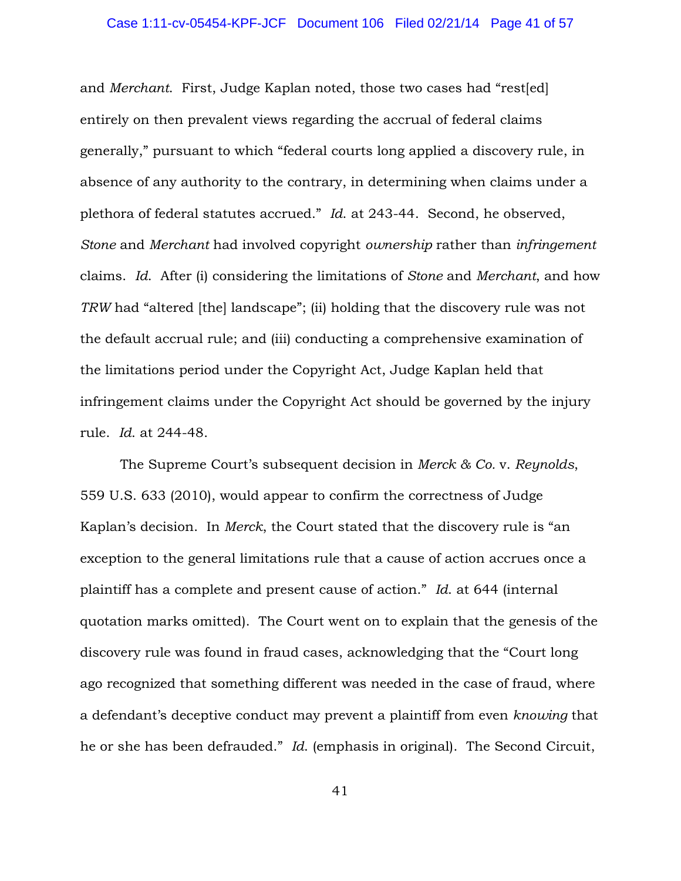and *Merchant*. First, Judge Kaplan noted, those two cases had "rest[ed] entirely on then prevalent views regarding the accrual of federal claims generally," pursuant to which "federal courts long applied a discovery rule, in absence of any authority to the contrary, in determining when claims under a plethora of federal statutes accrued." *Id.* at 243-44. Second, he observed, *Stone* and *Merchant* had involved copyright *ownership* rather than *infringement* claims. *Id.* After (i) considering the limitations of *Stone* and *Merchant*, and how *TRW* had "altered [the] landscape"; (ii) holding that the discovery rule was not the default accrual rule; and (iii) conducting a comprehensive examination of the limitations period under the Copyright Act, Judge Kaplan held that infringement claims under the Copyright Act should be governed by the injury rule. *Id.* at 244-48.

The Supreme Court's subsequent decision in *Merck & Co.* v. *Reynolds*, 559 U.S. 633 (2010), would appear to confirm the correctness of Judge Kaplan's decision. In *Merck*, the Court stated that the discovery rule is "an exception to the general limitations rule that a cause of action accrues once a plaintiff has a complete and present cause of action." *Id.* at 644 (internal quotation marks omitted). The Court went on to explain that the genesis of the discovery rule was found in fraud cases, acknowledging that the "Court long ago recognized that something different was needed in the case of fraud, where a defendant's deceptive conduct may prevent a plaintiff from even *knowing* that he or she has been defrauded." *Id.* (emphasis in original). The Second Circuit,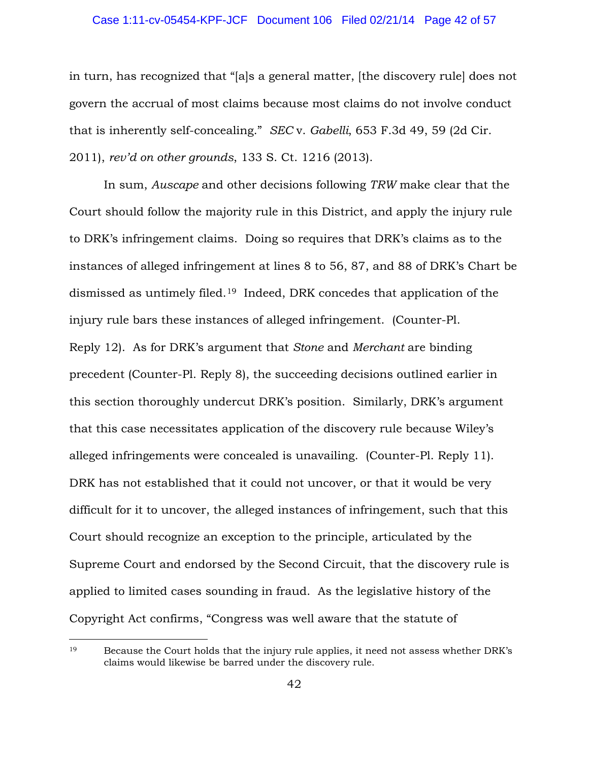in turn, has recognized that "[a]s a general matter, [the discovery rule] does not govern the accrual of most claims because most claims do not involve conduct that is inherently self-concealing." *SEC* v. *Gabelli*, 653 F.3d 49, 59 (2d Cir. 2011), *rev'd on other grounds*, 133 S. Ct. 1216 (2013).

In sum, *Auscape* and other decisions following *TRW* make clear that the Court should follow the majority rule in this District, and apply the injury rule to DRK's infringement claims. Doing so requires that DRK's claims as to the instances of alleged infringement at lines 8 to 56, 87, and 88 of DRK's Chart be dismissed as untimely filed.[19] Indeed, DRK concedes that application of the injury rule bars these instances of alleged infringement. (Counter-Pl. Reply 12). As for DRK's argument that *Stone* and *Merchant* are binding precedent (Counter-Pl. Reply 8), the succeeding decisions outlined earlier in this section thoroughly undercut DRK's position. Similarly, DRK's argument that this case necessitates application of the discovery rule because Wiley's alleged infringements were concealed is unavailing. (Counter-Pl. Reply 11). DRK has not established that it could not uncover, or that it would be very difficult for it to uncover, the alleged instances of infringement, such that this Court should recognize an exception to the principle, articulated by the Supreme Court and endorsed by the Second Circuit, that the discovery rule is applied to limited cases sounding in fraud. As the legislative history of the Copyright Act confirms, "Congress was well aware that the statute of

---

[19] Because the Court holds that the injury rule applies, it need not assess whether DRK's claims would likewise be barred under the discovery rule.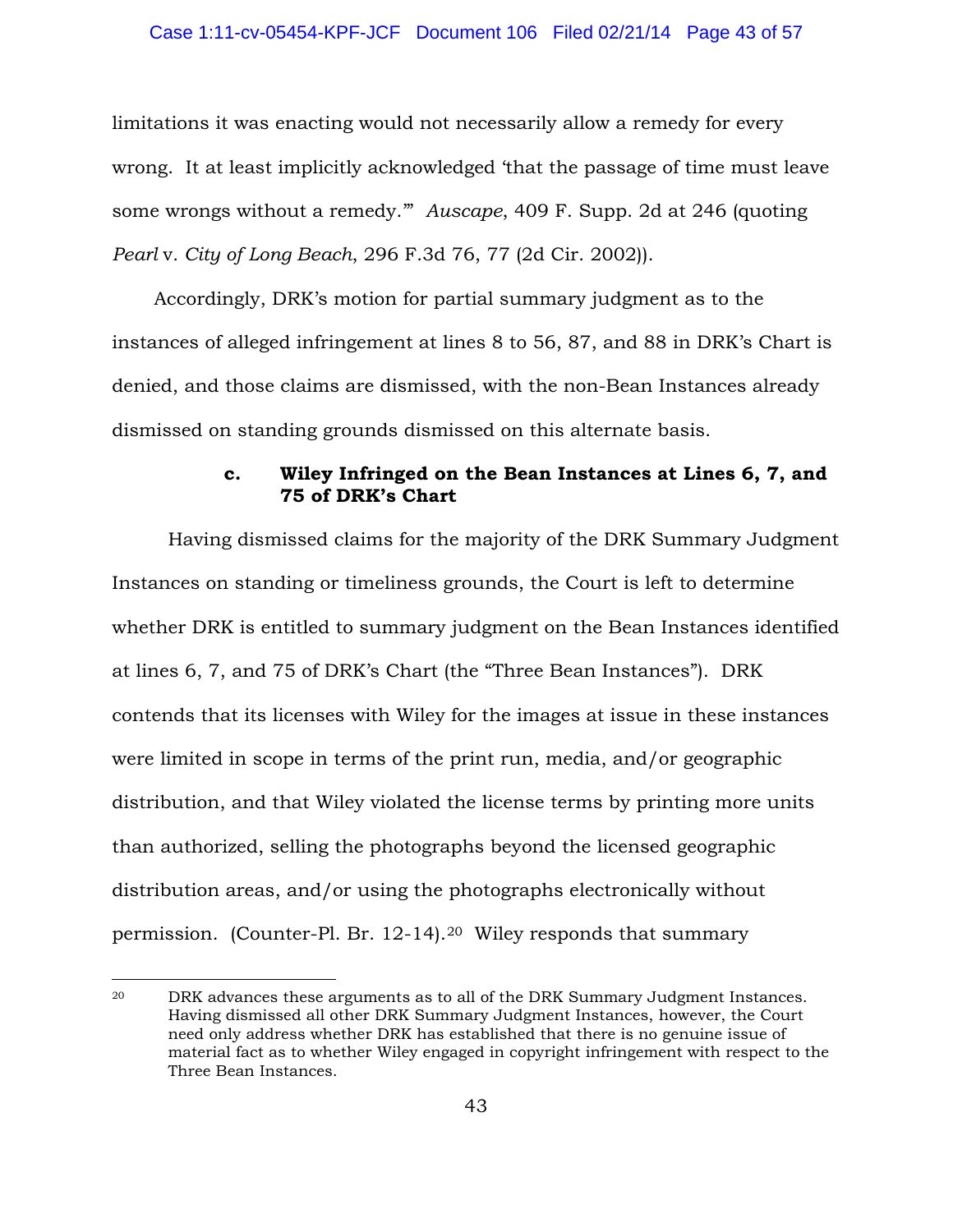limitations it was enacting would not necessarily allow a remedy for every wrong. It at least implicitly acknowledged 'that the passage of time must leave some wrongs without a remedy.'" *Auscape*, 409 F. Supp. 2d at 246 (quoting *Pearl* v. *City of Long Beach*, 296 F.3d 76, 77 (2d Cir. 2002)).

Accordingly, DRK's motion for partial summary judgment as to the instances of alleged infringement at lines 8 to 56, 87, and 88 in DRK's Chart is denied, and those claims are dismissed, with the non-Bean Instances already dismissed on standing grounds dismissed on this alternate basis.

#### c. Wiley Infringed on the Bean Instances at Lines 6, 7, and 75 of DRK's Chart

Having dismissed claims for the majority of the DRK Summary Judgment Instances on standing or timeliness grounds, the Court is left to determine whether DRK is entitled to summary judgment on the Bean Instances identified at lines 6, 7, and 75 of DRK's Chart (the "Three Bean Instances"). DRK contends that its licenses with Wiley for the images at issue in these instances were limited in scope in terms of the print run, media, and/or geographic distribution, and that Wiley violated the license terms by printing more units than authorized, selling the photographs beyond the licensed geographic distribution areas, and/or using the photographs electronically without permission. (Counter-Pl. Br. 12-14).[20] Wiley responds that summary

---

[20] DRK advances these arguments as to all of the DRK Summary Judgment Instances. Having dismissed all other DRK Summary Judgment Instances, however, the Court need only address whether DRK has established that there is no genuine issue of material fact as to whether Wiley engaged in copyright infringement with respect to the Three Bean Instances.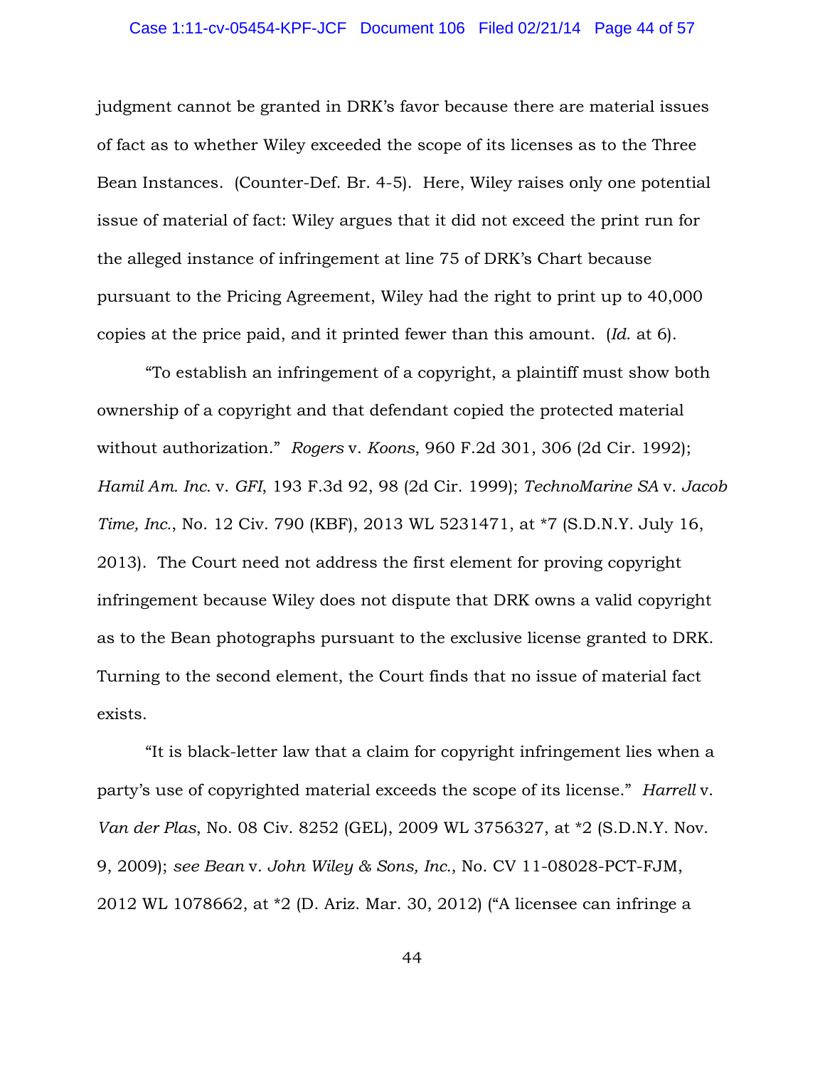judgment cannot be granted in DRK's favor because there are material issues of fact as to whether Wiley exceeded the scope of its licenses as to the Three Bean Instances. (Counter-Def. Br. 4-5). Here, Wiley raises only one potential issue of material of fact: Wiley argues that it did not exceed the print run for the alleged instance of infringement at line 75 of DRK's Chart because pursuant to the Pricing Agreement, Wiley had the right to print up to 40,000 copies at the price paid, and it printed fewer than this amount. (*Id.* at 6).

"To establish an infringement of a copyright, a plaintiff must show both ownership of a copyright and that defendant copied the protected material without authorization." *Rogers* v. *Koons*, 960 F.2d 301, 306 (2d Cir. 1992); *Hamil Am. Inc.* v. *GFI*, 193 F.3d 92, 98 (2d Cir. 1999); *TechnoMarine SA* v. *Jacob Time, Inc.*, No. 12 Civ. 790 (KBF), 2013 WL 5231471, at *7 (S.D.N.Y. July 16, 2013). The Court need not address the first element for proving copyright infringement because Wiley does not dispute that DRK owns a valid copyright as to the Bean photographs pursuant to the exclusive license granted to DRK. Turning to the second element, the Court finds that no issue of material fact exists.

"It is black-letter law that a claim for copyright infringement lies when a party's use of copyrighted material exceeds the scope of its license." *Harrell* v. *Van der Plas*, No. 08 Civ. 8252 (GEL), 2009 WL 3756327, at *2 (S.D.N.Y. Nov. 9, 2009); *see Bean* v. *John Wiley & Sons, Inc.*, No. CV 11-08028-PCT-FJM, 2012 WL 1078662, at *2 (D. Ariz. Mar. 30, 2012) ("A licensee can infringe a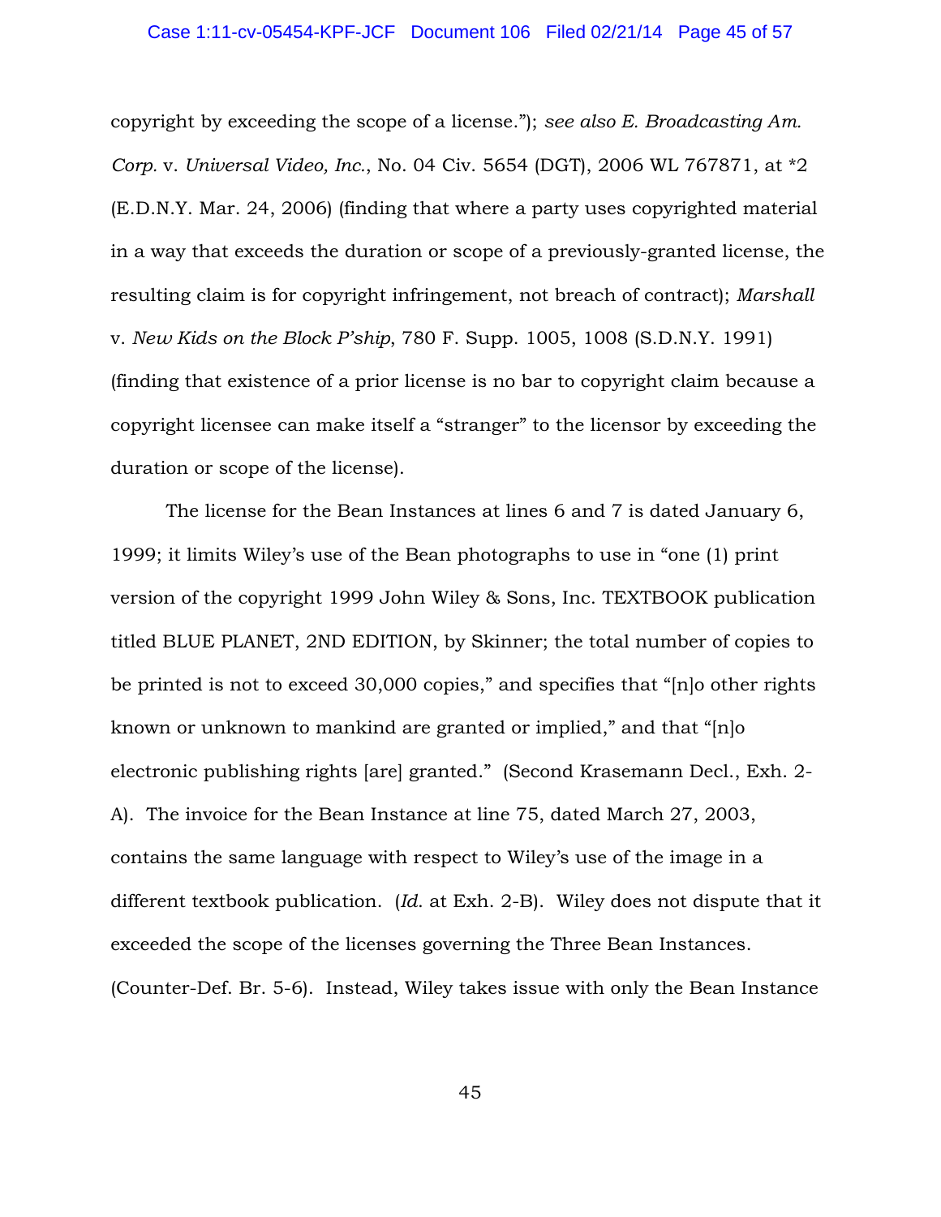copyright by exceeding the scope of a license."); *see also E. Broadcasting Am. Corp.* v. *Universal Video, Inc.*, No. 04 Civ. 5654 (DGT), 2006 WL 767871, at *2 (E.D.N.Y. Mar. 24, 2006) (finding that where a party uses copyrighted material in a way that exceeds the duration or scope of a previously-granted license, the resulting claim is for copyright infringement, not breach of contract); *Marshall* v. *New Kids on the Block P'ship*, 780 F. Supp. 1005, 1008 (S.D.N.Y. 1991) (finding that existence of a prior license is no bar to copyright claim because a copyright licensee can make itself a "stranger" to the licensor by exceeding the duration or scope of the license).

The license for the Bean Instances at lines 6 and 7 is dated January 6, 1999; it limits Wiley's use of the Bean photographs to use in "one (1) print version of the copyright 1999 John Wiley & Sons, Inc. TEXTBOOK publication titled BLUE PLANET, 2ND EDITION, by Skinner; the total number of copies to be printed is not to exceed 30,000 copies," and specifies that "[n]o other rights known or unknown to mankind are granted or implied," and that "[n]o electronic publishing rights [are] granted." (Second Krasemann Decl., Exh. 2-A). The invoice for the Bean Instance at line 75, dated March 27, 2003, contains the same language with respect to Wiley's use of the image in a different textbook publication. (*Id.* at Exh. 2-B). Wiley does not dispute that it exceeded the scope of the licenses governing the Three Bean Instances. (Counter-Def. Br. 5-6). Instead, Wiley takes issue with only the Bean Instance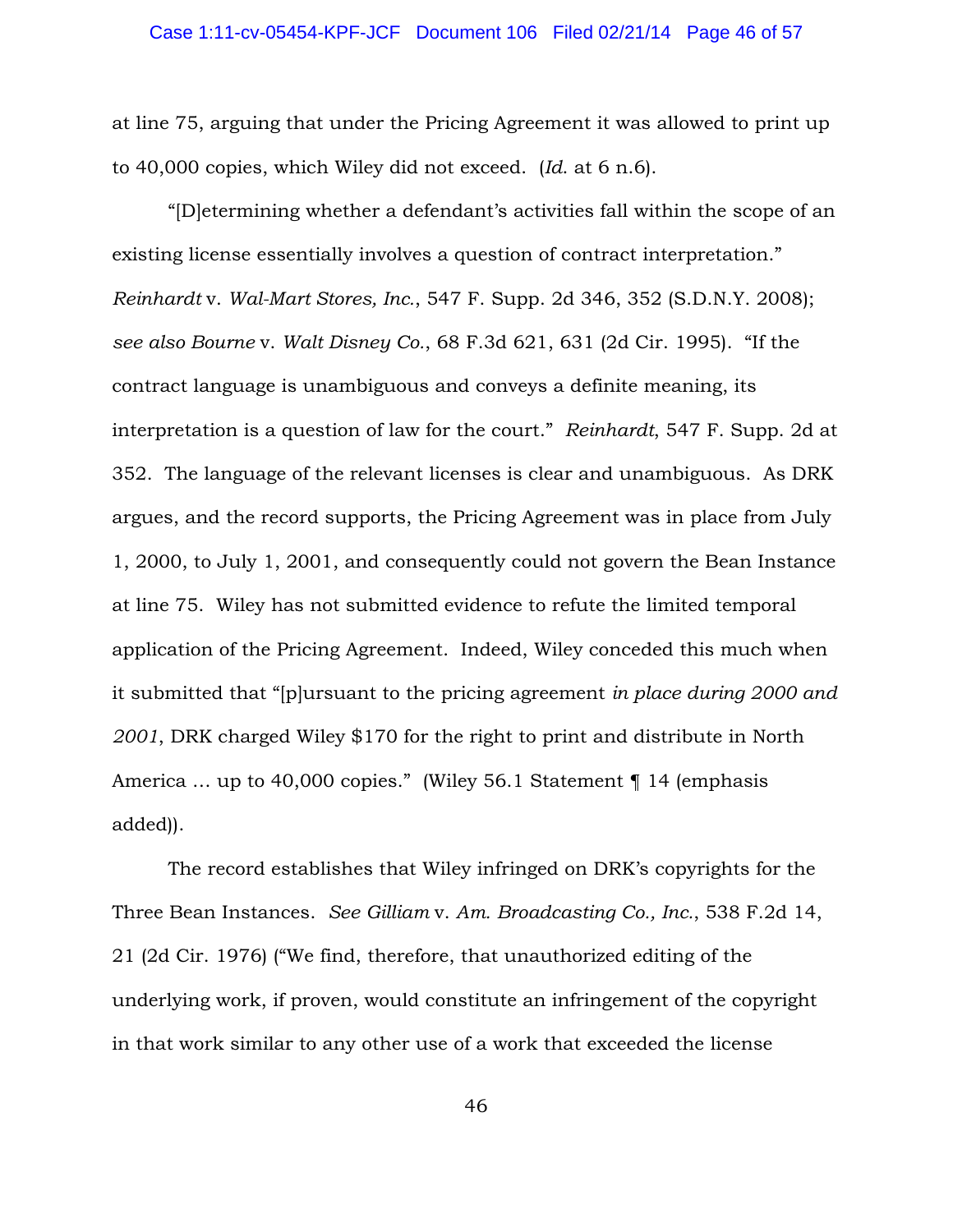at line 75, arguing that under the Pricing Agreement it was allowed to print up to 40,000 copies, which Wiley did not exceed. (*Id.* at 6 n.6).

"[D]etermining whether a defendant's activities fall within the scope of an existing license essentially involves a question of contract interpretation." *Reinhardt* v. *Wal-Mart Stores, Inc.*, 547 F. Supp. 2d 346, 352 (S.D.N.Y. 2008); *see also Bourne* v. *Walt Disney Co.*, 68 F.3d 621, 631 (2d Cir. 1995). "If the contract language is unambiguous and conveys a definite meaning, its interpretation is a question of law for the court." *Reinhardt*, 547 F. Supp. 2d at 352. The language of the relevant licenses is clear and unambiguous. As DRK argues, and the record supports, the Pricing Agreement was in place from July 1, 2000, to July 1, 2001, and consequently could not govern the Bean Instance at line 75. Wiley has not submitted evidence to refute the limited temporal application of the Pricing Agreement. Indeed, Wiley conceded this much when it submitted that "[p]ursuant to the pricing agreement *in place during 2000 and 2001*, DRK charged Wiley $170 for the right to print and distribute in North America … up to 40,000 copies." (Wiley 56.1 Statement ¶ 14 (emphasis added)).

The record establishes that Wiley infringed on DRK's copyrights for the Three Bean Instances. *See Gilliam* v. *Am. Broadcasting Co., Inc.*, 538 F.2d 14, 21 (2d Cir. 1976) ("We find, therefore, that unauthorized editing of the underlying work, if proven, would constitute an infringement of the copyright in that work similar to any other use of a work that exceeded the license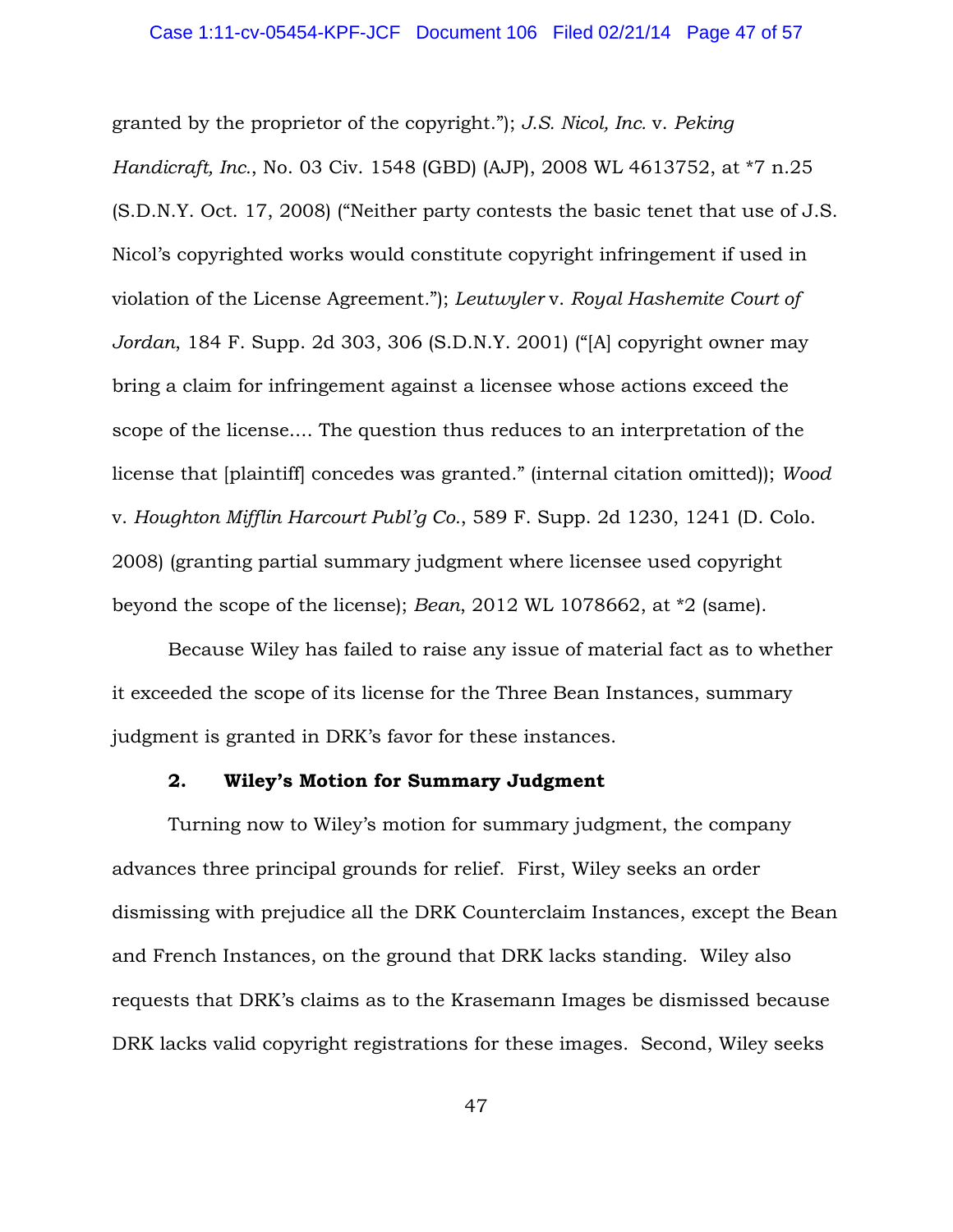granted by the proprietor of the copyright."); *J.S. Nicol, Inc.* v. *Peking Handicraft, Inc.*, No. 03 Civ. 1548 (GBD) (AJP), 2008 WL 4613752, at *7 n.25 (S.D.N.Y. Oct. 17, 2008) ("Neither party contests the basic tenet that use of J.S. Nicol's copyrighted works would constitute copyright infringement if used in violation of the License Agreement."); *Leutwyler* v. *Royal Hashemite Court of Jordan*, 184 F. Supp. 2d 303, 306 (S.D.N.Y. 2001) ("[A] copyright owner may bring a claim for infringement against a licensee whose actions exceed the scope of the license.... The question thus reduces to an interpretation of the license that [plaintiff] concedes was granted." (internal citation omitted)); *Wood* v. *Houghton Mifflin Harcourt Publ'g Co.*, 589 F. Supp. 2d 1230, 1241 (D. Colo. 2008) (granting partial summary judgment where licensee used copyright beyond the scope of the license); *Bean*, 2012 WL 1078662, at *2 (same).

Because Wiley has failed to raise any issue of material fact as to whether it exceeded the scope of its license for the Three Bean Instances, summary judgment is granted in DRK's favor for these instances.

### 2. Wiley's Motion for Summary Judgment

Turning now to Wiley's motion for summary judgment, the company advances three principal grounds for relief. First, Wiley seeks an order dismissing with prejudice all the DRK Counterclaim Instances, except the Bean and French Instances, on the ground that DRK lacks standing. Wiley also requests that DRK's claims as to the Krasemann Images be dismissed because DRK lacks valid copyright registrations for these images. Second, Wiley seeks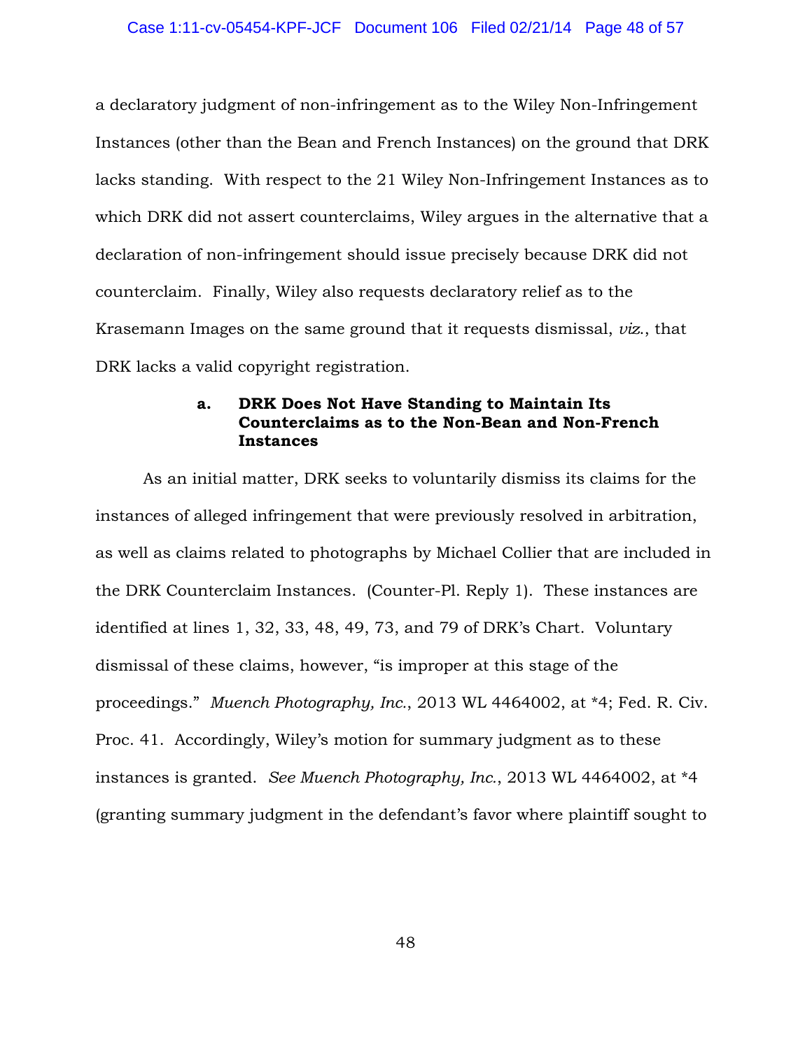a declaratory judgment of non-infringement as to the Wiley Non-Infringement Instances (other than the Bean and French Instances) on the ground that DRK lacks standing. With respect to the 21 Wiley Non-Infringement Instances as to which DRK did not assert counterclaims, Wiley argues in the alternative that a declaration of non-infringement should issue precisely because DRK did not counterclaim. Finally, Wiley also requests declaratory relief as to the Krasemann Images on the same ground that it requests dismissal, *viz.*, that DRK lacks a valid copyright registration.

#### a. DRK Does Not Have Standing to Maintain Its Counterclaims as to the Non-Bean and Non-French Instances

As an initial matter, DRK seeks to voluntarily dismiss its claims for the instances of alleged infringement that were previously resolved in arbitration, as well as claims related to photographs by Michael Collier that are included in the DRK Counterclaim Instances. (Counter-Pl. Reply 1). These instances are identified at lines 1, 32, 33, 48, 49, 73, and 79 of DRK's Chart. Voluntary dismissal of these claims, however, "is improper at this stage of the proceedings." *Muench Photography, Inc.*, 2013 WL 4464002, at *4; Fed. R. Civ. Proc. 41. Accordingly, Wiley's motion for summary judgment as to these instances is granted. *See Muench Photography, Inc.*, 2013 WL 4464002, at *4 (granting summary judgment in the defendant's favor where plaintiff sought to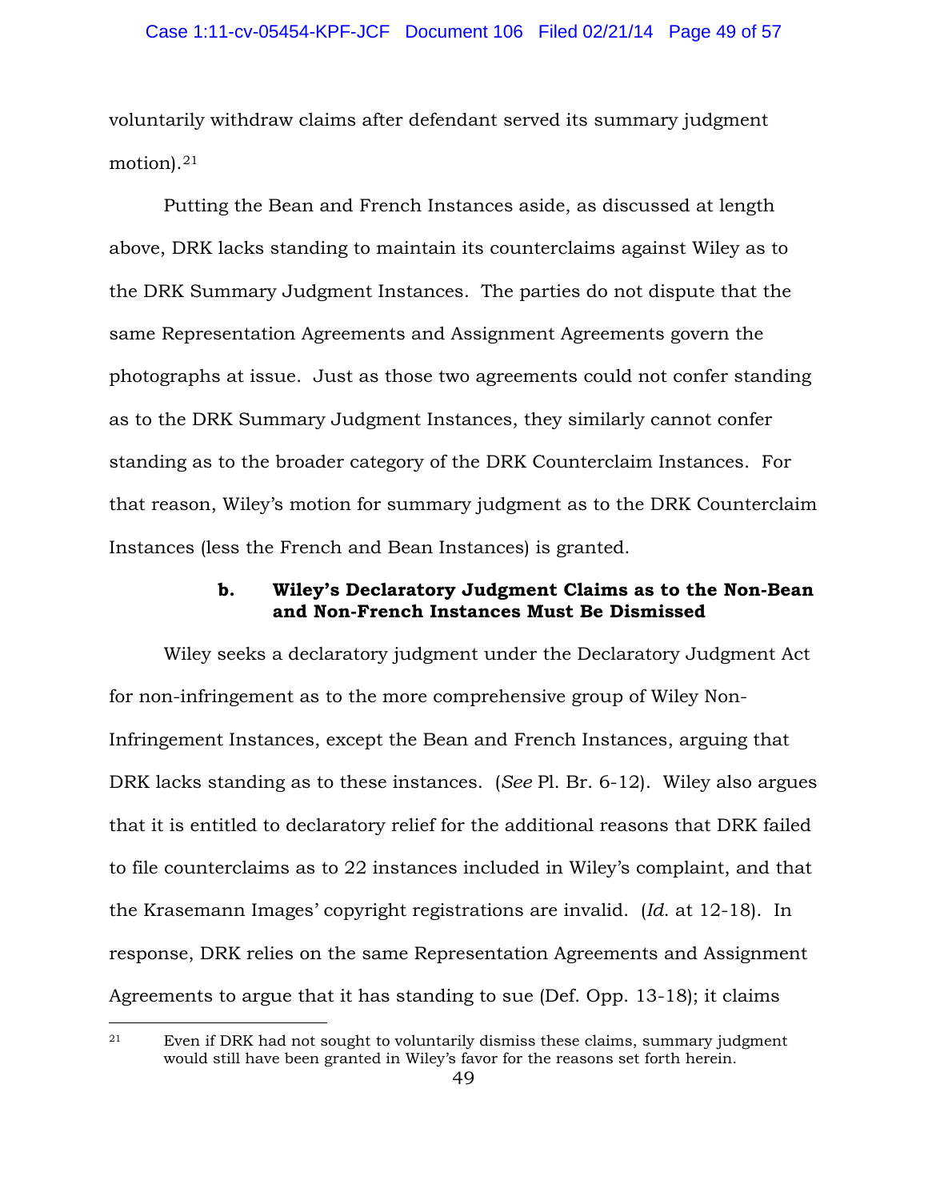voluntarily withdraw claims after defendant served its summary judgment motion).[21]

Putting the Bean and French Instances aside, as discussed at length above, DRK lacks standing to maintain its counterclaims against Wiley as to the DRK Summary Judgment Instances. The parties do not dispute that the same Representation Agreements and Assignment Agreements govern the photographs at issue. Just as those two agreements could not confer standing as to the DRK Summary Judgment Instances, they similarly cannot confer standing as to the broader category of the DRK Counterclaim Instances. For that reason, Wiley's motion for summary judgment as to the DRK Counterclaim Instances (less the French and Bean Instances) is granted.

**b. Wiley's Declaratory Judgment Claims as to the Non-Bean and Non-French Instances Must Be Dismissed**

Wiley seeks a declaratory judgment under the Declaratory Judgment Act for non-infringement as to the more comprehensive group of Wiley Non-Infringement Instances, except the Bean and French Instances, arguing that DRK lacks standing as to these instances. (*See* Pl. Br. 6-12). Wiley also argues that it is entitled to declaratory relief for the additional reasons that DRK failed to file counterclaims as to 22 instances included in Wiley's complaint, and that the Krasemann Images' copyright registrations are invalid. (*Id*. at 12-18). In response, DRK relies on the same Representation Agreements and Assignment Agreements to argue that it has standing to sue (Def. Opp. 13-18); it claims

[21] Even if DRK had not sought to voluntarily dismiss these claims, summary judgment would still have been granted in Wiley's favor for the reasons set forth herein.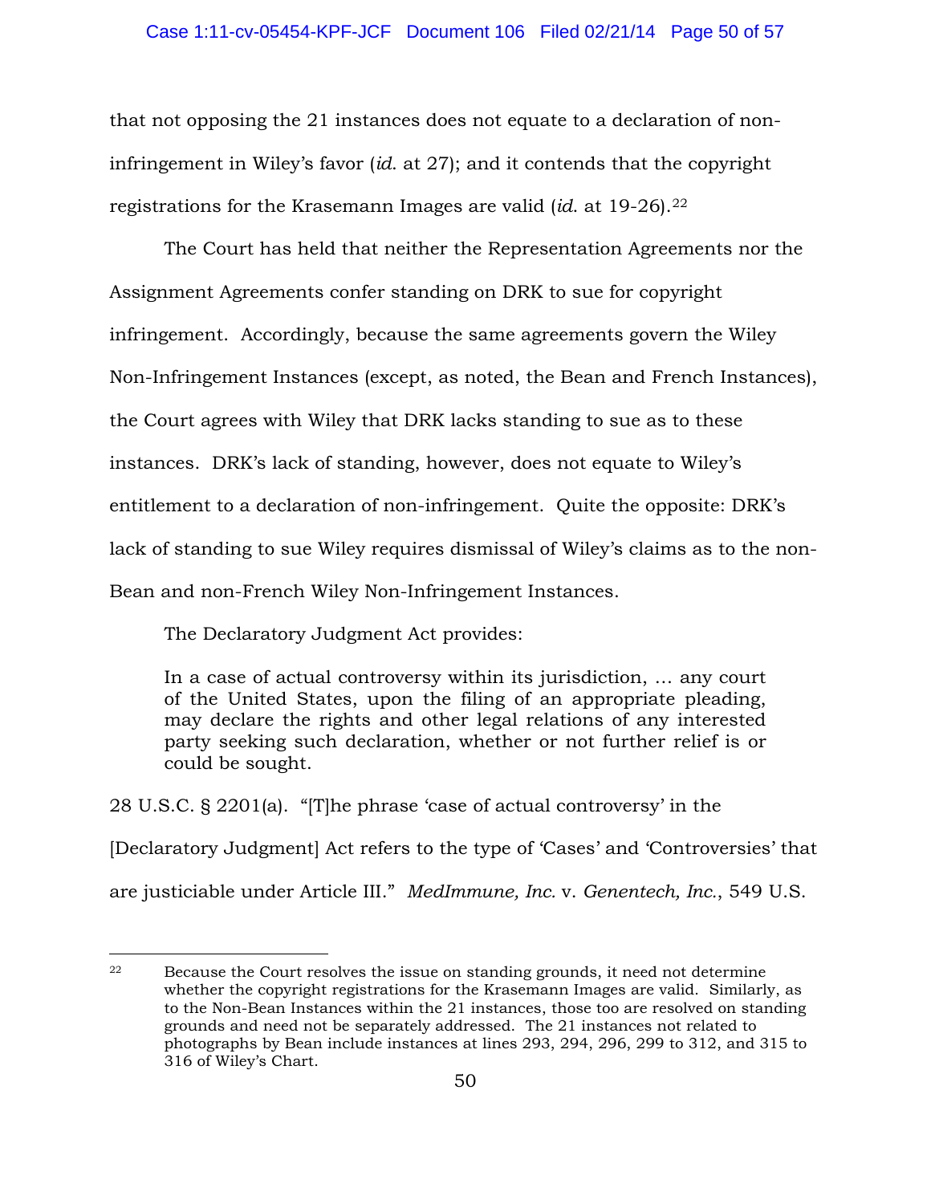that not opposing the 21 instances does not equate to a declaration of non-infringement in Wiley's favor (*id.* at 27); and it contends that the copyright registrations for the Krasemann Images are valid (*id.* at 19-26).[22]

The Court has held that neither the Representation Agreements nor the Assignment Agreements confer standing on DRK to sue for copyright infringement. Accordingly, because the same agreements govern the Wiley Non-Infringement Instances (except, as noted, the Bean and French Instances), the Court agrees with Wiley that DRK lacks standing to sue as to these instances. DRK's lack of standing, however, does not equate to Wiley's entitlement to a declaration of non-infringement. Quite the opposite: DRK's lack of standing to sue Wiley requires dismissal of Wiley's claims as to the non-Bean and non-French Wiley Non-Infringement Instances.

The Declaratory Judgment Act provides:

> In a case of actual controversy within its jurisdiction, … any court of the United States, upon the filing of an appropriate pleading, may declare the rights and other legal relations of any interested party seeking such declaration, whether or not further relief is or could be sought.

28 U.S.C. § 2201(a). "[T]he phrase 'case of actual controversy' in the [Declaratory Judgment] Act refers to the type of 'Cases' and 'Controversies' that are justiciable under Article III." *MedImmune, Inc.* v. *Genentech, Inc.*, 549 U.S.

---

[22] Because the Court resolves the issue on standing grounds, it need not determine whether the copyright registrations for the Krasemann Images are valid. Similarly, as to the Non-Bean Instances within the 21 instances, those too are resolved on standing grounds and need not be separately addressed. The 21 instances not related to photographs by Bean include instances at lines 293, 294, 296, 299 to 312, and 315 to 316 of Wiley's Chart.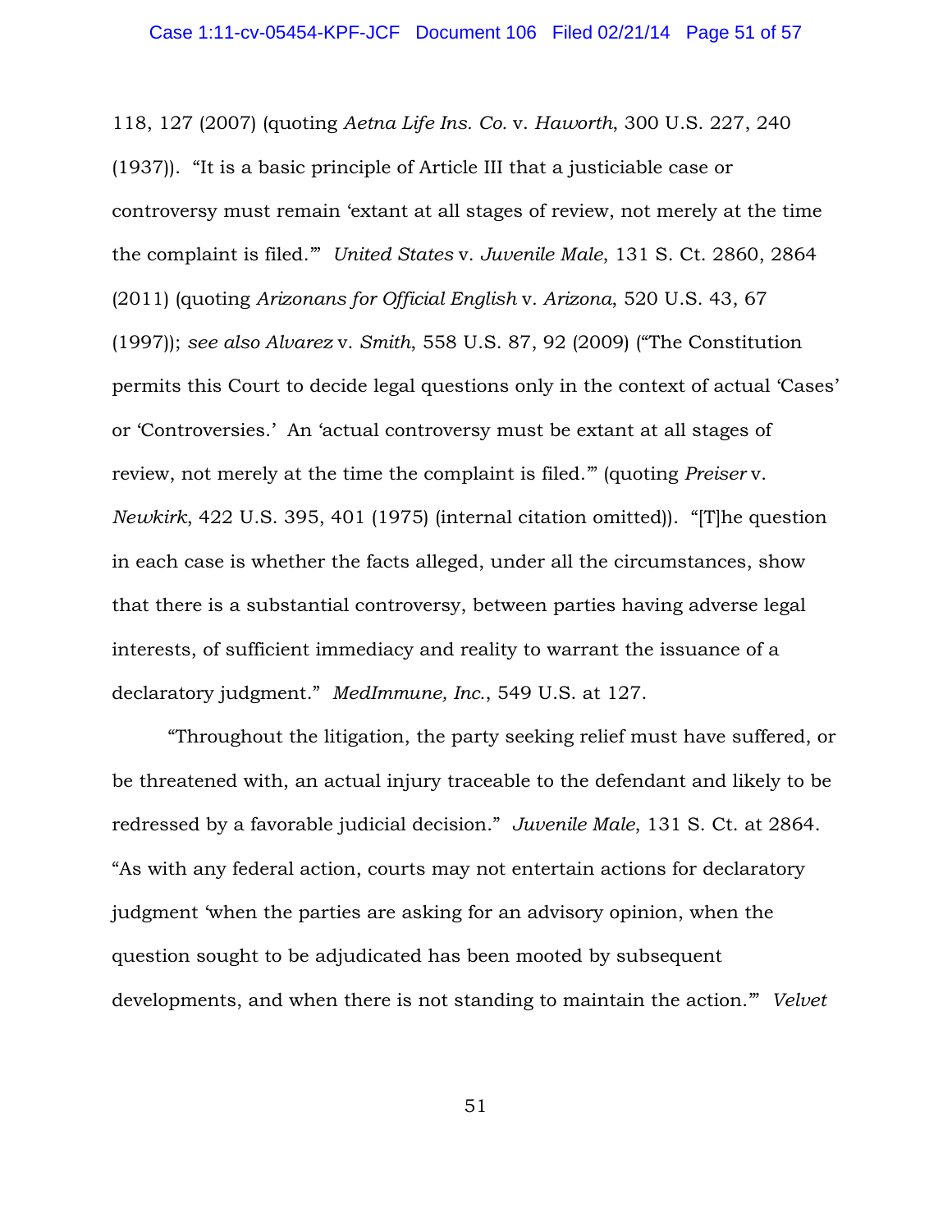118, 127 (2007) (quoting *Aetna Life Ins. Co.* v. *Haworth*, 300 U.S. 227, 240 (1937)). "It is a basic principle of Article III that a justiciable case or controversy must remain 'extant at all stages of review, not merely at the time the complaint is filed.'" *United States* v. *Juvenile Male*, 131 S. Ct. 2860, 2864 (2011) (quoting *Arizonans for Official English* v. *Arizona*, 520 U.S. 43, 67 (1997)); *see also Alvarez* v. *Smith*, 558 U.S. 87, 92 (2009) ("The Constitution permits this Court to decide legal questions only in the context of actual 'Cases' or 'Controversies.' An 'actual controversy must be extant at all stages of review, not merely at the time the complaint is filed.'" (quoting *Preiser* v. *Newkirk*, 422 U.S. 395, 401 (1975) (internal citation omitted)). "[T]he question in each case is whether the facts alleged, under all the circumstances, show that there is a substantial controversy, between parties having adverse legal interests, of sufficient immediacy and reality to warrant the issuance of a declaratory judgment." *MedImmune, Inc.*, 549 U.S. at 127.

"Throughout the litigation, the party seeking relief must have suffered, or be threatened with, an actual injury traceable to the defendant and likely to be redressed by a favorable judicial decision." *Juvenile Male*, 131 S. Ct. at 2864. "As with any federal action, courts may not entertain actions for declaratory judgment 'when the parties are asking for an advisory opinion, when the question sought to be adjudicated has been mooted by subsequent developments, and when there is not standing to maintain the action.'" *Velvet*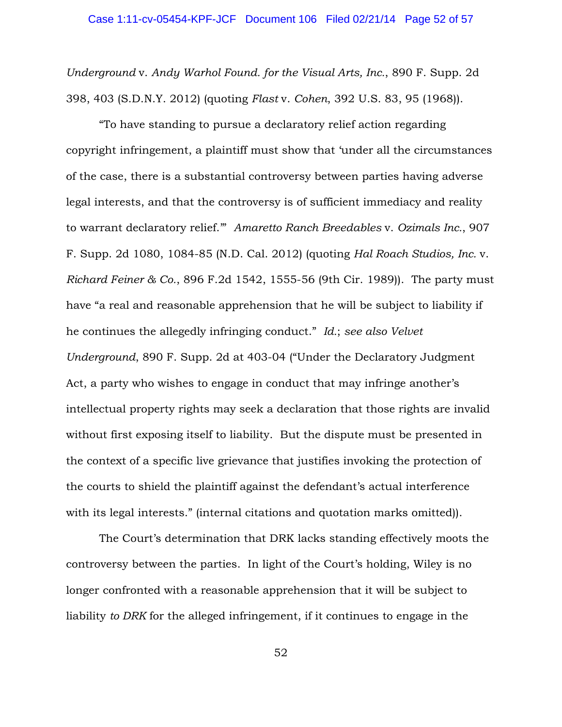*Underground* v. *Andy Warhol Found. for the Visual Arts, Inc.*, 890 F. Supp. 2d 398, 403 (S.D.N.Y. 2012) (quoting *Flast* v. *Cohen*, 392 U.S. 83, 95 (1968)).

"To have standing to pursue a declaratory relief action regarding copyright infringement, a plaintiff must show that 'under all the circumstances of the case, there is a substantial controversy between parties having adverse legal interests, and that the controversy is of sufficient immediacy and reality to warrant declaratory relief.'" *Amaretto Ranch Breedables* v. *Ozimals Inc.*, 907 F. Supp. 2d 1080, 1084-85 (N.D. Cal. 2012) (quoting *Hal Roach Studios, Inc.* v. *Richard Feiner & Co.*, 896 F.2d 1542, 1555-56 (9th Cir. 1989)). The party must have "a real and reasonable apprehension that he will be subject to liability if he continues the allegedly infringing conduct." *Id.*; *see also Velvet Underground*, 890 F. Supp. 2d at 403-04 ("Under the Declaratory Judgment Act, a party who wishes to engage in conduct that may infringe another's intellectual property rights may seek a declaration that those rights are invalid without first exposing itself to liability. But the dispute must be presented in the context of a specific live grievance that justifies invoking the protection of the courts to shield the plaintiff against the defendant's actual interference with its legal interests." (internal citations and quotation marks omitted)).

The Court's determination that DRK lacks standing effectively moots the controversy between the parties. In light of the Court's holding, Wiley is no longer confronted with a reasonable apprehension that it will be subject to liability *to DRK* for the alleged infringement, if it continues to engage in the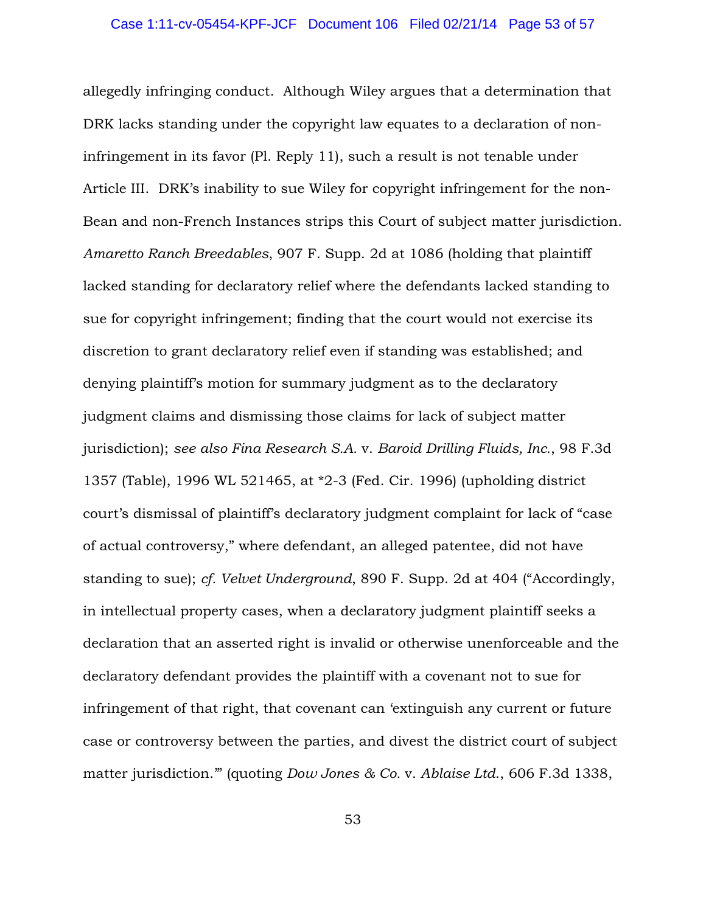allegedly infringing conduct. Although Wiley argues that a determination that DRK lacks standing under the copyright law equates to a declaration of non-infringement in its favor (Pl. Reply 11), such a result is not tenable under Article III. DRK's inability to sue Wiley for copyright infringement for the non-Bean and non-French Instances strips this Court of subject matter jurisdiction. *Amaretto Ranch Breedables*, 907 F. Supp. 2d at 1086 (holding that plaintiff lacked standing for declaratory relief where the defendants lacked standing to sue for copyright infringement; finding that the court would not exercise its discretion to grant declaratory relief even if standing was established; and denying plaintiff's motion for summary judgment as to the declaratory judgment claims and dismissing those claims for lack of subject matter jurisdiction); *see also Fina Research S.A.* v. *Baroid Drilling Fluids, Inc.*, 98 F.3d 1357 (Table), 1996 WL 521465, at *2-3 (Fed. Cir. 1996) (upholding district court's dismissal of plaintiff's declaratory judgment complaint for lack of "case of actual controversy," where defendant, an alleged patentee, did not have standing to sue); *cf. Velvet Underground*, 890 F. Supp. 2d at 404 ("Accordingly, in intellectual property cases, when a declaratory judgment plaintiff seeks a declaration that an asserted right is invalid or otherwise unenforceable and the declaratory defendant provides the plaintiff with a covenant not to sue for infringement of that right, that covenant can 'extinguish any current or future case or controversy between the parties, and divest the district court of subject matter jurisdiction.'" (quoting *Dow Jones & Co.* v. *Ablaise Ltd.*, 606 F.3d 1338,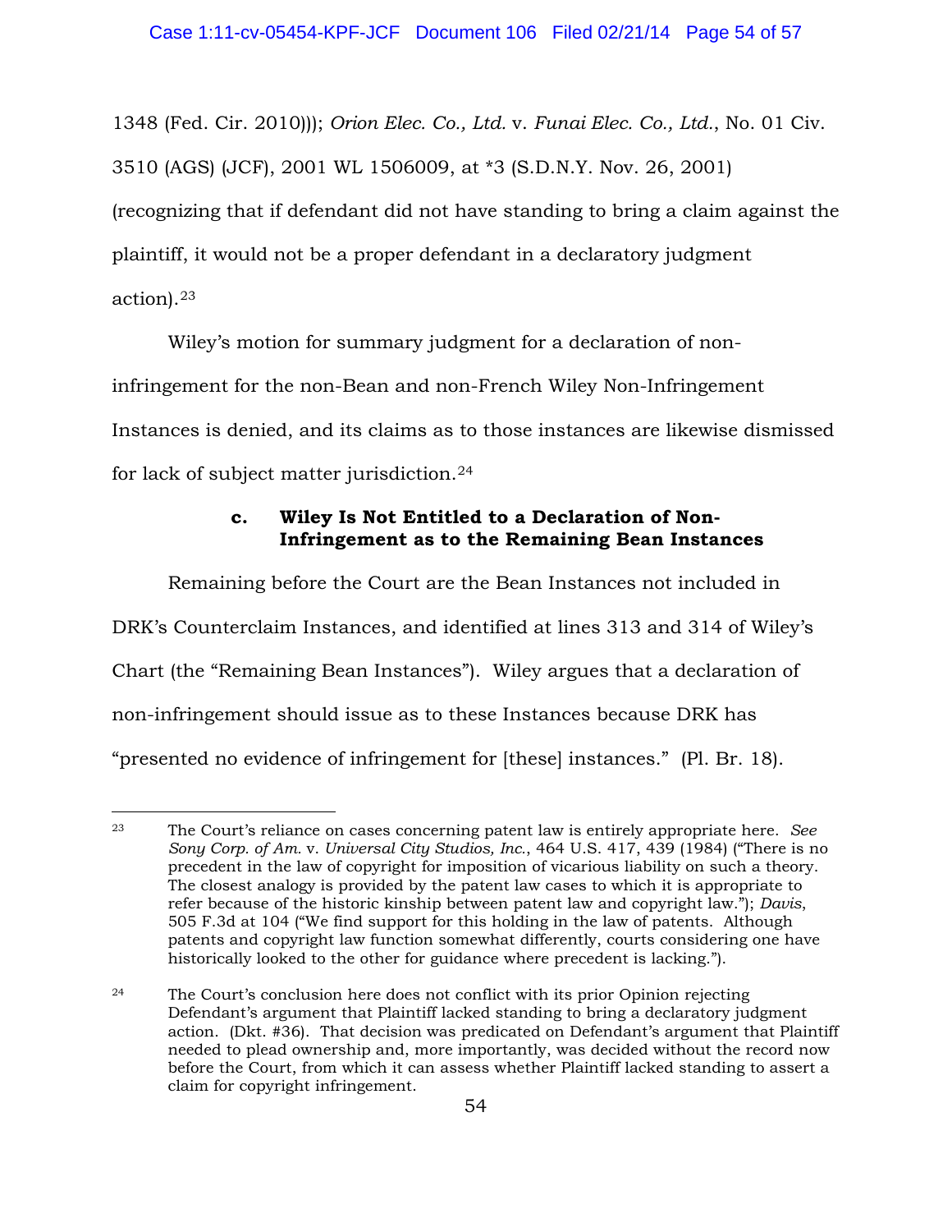1348 (Fed. Cir. 2010))); *Orion Elec. Co., Ltd.* v. *Funai Elec. Co., Ltd.*, No. 01 Civ. 3510 (AGS) (JCF), 2001 WL 1506009, at *3 (S.D.N.Y. Nov. 26, 2001) (recognizing that if defendant did not have standing to bring a claim against the plaintiff, it would not be a proper defendant in a declaratory judgment action).[23]

Wiley's motion for summary judgment for a declaration of non-infringement for the non-Bean and non-French Wiley Non-Infringement Instances is denied, and its claims as to those instances are likewise dismissed for lack of subject matter jurisdiction.[24]

### c. Wiley Is Not Entitled to a Declaration of Non-Infringement as to the Remaining Bean Instances

Remaining before the Court are the Bean Instances not included in DRK's Counterclaim Instances, and identified at lines 313 and 314 of Wiley's Chart (the "Remaining Bean Instances"). Wiley argues that a declaration of non-infringement should issue as to these Instances because DRK has "presented no evidence of infringement for [these] instances." (Pl. Br. 18).

---

[23] The Court's reliance on cases concerning patent law is entirely appropriate here. *See Sony Corp. of Am.* v. *Universal City Studios, Inc.*, 464 U.S. 417, 439 (1984) ("There is no precedent in the law of copyright for imposition of vicarious liability on such a theory. The closest analogy is provided by the patent law cases to which it is appropriate to refer because of the historic kinship between patent law and copyright law."); *Davis*, 505 F.3d at 104 ("We find support for this holding in the law of patents. Although patents and copyright law function somewhat differently, courts considering one have historically looked to the other for guidance where precedent is lacking.").

[24] The Court's conclusion here does not conflict with its prior Opinion rejecting Defendant's argument that Plaintiff lacked standing to bring a declaratory judgment action. (Dkt. #36). That decision was predicated on Defendant's argument that Plaintiff needed to plead ownership and, more importantly, was decided without the record now before the Court, from which it can assess whether Plaintiff lacked standing to assert a claim for copyright infringement.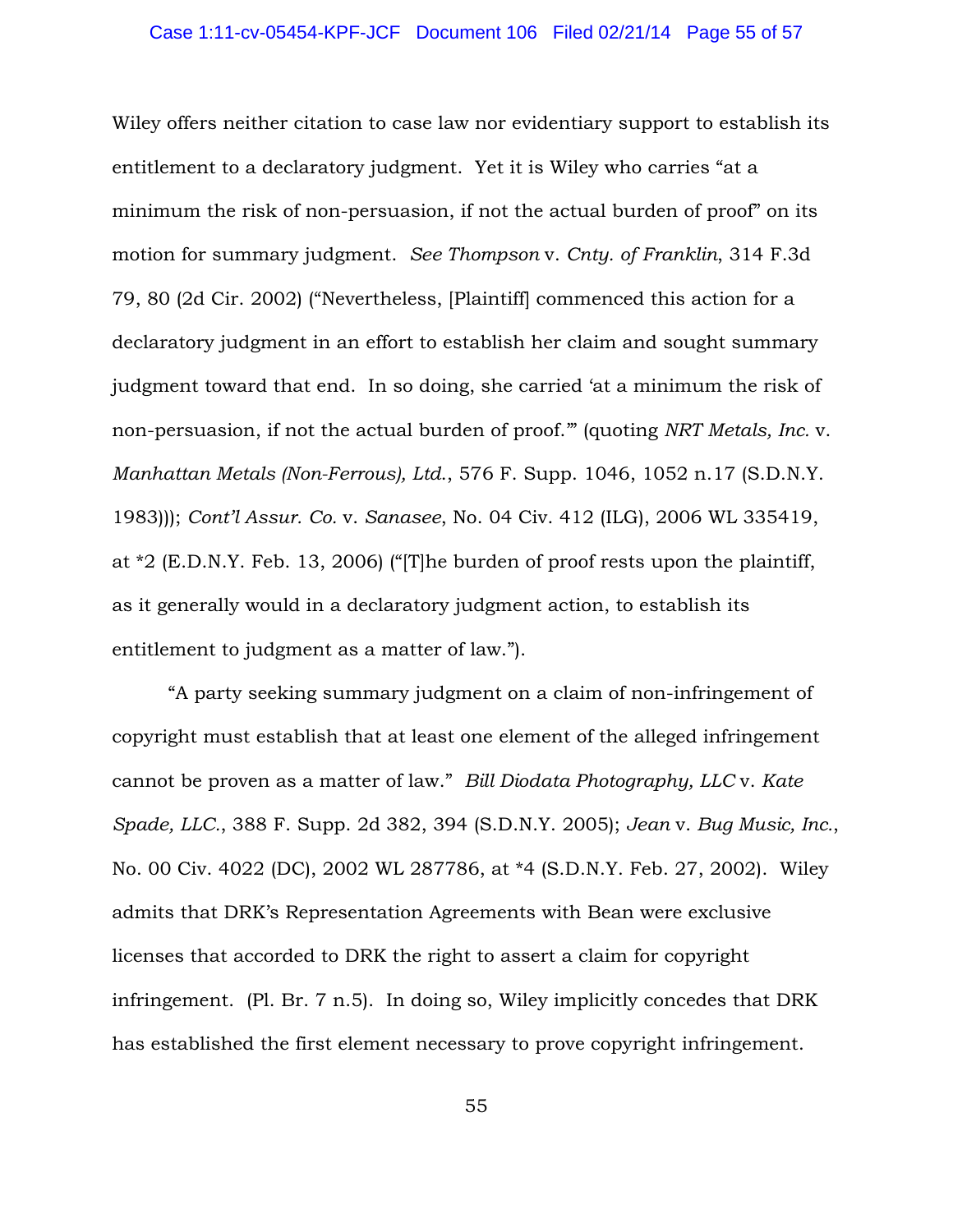Wiley offers neither citation to case law nor evidentiary support to establish its entitlement to a declaratory judgment. Yet it is Wiley who carries "at a minimum the risk of non-persuasion, if not the actual burden of proof" on its motion for summary judgment. *See Thompson* v. *Cnty. of Franklin*, 314 F.3d 79, 80 (2d Cir. 2002) ("Nevertheless, [Plaintiff] commenced this action for a declaratory judgment in an effort to establish her claim and sought summary judgment toward that end. In so doing, she carried 'at a minimum the risk of non-persuasion, if not the actual burden of proof.'" (quoting *NRT Metals, Inc.* v. *Manhattan Metals (Non-Ferrous), Ltd.*, 576 F. Supp. 1046, 1052 n.17 (S.D.N.Y. 1983))); *Cont'l Assur. Co.* v. *Sanasee*, No. 04 Civ. 412 (ILG), 2006 WL 335419, at *2 (E.D.N.Y. Feb. 13, 2006) ("[T]he burden of proof rests upon the plaintiff, as it generally would in a declaratory judgment action, to establish its entitlement to judgment as a matter of law.").

"A party seeking summary judgment on a claim of non-infringement of copyright must establish that at least one element of the alleged infringement cannot be proven as a matter of law." *Bill Diodata Photography, LLC* v. *Kate Spade, LLC.*, 388 F. Supp. 2d 382, 394 (S.D.N.Y. 2005); *Jean* v. *Bug Music, Inc.*, No. 00 Civ. 4022 (DC), 2002 WL 287786, at *4 (S.D.N.Y. Feb. 27, 2002). Wiley admits that DRK's Representation Agreements with Bean were exclusive licenses that accorded to DRK the right to assert a claim for copyright infringement. (Pl. Br. 7 n.5). In doing so, Wiley implicitly concedes that DRK has established the first element necessary to prove copyright infringement.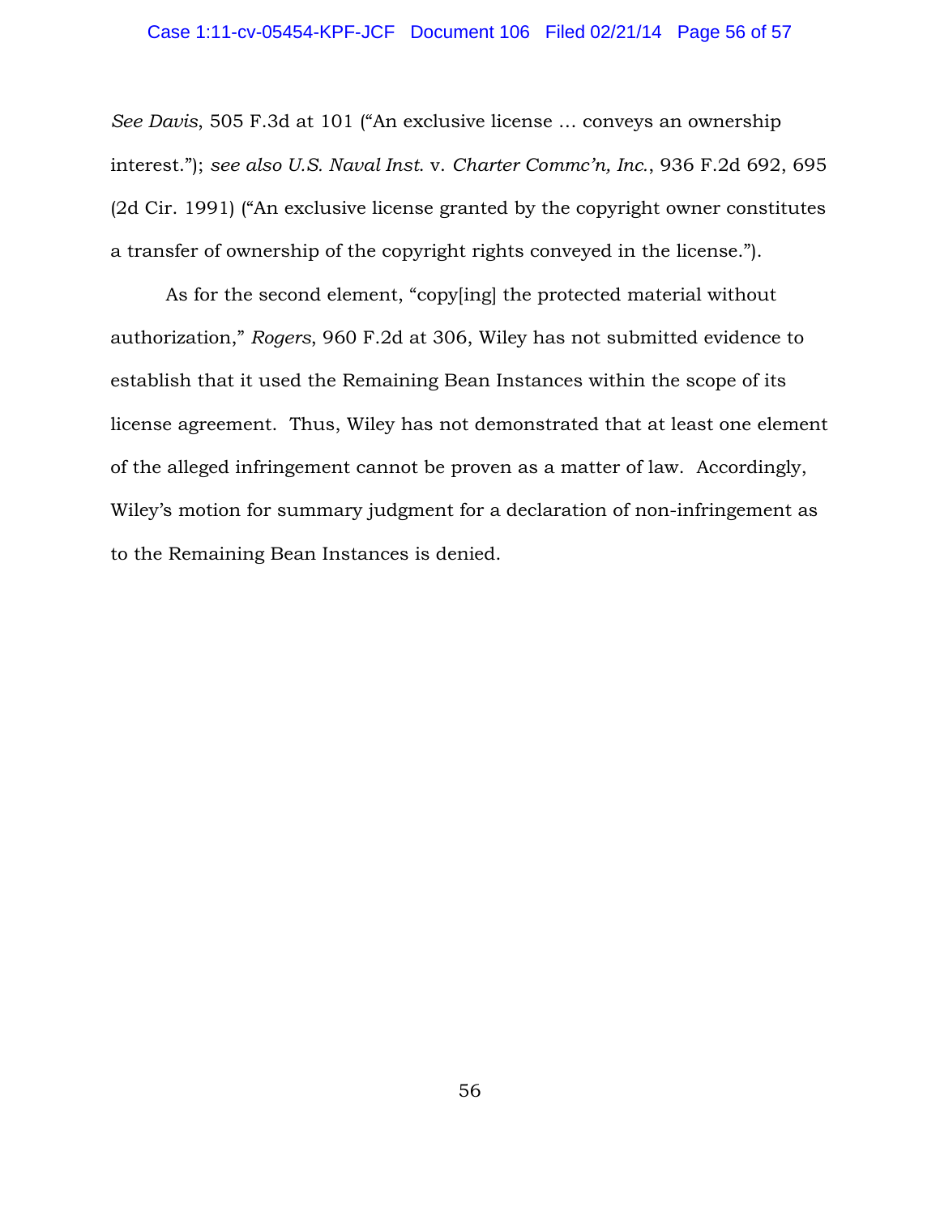*See Davis*, 505 F.3d at 101 ("An exclusive license … conveys an ownership interest."); *see also U.S. Naval Inst.* v. *Charter Commc'n, Inc.*, 936 F.2d 692, 695 (2d Cir. 1991) ("An exclusive license granted by the copyright owner constitutes a transfer of ownership of the copyright rights conveyed in the license.").

As for the second element, "copy[ing] the protected material without authorization," *Rogers*, 960 F.2d at 306, Wiley has not submitted evidence to establish that it used the Remaining Bean Instances within the scope of its license agreement. Thus, Wiley has not demonstrated that at least one element of the alleged infringement cannot be proven as a matter of law. Accordingly, Wiley's motion for summary judgment for a declaration of non-infringement as to the Remaining Bean Instances is denied.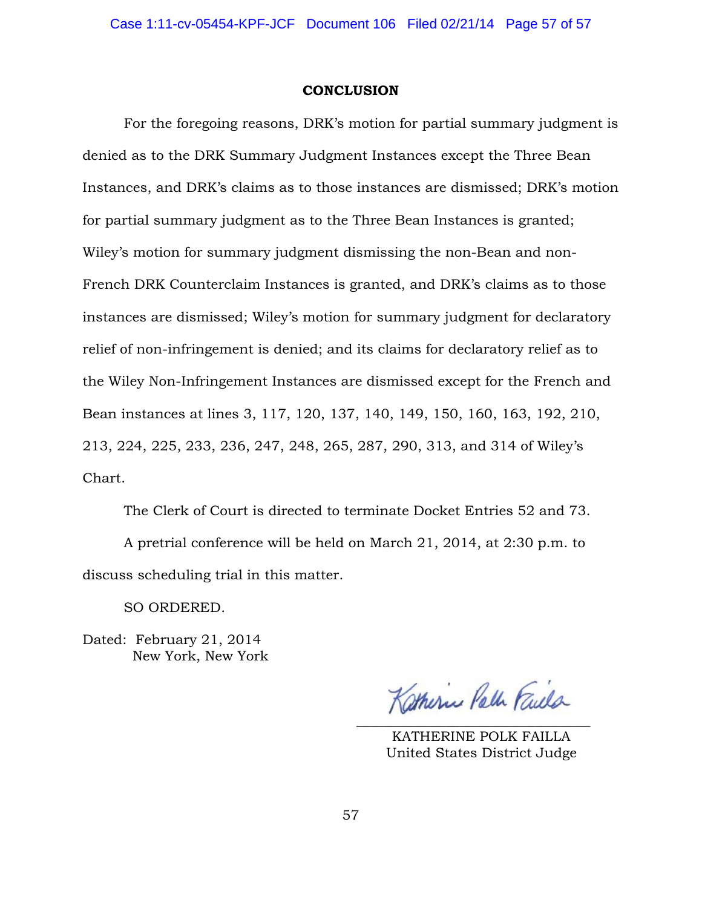## CONCLUSION

For the foregoing reasons, DRK's motion for partial summary judgment is denied as to the DRK Summary Judgment Instances except the Three Bean Instances, and DRK's claims as to those instances are dismissed; DRK's motion for partial summary judgment as to the Three Bean Instances is granted; Wiley's motion for summary judgment dismissing the non-Bean and non-French DRK Counterclaim Instances is granted, and DRK's claims as to those instances are dismissed; Wiley's motion for summary judgment for declaratory relief of non-infringement is denied; and its claims for declaratory relief as to the Wiley Non-Infringement Instances are dismissed except for the French and Bean instances at lines 3, 117, 120, 137, 140, 149, 150, 160, 163, 192, 210, 213, 224, 225, 233, 236, 247, 248, 265, 287, 290, 313, and 314 of Wiley's Chart.

The Clerk of Court is directed to terminate Docket Entries 52 and 73.

A pretrial conference will be held on March 21, 2014, at 2:30 p.m. to discuss scheduling trial in this matter.

SO ORDERED.

Dated: February 21, 2014
New York, New York

KATHERINE POLK FAILLA
United States District Judge